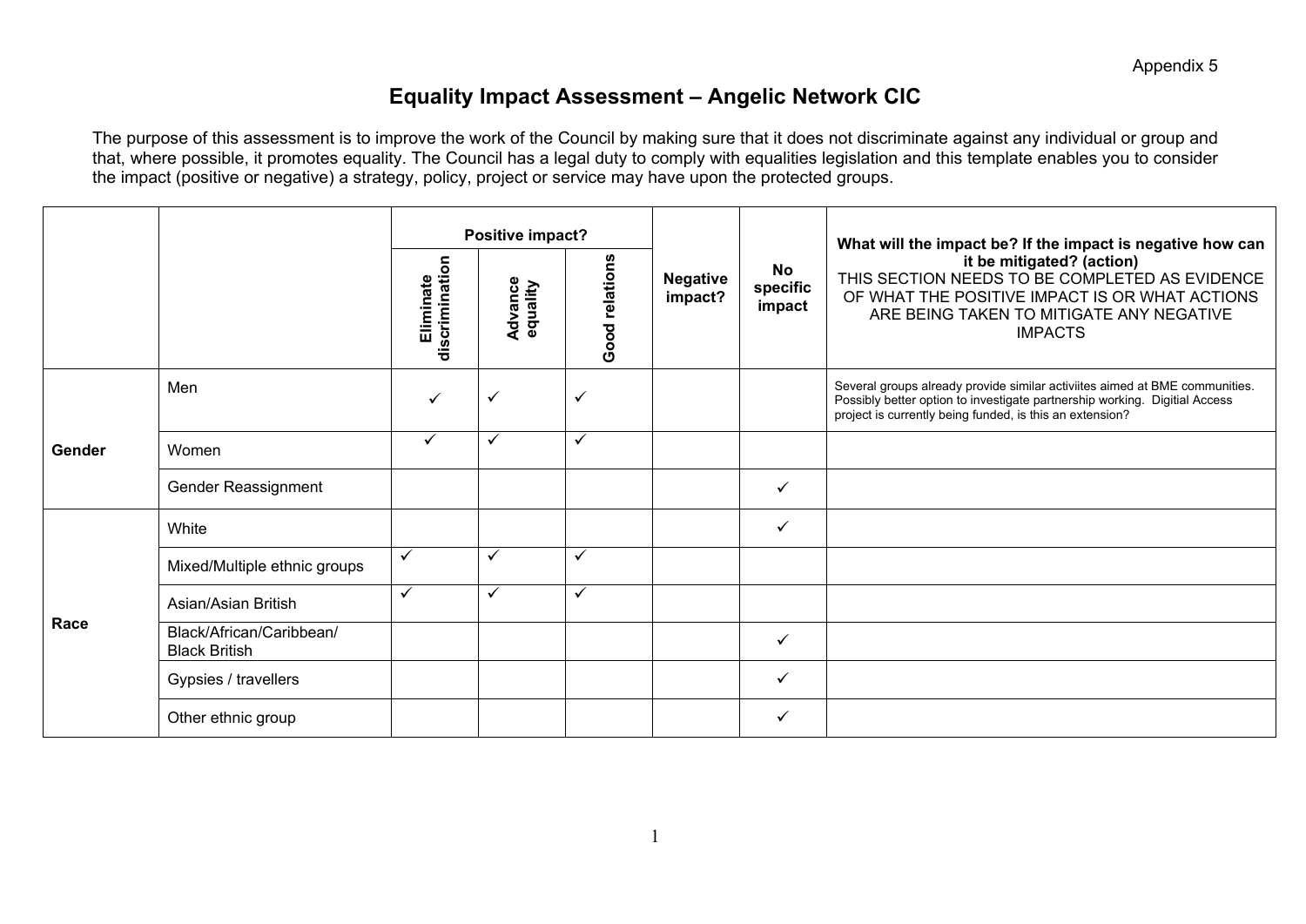Appendix 5

# Equality Impact Assessment – Angelic Network CIC

The purpose of this assessment is to improve the work of the Council by making sure that it does not discriminate against any individual or group and that, where possible, it promotes equality. The Council has a legal duty to comply with equalities legislation and this template enables you to consider the impact (positive or negative) a strategy, policy, project or service may have upon the protected groups.

| | | Positive impact? | | | Negative impact? | No specific impact | What will the impact be? If the impact is negative how can it be mitigated? (action) THIS SECTION NEEDS TO BE COMPLETED AS EVIDENCE OF WHAT THE POSITIVE IMPACT IS OR WHAT ACTIONS ARE BEING TAKEN TO MITIGATE ANY NEGATIVE IMPACTS |
|---|---|---|---|---|---|---|---|
| | | Eliminate discrimination | Advance equality | Good relations | | | |
| **Gender** | Men | ✓ | ✓ | ✓ | | | Several groups already provide similar activiites aimed at BME communities. Possibly better option to investigate partnership working. Digitial Access project is currently being funded, is this an extension? |
| | Women | ✓ | ✓ | ✓ | | | |
| | Gender Reassignment | | | | | ✓ | |
| **Race** | White | | | | | ✓ | |
| | Mixed/Multiple ethnic groups | ✓ | ✓ | ✓ | | | |
| | Asian/Asian British | ✓ | ✓ | ✓ | | | |
| | Black/African/Caribbean/ Black British | | | | | ✓ | |
| | Gypsies / travellers | | | | | ✓ | |
| | Other ethnic group | | | | | ✓ | |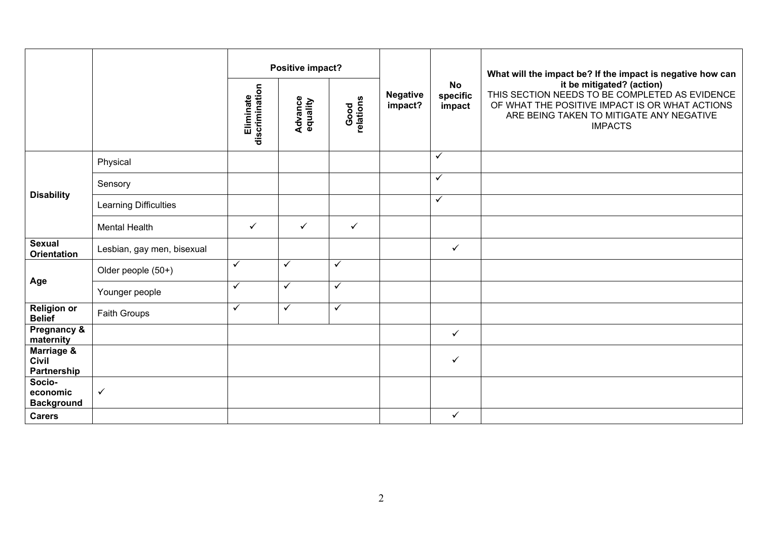| | | Positive impact? | | | Negative impact? | No specific impact | What will the impact be? If the impact is negative how can it be mitigated? (action) THIS SECTION NEEDS TO BE COMPLETED AS EVIDENCE OF WHAT THE POSITIVE IMPACT IS OR WHAT ACTIONS ARE BEING TAKEN TO MITIGATE ANY NEGATIVE IMPACTS |
|---|---|---|---|---|---|---|---|
| | | Eliminate discrimination | Advance equality | Good relations | | | |
| **Disability** | Physical | | | | | ✓ | |
| | Sensory | | | | | ✓ | |
| | Learning Difficulties | | | | | ✓ | |
| | Mental Health | ✓ | ✓ | ✓ | | | |
| **Sexual Orientation** | Lesbian, gay men, bisexual | | | | | ✓ | |
| **Age** | Older people (50+) | ✓ | ✓ | ✓ | | | |
| | Younger people | ✓ | ✓ | ✓ | | | |
| **Religion or Belief** | Faith Groups | ✓ | ✓ | ✓ | | | |
| **Pregnancy & maternity** | | | | | | ✓ | |
| **Marriage & Civil Partnership** | | | | | | ✓ | |
| **Socio-economic Background** | ✓ | | | | | | |
| **Carers** | | | | | | ✓ | |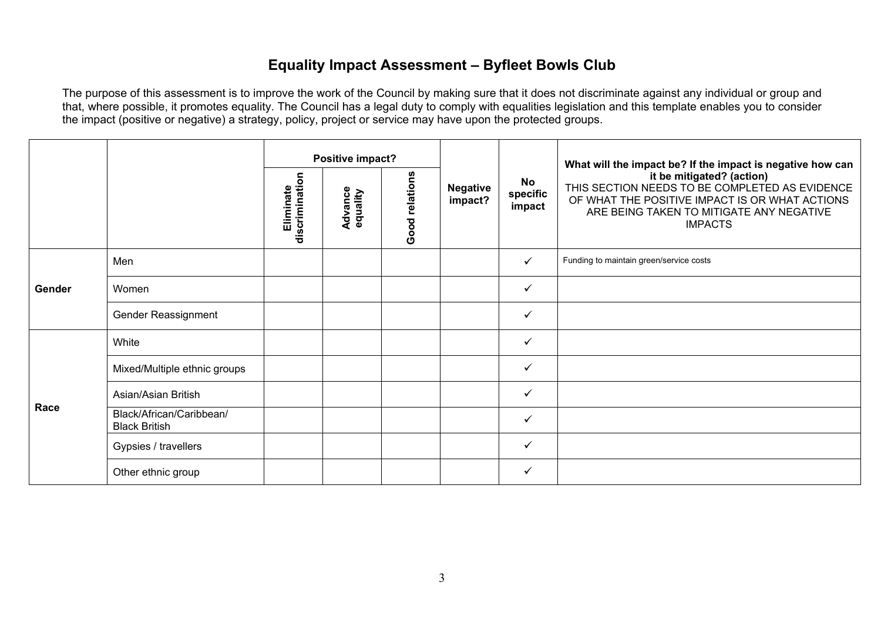# Equality Impact Assessment – Byfleet Bowls Club

The purpose of this assessment is to improve the work of the Council by making sure that it does not discriminate against any individual or group and that, where possible, it promotes equality. The Council has a legal duty to comply with equalities legislation and this template enables you to consider the impact (positive or negative) a strategy, policy, project or service may have upon the protected groups.

| | | Positive impact? | | | Negative impact? | No specific impact | What will the impact be? If the impact is negative how can it be mitigated? (action) THIS SECTION NEEDS TO BE COMPLETED AS EVIDENCE OF WHAT THE POSITIVE IMPACT IS OR WHAT ACTIONS ARE BEING TAKEN TO MITIGATE ANY NEGATIVE IMPACTS |
|---|---|---|---|---|---|---|---|
| | | Eliminate discrimination | Advance equality | Good relations | | | |
| **Gender** | Men | | | | | ✓ | Funding to maintain green/service costs |
| | Women | | | | | ✓ | |
| | Gender Reassignment | | | | | ✓ | |
| **Race** | White | | | | | ✓ | |
| | Mixed/Multiple ethnic groups | | | | | ✓ | |
| | Asian/Asian British | | | | | ✓ | |
| | Black/African/Caribbean/ Black British | | | | | ✓ | |
| | Gypsies / travellers | | | | | ✓ | |
| | Other ethnic group | | | | | ✓ | |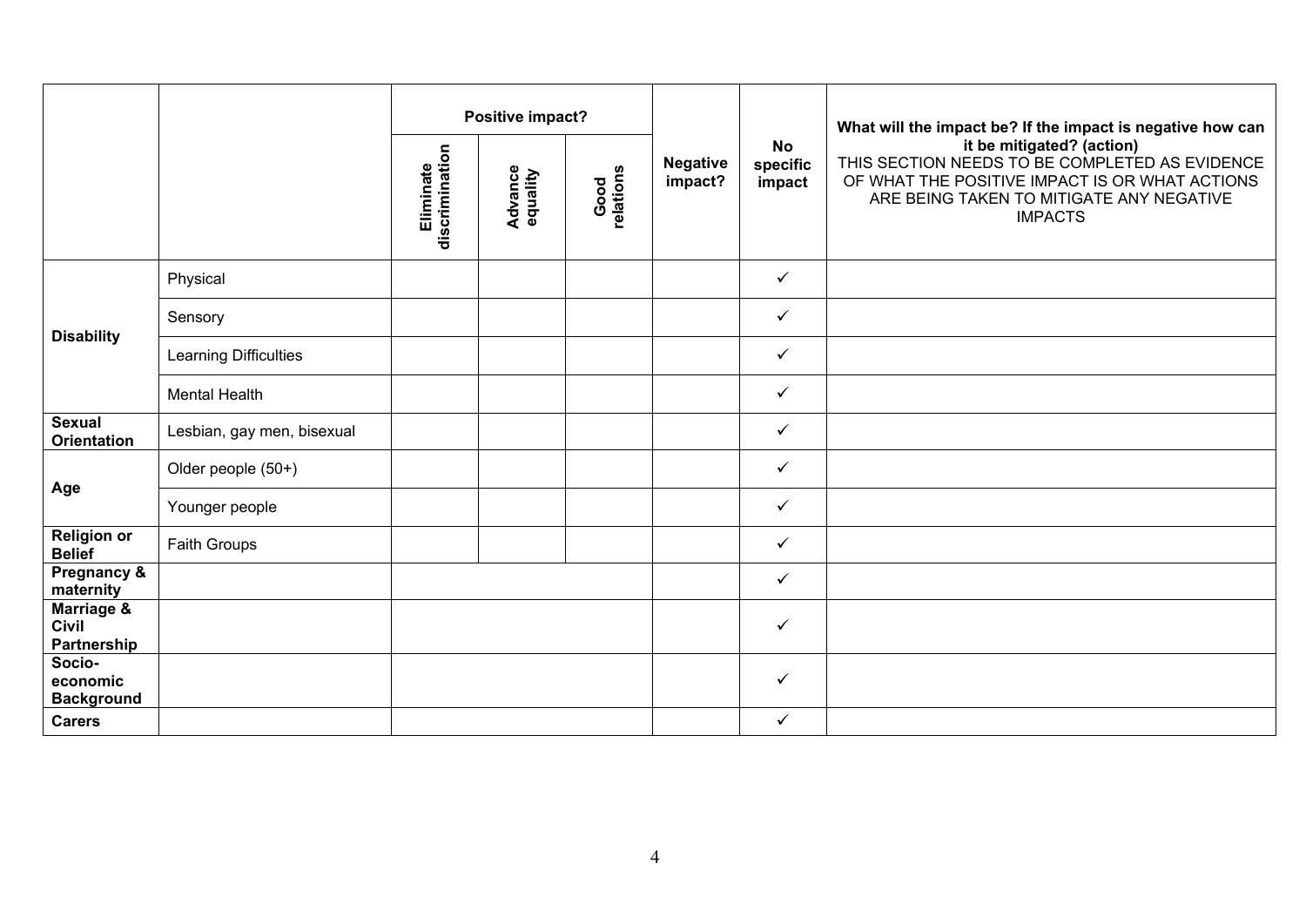| | | Positive impact? | | | Negative impact? | No specific impact | What will the impact be? If the impact is negative how can it be mitigated? (action) THIS SECTION NEEDS TO BE COMPLETED AS EVIDENCE OF WHAT THE POSITIVE IMPACT IS OR WHAT ACTIONS ARE BEING TAKEN TO MITIGATE ANY NEGATIVE IMPACTS |
|---|---|---|---|---|---|---|---|
| | | Eliminate discrimination | Advance equality | Good relations | | | |
| **Disability** | Physical | | | | | ✓ | |
| | Sensory | | | | | ✓ | |
| | Learning Difficulties | | | | | ✓ | |
| | Mental Health | | | | | ✓ | |
| **Sexual Orientation** | Lesbian, gay men, bisexual | | | | | ✓ | |
| **Age** | Older people (50+) | | | | | ✓ | |
| | Younger people | | | | | ✓ | |
| **Religion or Belief** | Faith Groups | | | | | ✓ | |
| **Pregnancy & maternity** | | | | | | ✓ | |
| **Marriage & Civil Partnership** | | | | | | ✓ | |
| **Socio-economic Background** | | | | | | ✓ | |
| **Carers** | | | | | | ✓ | |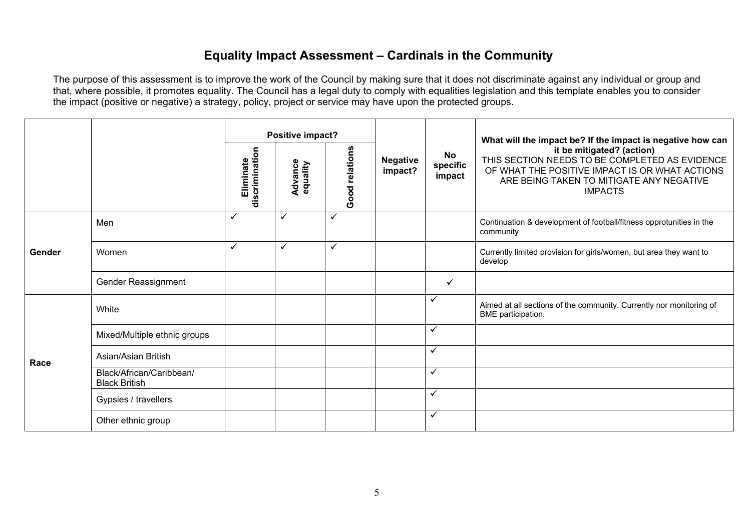# Equality Impact Assessment – Cardinals in the Community

The purpose of this assessment is to improve the work of the Council by making sure that it does not discriminate against any individual or group and that, where possible, it promotes equality. The Council has a legal duty to comply with equalities legislation and this template enables you to consider the impact (positive or negative) a strategy, policy, project or service may have upon the protected groups.

| | | **Positive impact?** | | | **Negative impact?** | **No specific impact** | **What will the impact be? If the impact is negative how can it be mitigated? (action)** THIS SECTION NEEDS TO BE COMPLETED AS EVIDENCE OF WHAT THE POSITIVE IMPACT IS OR WHAT ACTIONS ARE BEING TAKEN TO MITIGATE ANY NEGATIVE IMPACTS |
|---|---|---|---|---|---|---|---|
| | | **Eliminate discrimination** | **Advance equality** | **Good relations** | | | |
| **Gender** | Men | ✓ | ✓ | ✓ | | | Continuation & development of football/fitness opprotunities in the community |
| | Women | ✓ | ✓ | ✓ | | | Currently limited provision for girls/women, but area they want to develop |
| | Gender Reassignment | | | | | ✓ | |
| **Race** | White | | | | | ✓ | Aimed at all sections of the community. Currently nor monitoring of BME participation. |
| | Mixed/Multiple ethnic groups | | | | | ✓ | |
| | Asian/Asian British | | | | | ✓ | |
| | Black/African/Caribbean/ Black British | | | | | ✓ | |
| | Gypsies / travellers | | | | | ✓ | |
| | Other ethnic group | | | | | ✓ | |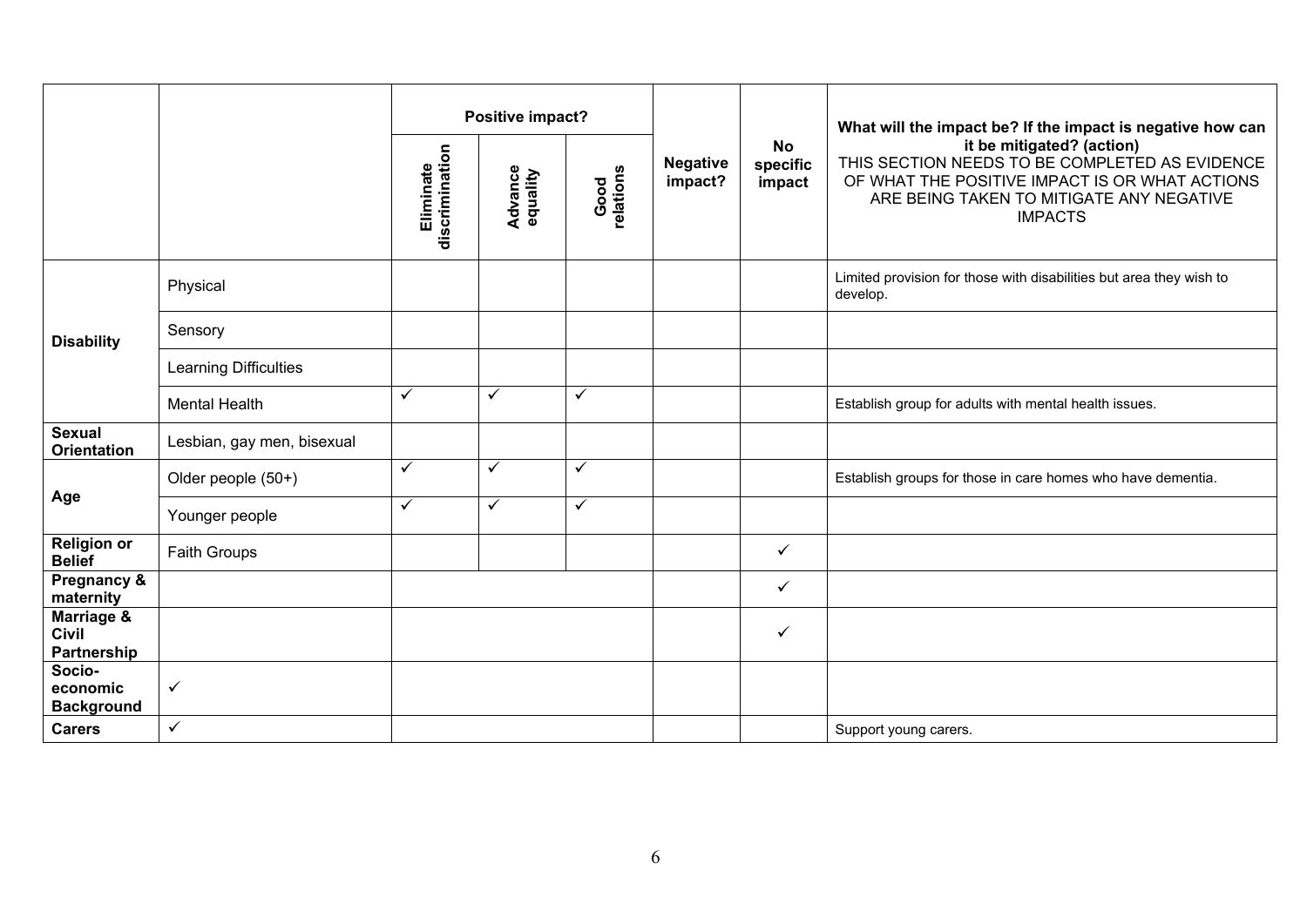| | | Positive impact? | | | Negative impact? | No specific impact | What will the impact be? If the impact is negative how can it be mitigated? (action) THIS SECTION NEEDS TO BE COMPLETED AS EVIDENCE OF WHAT THE POSITIVE IMPACT IS OR WHAT ACTIONS ARE BEING TAKEN TO MITIGATE ANY NEGATIVE IMPACTS |
|---|---|---|---|---|---|---|---|
| | | Eliminate discrimination | Advance equality | Good relations | | | |
| **Disability** | Physical | | | | | | Limited provision for those with disabilities but area they wish to develop. |
| | Sensory | | | | | | |
| | Learning Difficulties | | | | | | |
| | Mental Health | ✓ | ✓ | ✓ | | | Establish group for adults with mental health issues. |
| **Sexual Orientation** | Lesbian, gay men, bisexual | | | | | | |
| **Age** | Older people (50+) | ✓ | ✓ | ✓ | | | Establish groups for those in care homes who have dementia. |
| | Younger people | ✓ | ✓ | ✓ | | | |
| **Religion or Belief** | Faith Groups | | | | | ✓ | |
| **Pregnancy & maternity** | | | | | | ✓ | |
| **Marriage & Civil Partnership** | | | | | | ✓ | |
| **Socio-economic Background** | ✓ | | | | | | |
| **Carers** | ✓ | | | | | | Support young carers. |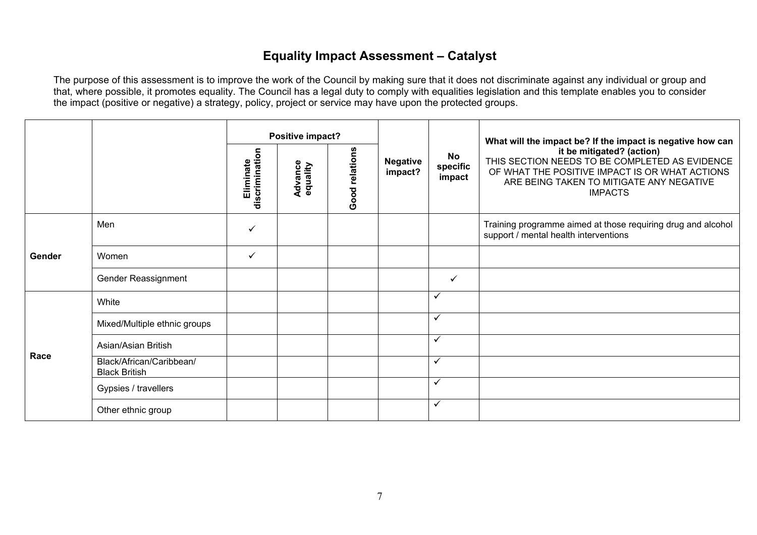# Equality Impact Assessment – Catalyst

The purpose of this assessment is to improve the work of the Council by making sure that it does not discriminate against any individual or group and that, where possible, it promotes equality. The Council has a legal duty to comply with equalities legislation and this template enables you to consider the impact (positive or negative) a strategy, policy, project or service may have upon the protected groups.

| | | Positive impact? | | | Negative impact? | No specific impact | What will the impact be? If the impact is negative how can it be mitigated? (action) THIS SECTION NEEDS TO BE COMPLETED AS EVIDENCE OF WHAT THE POSITIVE IMPACT IS OR WHAT ACTIONS ARE BEING TAKEN TO MITIGATE ANY NEGATIVE IMPACTS |
|---|---|---|---|---|---|---|---|
| | | Eliminate discrimination | Advance equality | Good relations | | | |
| Gender | Men | ✓ | | | | | Training programme aimed at those requiring drug and alcohol support / mental health interventions |
| | Women | ✓ | | | | | |
| | Gender Reassignment | | | | | ✓ | |
| Race | White | | | | | ✓ | |
| | Mixed/Multiple ethnic groups | | | | | ✓ | |
| | Asian/Asian British | | | | | ✓ | |
| | Black/African/Caribbean/ Black British | | | | | ✓ | |
| | Gypsies / travellers | | | | | ✓ | |
| | Other ethnic group | | | | | ✓ | |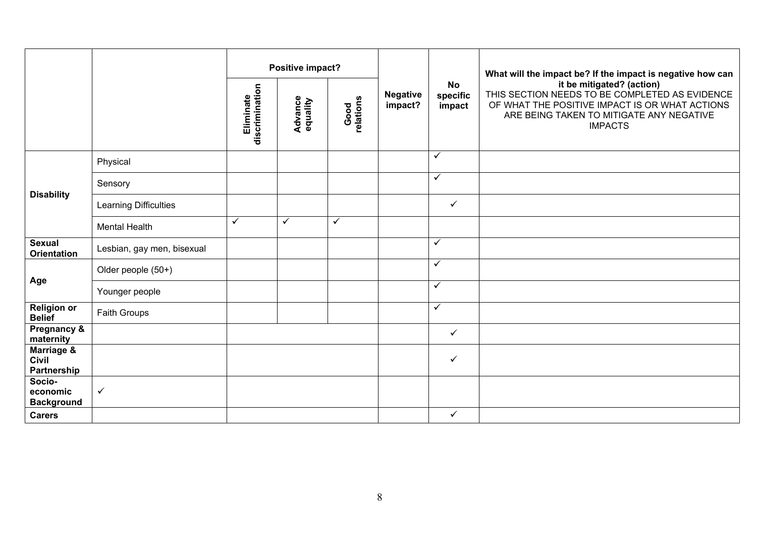| | | Positive impact? | | | Negative impact? | No specific impact | What will the impact be? If the impact is negative how can it be mitigated? (action) THIS SECTION NEEDS TO BE COMPLETED AS EVIDENCE OF WHAT THE POSITIVE IMPACT IS OR WHAT ACTIONS ARE BEING TAKEN TO MITIGATE ANY NEGATIVE IMPACTS |
|---|---|---|---|---|---|---|---|
| | | **Eliminate discrimination** | **Advance equality** | **Good relations** | | | |
| **Disability** | Physical | | | | | ✓ | |
| | Sensory | | | | | ✓ | |
| | Learning Difficulties | | | | | ✓ | |
| | Mental Health | ✓ | ✓ | ✓ | | | |
| **Sexual Orientation** | Lesbian, gay men, bisexual | | | | | ✓ | |
| **Age** | Older people (50+) | | | | | ✓ | |
| | Younger people | | | | | ✓ | |
| **Religion or Belief** | Faith Groups | | | | | ✓ | |
| **Pregnancy & maternity** | | | | | | ✓ | |
| **Marriage & Civil Partnership** | | | | | | ✓ | |
| **Socio-economic Background** | ✓ | | | | | | |
| **Carers** | | | | | | ✓ | |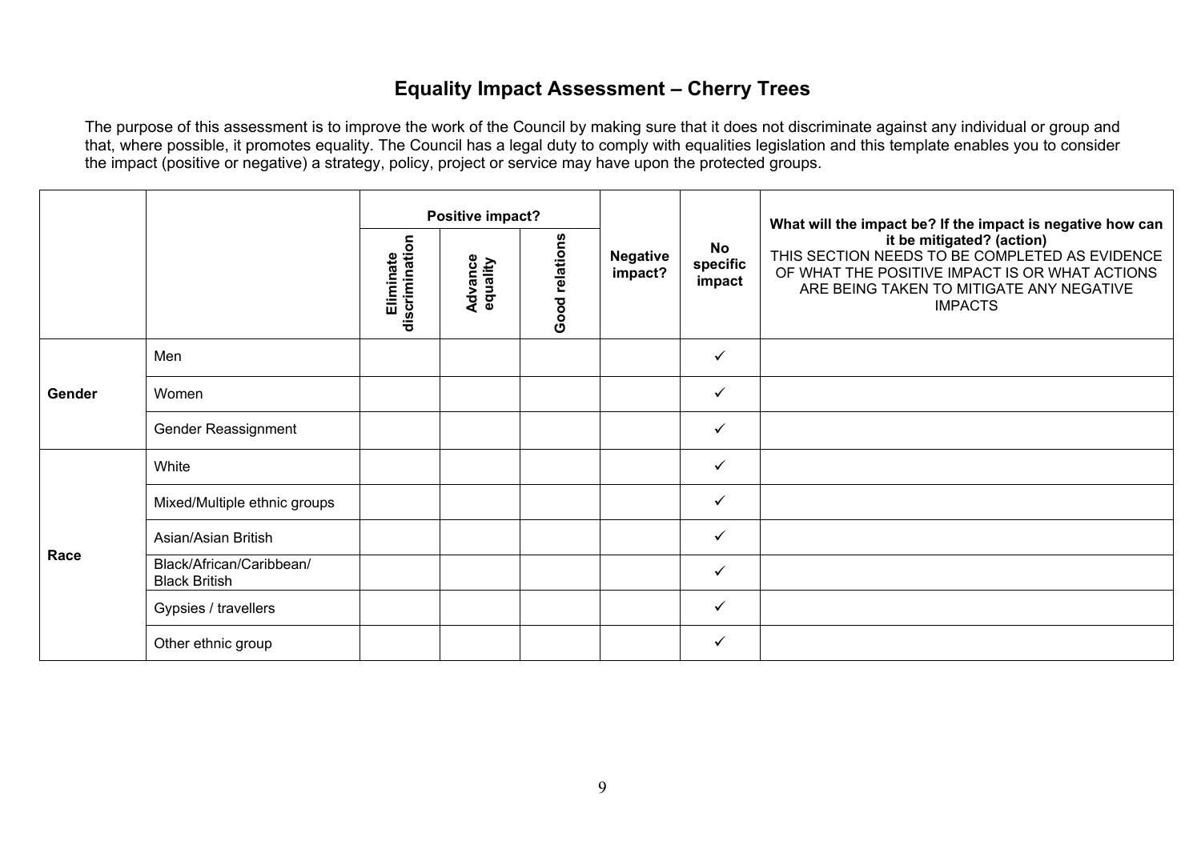# Equality Impact Assessment – Cherry Trees

The purpose of this assessment is to improve the work of the Council by making sure that it does not discriminate against any individual or group and that, where possible, it promotes equality. The Council has a legal duty to comply with equalities legislation and this template enables you to consider the impact (positive or negative) a strategy, policy, project or service may have upon the protected groups.

| | | **Positive impact?** | | | **Negative impact?** | **No specific impact** | **What will the impact be? If the impact is negative how can it be mitigated? (action)** THIS SECTION NEEDS TO BE COMPLETED AS EVIDENCE OF WHAT THE POSITIVE IMPACT IS OR WHAT ACTIONS ARE BEING TAKEN TO MITIGATE ANY NEGATIVE IMPACTS |
|---|---|---|---|---|---|---|---|
| | | **Eliminate discrimination** | **Advance equality** | **Good relations** | | | |
| **Gender** | Men | | | | | ✓ | |
| | Women | | | | | ✓ | |
| | Gender Reassignment | | | | | ✓ | |
| **Race** | White | | | | | ✓ | |
| | Mixed/Multiple ethnic groups | | | | | ✓ | |
| | Asian/Asian British | | | | | ✓ | |
| | Black/African/Caribbean/ Black British | | | | | ✓ | |
| | Gypsies / travellers | | | | | ✓ | |
| | Other ethnic group | | | | | ✓ | |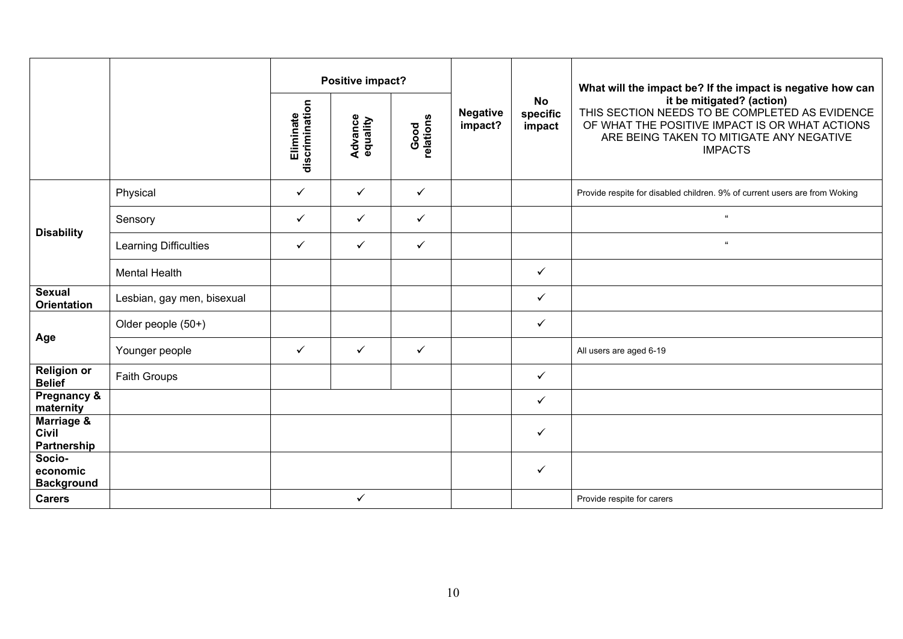| | | Positive impact? | | | Negative impact? | No specific impact | What will the impact be? If the impact is negative how can it be mitigated? (action) THIS SECTION NEEDS TO BE COMPLETED AS EVIDENCE OF WHAT THE POSITIVE IMPACT IS OR WHAT ACTIONS ARE BEING TAKEN TO MITIGATE ANY NEGATIVE IMPACTS |
|---|---|---|---|---|---|---|---|
| | | Eliminate discrimination | Advance equality | Good relations | | | |
| Disability | Physical | ✓ | ✓ | ✓ | | | Provide respite for disabled children. 9% of current users are from Woking |
| | Sensory | ✓ | ✓ | ✓ | | | " |
| | Learning Difficulties | ✓ | ✓ | ✓ | | | " |
| | Mental Health | | | | | ✓ | |
| Sexual Orientation | Lesbian, gay men, bisexual | | | | | ✓ | |
| Age | Older people (50+) | | | | | ✓ | |
| | Younger people | ✓ | ✓ | ✓ | | | All users are aged 6-19 |
| Religion or Belief | Faith Groups | | | | | ✓ | |
| Pregnancy & maternity | | | | | | ✓ | |
| Marriage & Civil Partnership | | | | | | ✓ | |
| Socio-economic Background | | | | | | ✓ | |
| Carers | | | ✓ | | | | Provide respite for carers |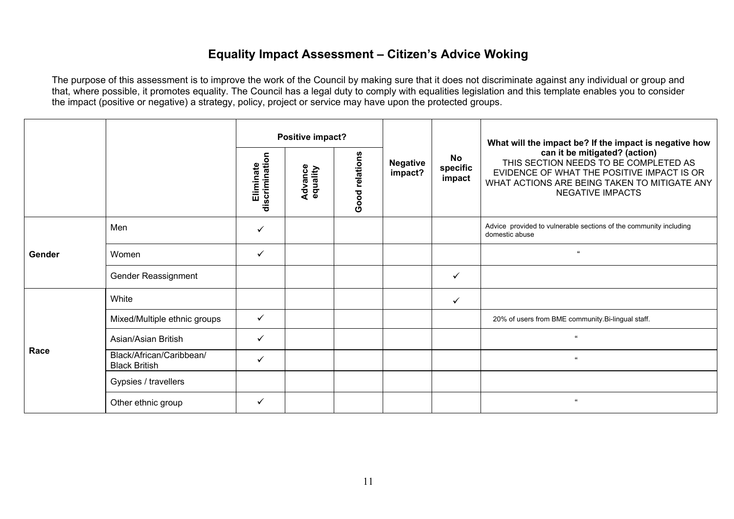# Equality Impact Assessment – Citizen's Advice Woking

The purpose of this assessment is to improve the work of the Council by making sure that it does not discriminate against any individual or group and that, where possible, it promotes equality. The Council has a legal duty to comply with equalities legislation and this template enables you to consider the impact (positive or negative) a strategy, policy, project or service may have upon the protected groups.

| | | Positive impact? | | | Negative impact? | No specific impact | What will the impact be? If the impact is negative how can it be mitigated? (action) THIS SECTION NEEDS TO BE COMPLETED AS EVIDENCE OF WHAT THE POSITIVE IMPACT IS OR WHAT ACTIONS ARE BEING TAKEN TO MITIGATE ANY NEGATIVE IMPACTS |
|---|---|---|---|---|---|---|---|
| | | Eliminate discrimination | Advance equality | Good relations | | | |
| Gender | Men | ✓ | | | | | Advice provided to vulnerable sections of the community including domestic abuse |
| | Women | ✓ | | | | | " |
| | Gender Reassignment | | | | | ✓ | |
| Race | White | | | | | ✓ | |
| | Mixed/Multiple ethnic groups | ✓ | | | | | 20% of users from BME community.Bi-lingual staff. |
| | Asian/Asian British | ✓ | | | | | " |
| | Black/African/Caribbean/ Black British | ✓ | | | | | " |
| | Gypsies / travellers | | | | | | |
| | Other ethnic group | ✓ | | | | | " |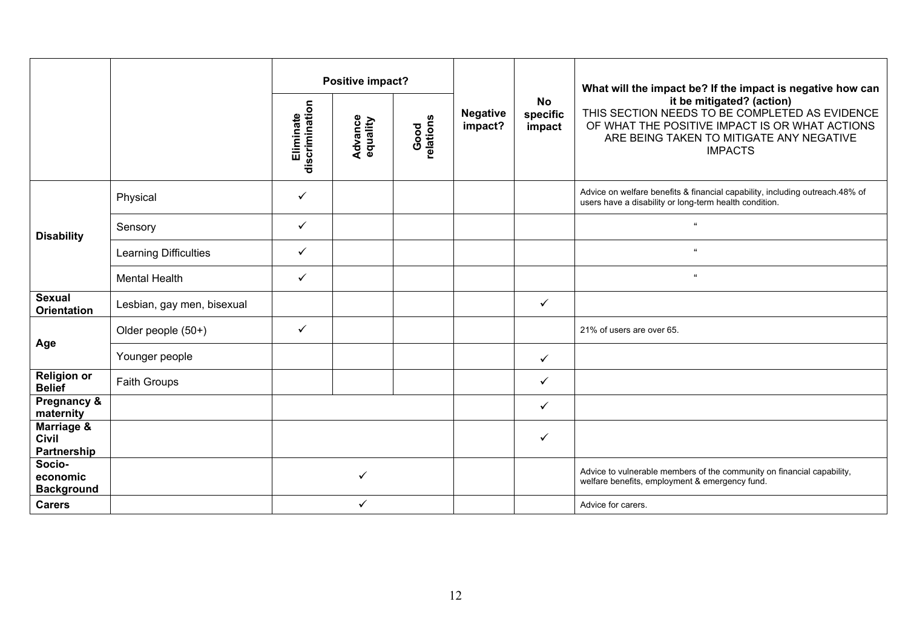| | | Positive impact? | | | Negative impact? | No specific impact | What will the impact be? If the impact is negative how can it be mitigated? (action) THIS SECTION NEEDS TO BE COMPLETED AS EVIDENCE OF WHAT THE POSITIVE IMPACT IS OR WHAT ACTIONS ARE BEING TAKEN TO MITIGATE ANY NEGATIVE IMPACTS |
|---|---|---|---|---|---|---|---|
| | | Eliminate discrimination | Advance equality | Good relations | | | |
| **Disability** | Physical | ✓ | | | | | Advice on welfare benefits & financial capability, including outreach.48% of users have a disability or long-term health condition. |
| | Sensory | ✓ | | | | | " |
| | Learning Difficulties | ✓ | | | | | " |
| | Mental Health | ✓ | | | | | " |
| **Sexual Orientation** | Lesbian, gay men, bisexual | | | | | ✓ | |
| **Age** | Older people (50+) | ✓ | | | | | 21% of users are over 65. |
| | Younger people | | | | | ✓ | |
| **Religion or Belief** | Faith Groups | | | | | ✓ | |
| **Pregnancy & maternity** | | | | | | ✓ | |
| **Marriage & Civil Partnership** | | | | | | ✓ | |
| **Socio-economic Background** | | | ✓ | | | | Advice to vulnerable members of the community on financial capability, welfare benefits, employment & emergency fund. |
| **Carers** | | | ✓ | | | | Advice for carers. |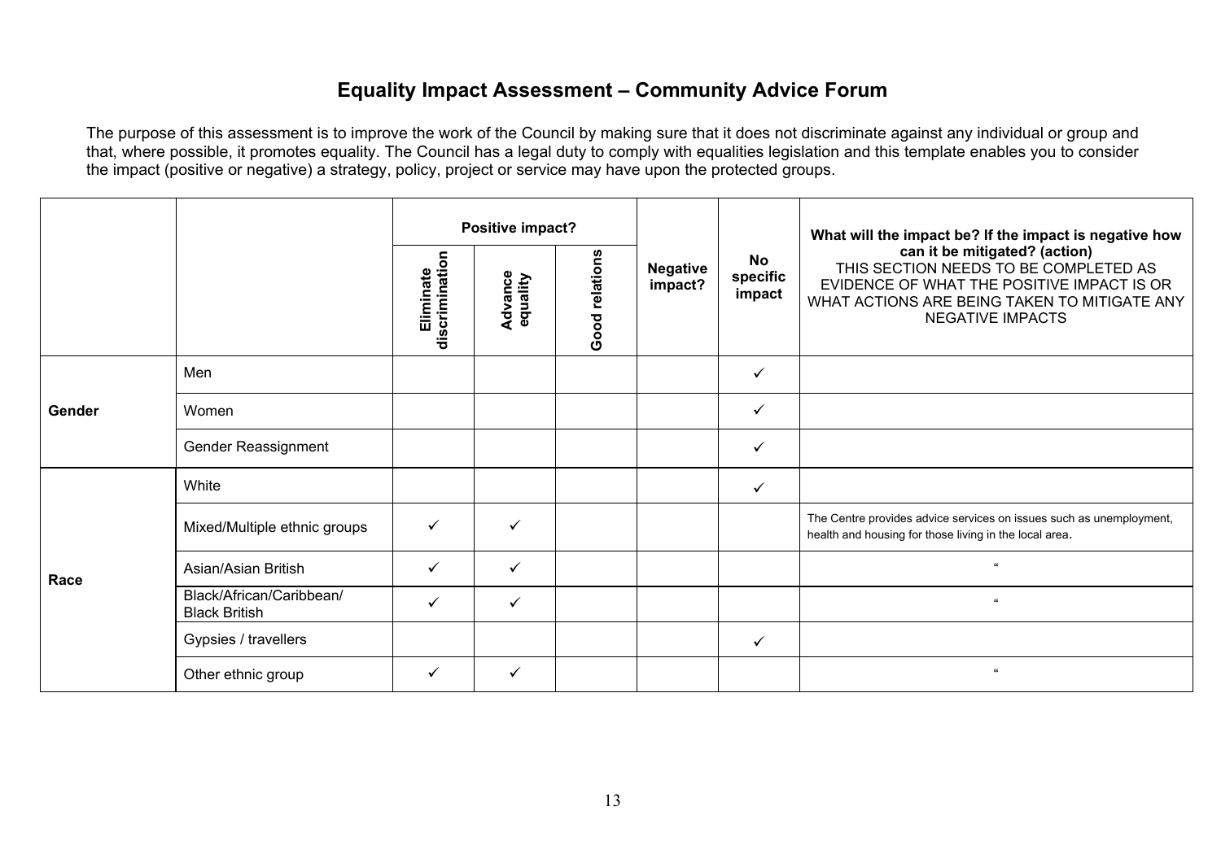# Equality Impact Assessment – Community Advice Forum

The purpose of this assessment is to improve the work of the Council by making sure that it does not discriminate against any individual or group and that, where possible, it promotes equality. The Council has a legal duty to comply with equalities legislation and this template enables you to consider the impact (positive or negative) a strategy, policy, project or service may have upon the protected groups.

| | | Positive impact? | | | Negative impact? | No specific impact | What will the impact be? If the impact is negative how can it be mitigated? (action) THIS SECTION NEEDS TO BE COMPLETED AS EVIDENCE OF WHAT THE POSITIVE IMPACT IS OR WHAT ACTIONS ARE BEING TAKEN TO MITIGATE ANY NEGATIVE IMPACTS |
|---|---|---|---|---|---|---|---|
| | | Eliminate discrimination | Advance equality | Good relations | | | |
| **Gender** | Men | | | | | ✓ | |
| | Women | | | | | ✓ | |
| | Gender Reassignment | | | | | ✓ | |
| **Race** | White | | | | | ✓ | |
| | Mixed/Multiple ethnic groups | ✓ | ✓ | | | | The Centre provides advice services on issues such as unemployment, health and housing for those living in the local area. |
| | Asian/Asian British | ✓ | ✓ | | | | " |
| | Black/African/Caribbean/ Black British | ✓ | ✓ | | | | " |
| | Gypsies / travellers | | | | | ✓ | |
| | Other ethnic group | ✓ | ✓ | | | | " |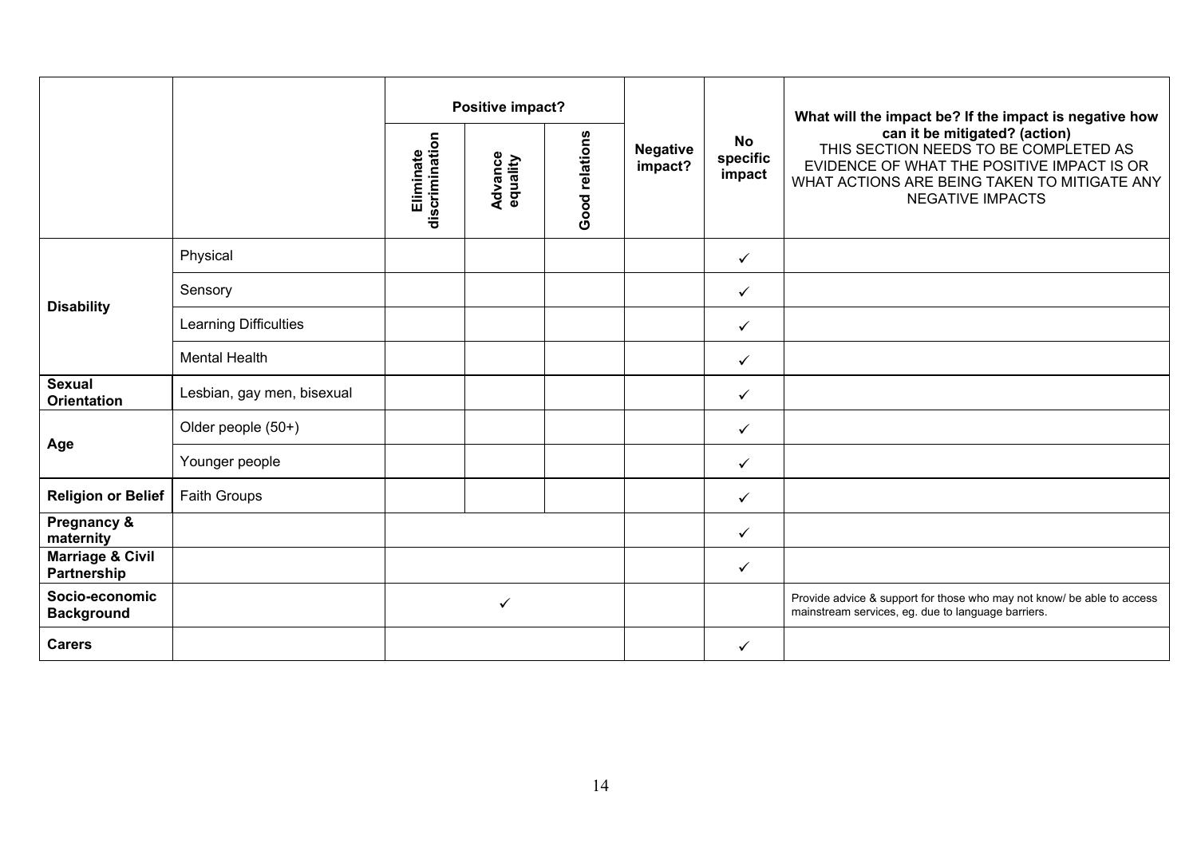| | | Positive impact? | | | Negative impact? | No specific impact | What will the impact be? If the impact is negative how can it be mitigated? (action) THIS SECTION NEEDS TO BE COMPLETED AS EVIDENCE OF WHAT THE POSITIVE IMPACT IS OR WHAT ACTIONS ARE BEING TAKEN TO MITIGATE ANY NEGATIVE IMPACTS |
|---|---|---|---|---|---|---|---|
| | | Eliminate discrimination | Advance equality | Good relations | | | |
| **Disability** | Physical | | | | | ✓ | |
| | Sensory | | | | | ✓ | |
| | Learning Difficulties | | | | | ✓ | |
| | Mental Health | | | | | ✓ | |
| **Sexual Orientation** | Lesbian, gay men, bisexual | | | | | ✓ | |
| **Age** | Older people (50+) | | | | | ✓ | |
| | Younger people | | | | | ✓ | |
| **Religion or Belief** | Faith Groups | | | | | ✓ | |
| **Pregnancy & maternity** | | | | | | ✓ | |
| **Marriage & Civil Partnership** | | | | | | ✓ | |
| **Socio-economic Background** | | | ✓ | | | | Provide advice & support for those who may not know/ be able to access mainstream services, eg. due to language barriers. |
| **Carers** | | | | | | ✓ | |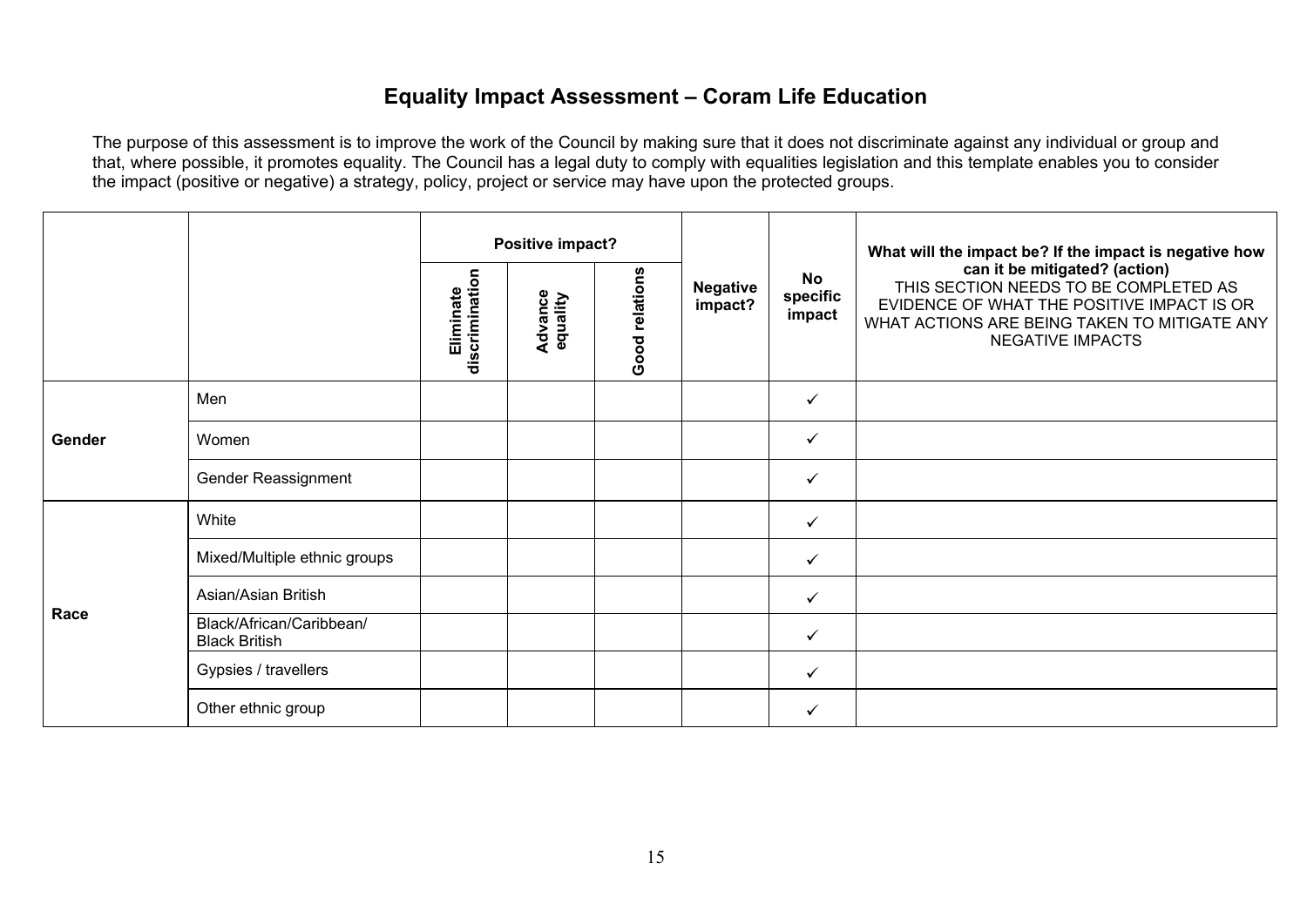# Equality Impact Assessment – Coram Life Education

The purpose of this assessment is to improve the work of the Council by making sure that it does not discriminate against any individual or group and that, where possible, it promotes equality. The Council has a legal duty to comply with equalities legislation and this template enables you to consider the impact (positive or negative) a strategy, policy, project or service may have upon the protected groups.

| | | **Positive impact?** | | | **Negative impact?** | **No specific impact** | **What will the impact be? If the impact is negative how can it be mitigated? (action)** THIS SECTION NEEDS TO BE COMPLETED AS EVIDENCE OF WHAT THE POSITIVE IMPACT IS OR WHAT ACTIONS ARE BEING TAKEN TO MITIGATE ANY NEGATIVE IMPACTS |
|---|---|---|---|---|---|---|---|
| | | **Eliminate discrimination** | **Advance equality** | **Good relations** | | | |
| **Gender** | Men | | | | | ✓ | |
| | Women | | | | | ✓ | |
| | Gender Reassignment | | | | | ✓ | |
| **Race** | White | | | | | ✓ | |
| | Mixed/Multiple ethnic groups | | | | | ✓ | |
| | Asian/Asian British | | | | | ✓ | |
| | Black/African/Caribbean/ Black British | | | | | ✓ | |
| | Gypsies / travellers | | | | | ✓ | |
| | Other ethnic group | | | | | ✓ | |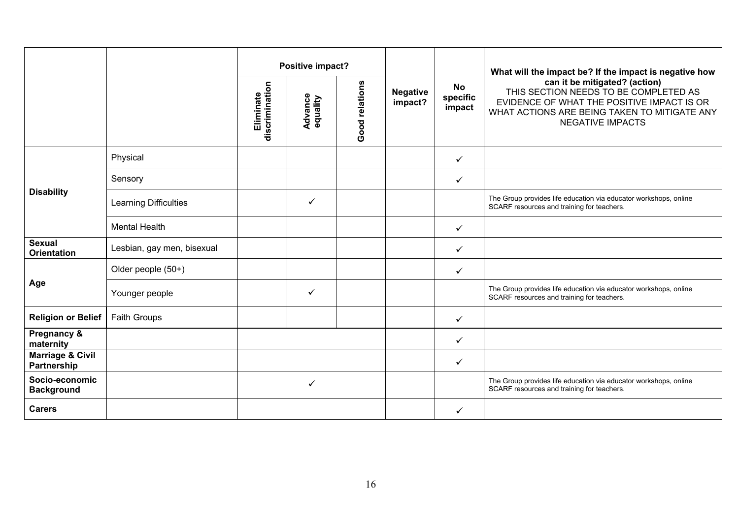| | | Positive impact? | | | Negative impact? | No specific impact | What will the impact be? If the impact is negative how can it be mitigated? (action) THIS SECTION NEEDS TO BE COMPLETED AS EVIDENCE OF WHAT THE POSITIVE IMPACT IS OR WHAT ACTIONS ARE BEING TAKEN TO MITIGATE ANY NEGATIVE IMPACTS |
|---|---|---|---|---|---|---|---|
| | | Eliminate discrimination | Advance equality | Good relations | | | |
| **Disability** | Physical | | | | | ✓ | |
| | Sensory | | | | | ✓ | |
| | Learning Difficulties | | ✓ | | | | The Group provides life education via educator workshops, online SCARF resources and training for teachers. |
| | Mental Health | | | | | ✓ | |
| **Sexual Orientation** | Lesbian, gay men, bisexual | | | | | ✓ | |
| **Age** | Older people (50+) | | | | | ✓ | |
| | Younger people | | ✓ | | | | The Group provides life education via educator workshops, online SCARF resources and training for teachers. |
| **Religion or Belief** | Faith Groups | | | | | ✓ | |
| **Pregnancy & maternity** | | | | | | ✓ | |
| **Marriage & Civil Partnership** | | | | | | ✓ | |
| **Socio-economic Background** | | | ✓ | | | | The Group provides life education via educator workshops, online SCARF resources and training for teachers. |
| **Carers** | | | | | | ✓ | |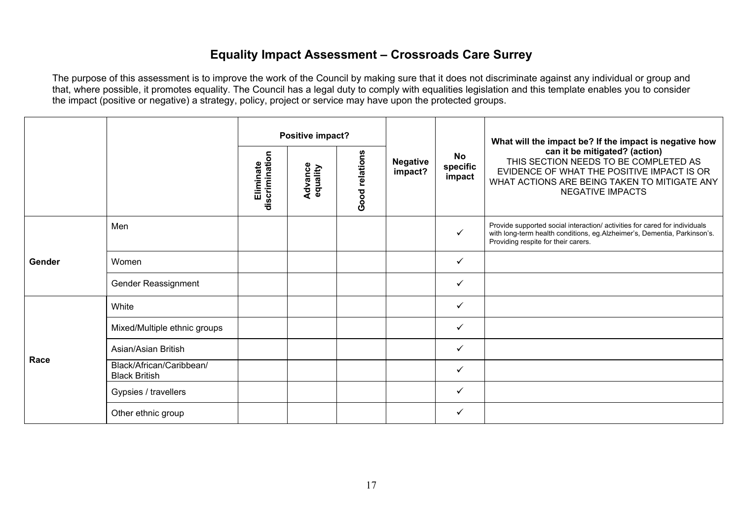# Equality Impact Assessment – Crossroads Care Surrey

The purpose of this assessment is to improve the work of the Council by making sure that it does not discriminate against any individual or group and that, where possible, it promotes equality. The Council has a legal duty to comply with equalities legislation and this template enables you to consider the impact (positive or negative) a strategy, policy, project or service may have upon the protected groups.

| | | **Positive impact?** | | | **Negative impact?** | **No specific impact** | **What will the impact be? If the impact is negative how can it be mitigated? (action)** THIS SECTION NEEDS TO BE COMPLETED AS EVIDENCE OF WHAT THE POSITIVE IMPACT IS OR WHAT ACTIONS ARE BEING TAKEN TO MITIGATE ANY NEGATIVE IMPACTS |
|---|---|---|---|---|---|---|---|
| | | **Eliminate discrimination** | **Advance equality** | **Good relations** | | | |
| **Gender** | Men | | | | | ✓ | Provide supported social interaction/ activities for cared for individuals with long-term health conditions, eg.Alzheimer's, Dementia, Parkinson's. Providing respite for their carers. |
| | Women | | | | | ✓ | |
| | Gender Reassignment | | | | | ✓ | |
| **Race** | White | | | | | ✓ | |
| | Mixed/Multiple ethnic groups | | | | | ✓ | |
| | Asian/Asian British | | | | | ✓ | |
| | Black/African/Caribbean/ Black British | | | | | ✓ | |
| | Gypsies / travellers | | | | | ✓ | |
| | Other ethnic group | | | | | ✓ | |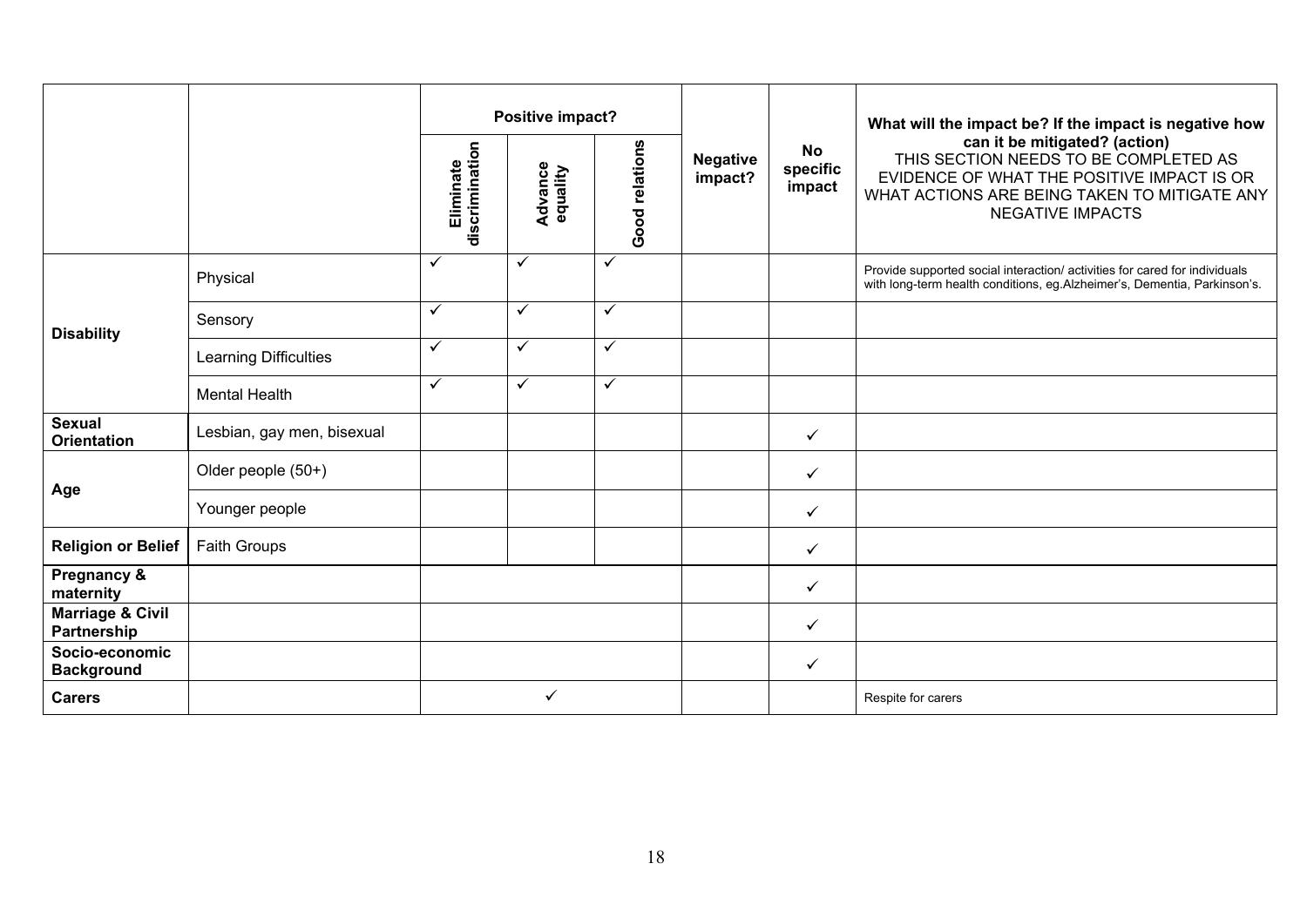| | | Positive impact? | | | Negative impact? | No specific impact | What will the impact be? If the impact is negative how can it be mitigated? (action) THIS SECTION NEEDS TO BE COMPLETED AS EVIDENCE OF WHAT THE POSITIVE IMPACT IS OR WHAT ACTIONS ARE BEING TAKEN TO MITIGATE ANY NEGATIVE IMPACTS |
|---|---|---|---|---|---|---|---|
| | | Eliminate discrimination | Advance equality | Good relations | | | |
| **Disability** | Physical | ✓ | ✓ | ✓ | | | Provide supported social interaction/ activities for cared for individuals with long-term health conditions, eg.Alzheimer's, Dementia, Parkinson's. |
| | Sensory | ✓ | ✓ | ✓ | | | |
| | Learning Difficulties | ✓ | ✓ | ✓ | | | |
| | Mental Health | ✓ | ✓ | ✓ | | | |
| **Sexual Orientation** | Lesbian, gay men, bisexual | | | | | ✓ | |
| **Age** | Older people (50+) | | | | | ✓ | |
| | Younger people | | | | | ✓ | |
| **Religion or Belief** | Faith Groups | | | | | ✓ | |
| **Pregnancy & maternity** | | | | | | ✓ | |
| **Marriage & Civil Partnership** | | | | | | ✓ | |
| **Socio-economic Background** | | | | | | ✓ | |
| **Carers** | | | ✓ | | | | Respite for carers |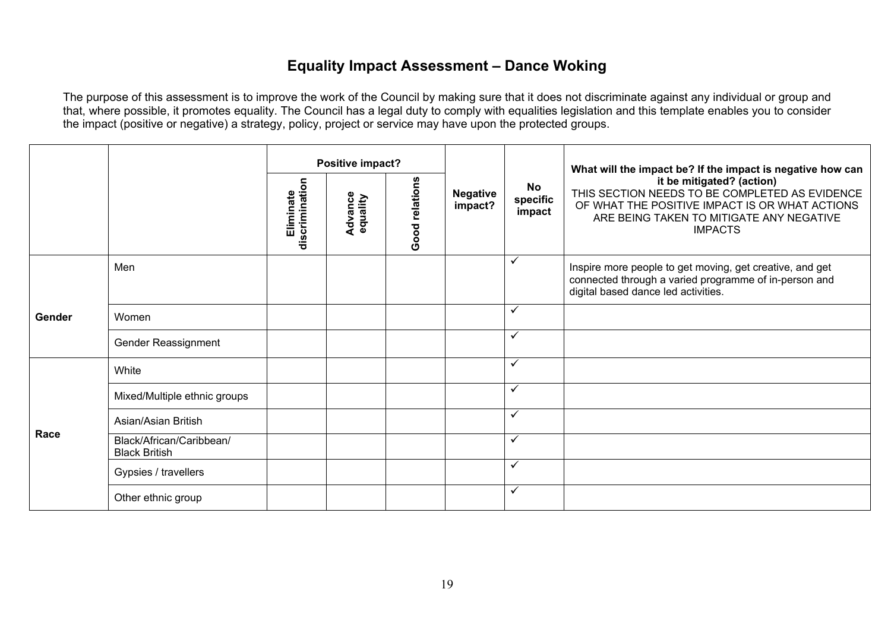# Equality Impact Assessment – Dance Woking

The purpose of this assessment is to improve the work of the Council by making sure that it does not discriminate against any individual or group and that, where possible, it promotes equality. The Council has a legal duty to comply with equalities legislation and this template enables you to consider the impact (positive or negative) a strategy, policy, project or service may have upon the protected groups.

| | | **Positive impact?** | | | **Negative impact?** | **No specific impact** | **What will the impact be? If the impact is negative how can it be mitigated? (action)** THIS SECTION NEEDS TO BE COMPLETED AS EVIDENCE OF WHAT THE POSITIVE IMPACT IS OR WHAT ACTIONS ARE BEING TAKEN TO MITIGATE ANY NEGATIVE IMPACTS |
|---|---|---|---|---|---|---|---|
| | | **Eliminate discrimination** | **Advance equality** | **Good relations** | | | |
| **Gender** | Men | | | | | ✓ | Inspire more people to get moving, get creative, and get connected through a varied programme of in-person and digital based dance led activities. |
| | Women | | | | | ✓ | |
| | Gender Reassignment | | | | | ✓ | |
| **Race** | White | | | | | ✓ | |
| | Mixed/Multiple ethnic groups | | | | | ✓ | |
| | Asian/Asian British | | | | | ✓ | |
| | Black/African/Caribbean/ Black British | | | | | ✓ | |
| | Gypsies / travellers | | | | | ✓ | |
| | Other ethnic group | | | | | ✓ | |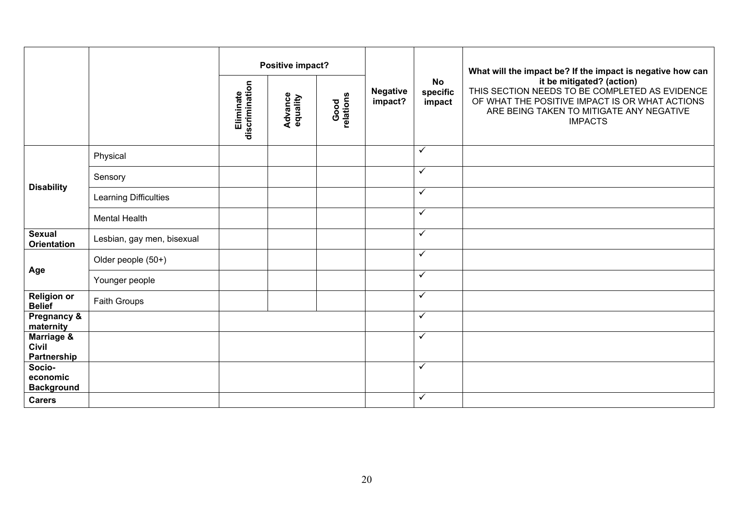| | | Positive impact? | | | Negative impact? | No specific impact | What will the impact be? If the impact is negative how can it be mitigated? (action) THIS SECTION NEEDS TO BE COMPLETED AS EVIDENCE OF WHAT THE POSITIVE IMPACT IS OR WHAT ACTIONS ARE BEING TAKEN TO MITIGATE ANY NEGATIVE IMPACTS |
|---|---|---|---|---|---|---|---|
| | | **Eliminate discrimination** | **Advance equality** | **Good relations** | | | |
| **Disability** | Physical | | | | | ✓ | |
| | Sensory | | | | | ✓ | |
| | Learning Difficulties | | | | | ✓ | |
| | Mental Health | | | | | ✓ | |
| **Sexual Orientation** | Lesbian, gay men, bisexual | | | | | ✓ | |
| **Age** | Older people (50+) | | | | | ✓ | |
| | Younger people | | | | | ✓ | |
| **Religion or Belief** | Faith Groups | | | | | ✓ | |
| **Pregnancy & maternity** | | | | | | ✓ | |
| **Marriage & Civil Partnership** | | | | | | ✓ | |
| **Socio-economic Background** | | | | | | ✓ | |
| **Carers** | | | | | | ✓ | |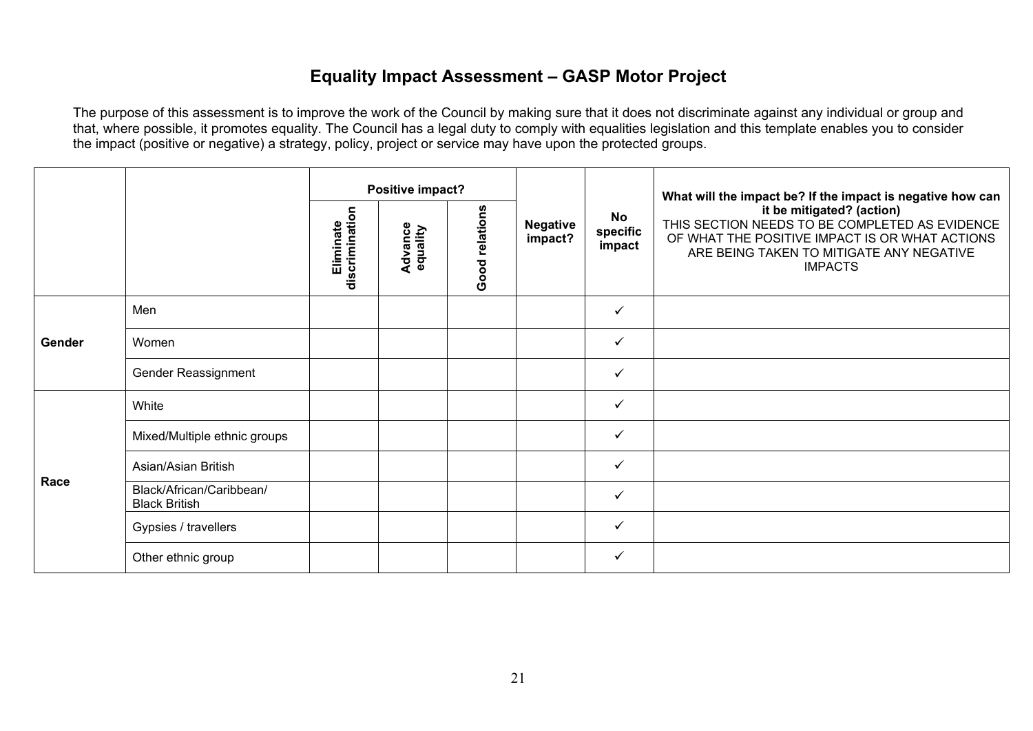# Equality Impact Assessment – GASP Motor Project

The purpose of this assessment is to improve the work of the Council by making sure that it does not discriminate against any individual or group and that, where possible, it promotes equality. The Council has a legal duty to comply with equalities legislation and this template enables you to consider the impact (positive or negative) a strategy, policy, project or service may have upon the protected groups.

| | | **Positive impact?** | | | **Negative impact?** | **No specific impact** | **What will the impact be? If the impact is negative how can it be mitigated? (action)** THIS SECTION NEEDS TO BE COMPLETED AS EVIDENCE OF WHAT THE POSITIVE IMPACT IS OR WHAT ACTIONS ARE BEING TAKEN TO MITIGATE ANY NEGATIVE IMPACTS |
|---|---|---|---|---|---|---|---|
| | | **Eliminate discrimination** | **Advance equality** | **Good relations** | | | |
| **Gender** | Men | | | | | ✓ | |
| | Women | | | | | ✓ | |
| | Gender Reassignment | | | | | ✓ | |
| **Race** | White | | | | | ✓ | |
| | Mixed/Multiple ethnic groups | | | | | ✓ | |
| | Asian/Asian British | | | | | ✓ | |
| | Black/African/Caribbean/ Black British | | | | | ✓ | |
| | Gypsies / travellers | | | | | ✓ | |
| | Other ethnic group | | | | | ✓ | |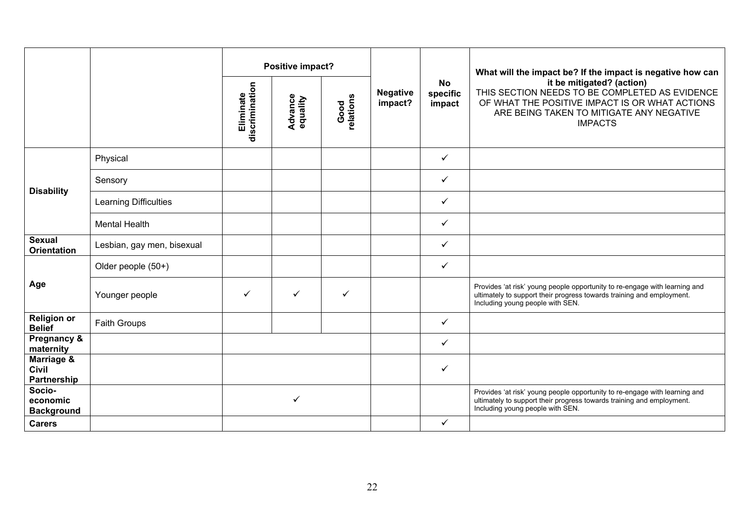| | | Positive impact? | | | Negative impact? | No specific impact | What will the impact be? If the impact is negative how can it be mitigated? (action) THIS SECTION NEEDS TO BE COMPLETED AS EVIDENCE OF WHAT THE POSITIVE IMPACT IS OR WHAT ACTIONS ARE BEING TAKEN TO MITIGATE ANY NEGATIVE IMPACTS |
|---|---|---|---|---|---|---|---|
| | | Eliminate discrimination | Advance equality | Good relations | | | |
| **Disability** | Physical | | | | | ✓ | |
| | Sensory | | | | | ✓ | |
| | Learning Difficulties | | | | | ✓ | |
| | Mental Health | | | | | ✓ | |
| **Sexual Orientation** | Lesbian, gay men, bisexual | | | | | ✓ | |
| **Age** | Older people (50+) | | | | | ✓ | |
| | Younger people | ✓ | ✓ | ✓ | | | Provides 'at risk' young people opportunity to re-engage with learning and ultimately to support their progress towards training and employment. Including young people with SEN. |
| **Religion or Belief** | Faith Groups | | | | | ✓ | |
| **Pregnancy & maternity** | | | | | | ✓ | |
| **Marriage & Civil Partnership** | | | | | | ✓ | |
| **Socio-economic Background** | | | ✓ | | | | Provides 'at risk' young people opportunity to re-engage with learning and ultimately to support their progress towards training and employment. Including young people with SEN. |
| **Carers** | | | | | | ✓ | |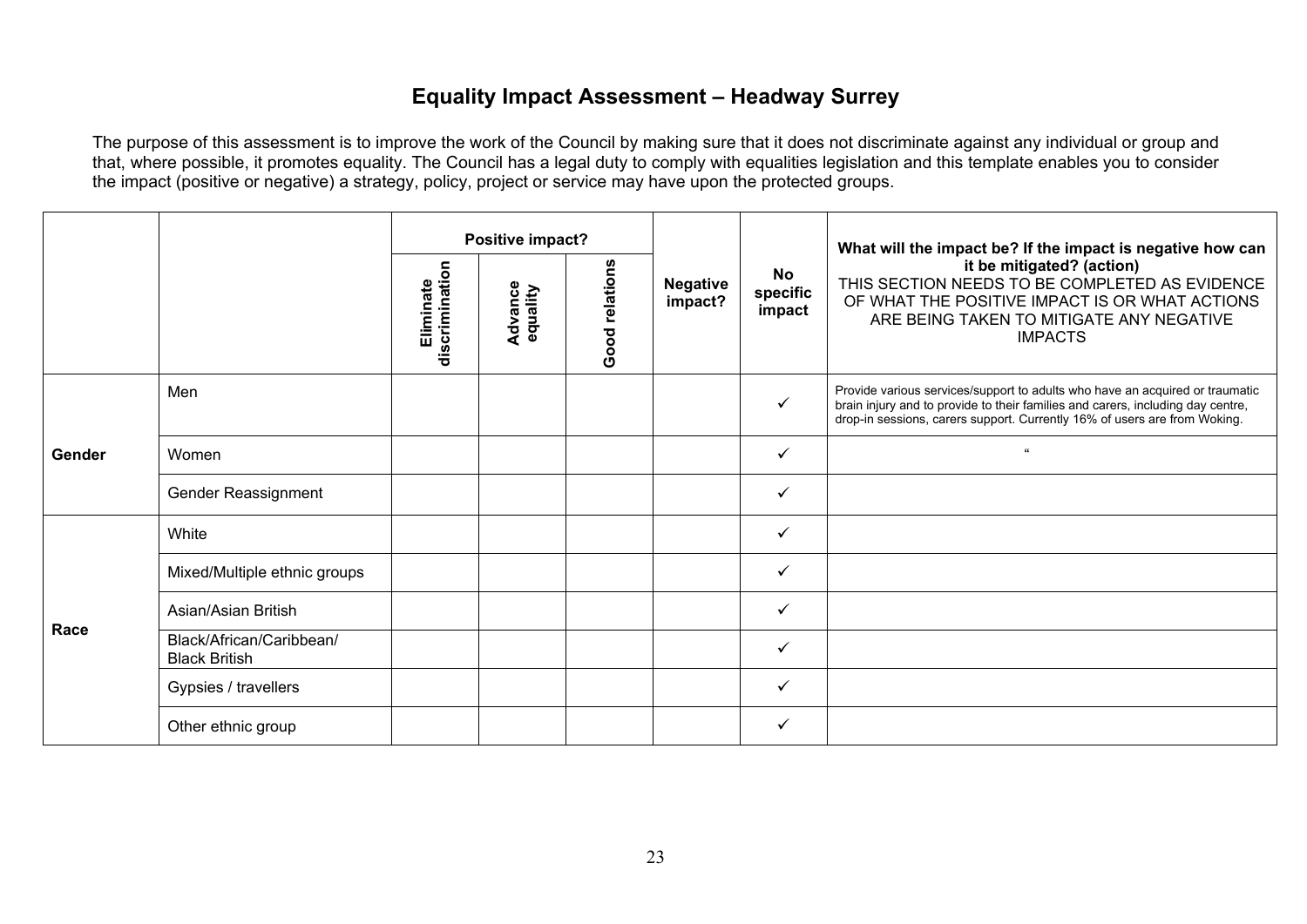# Equality Impact Assessment – Headway Surrey

The purpose of this assessment is to improve the work of the Council by making sure that it does not discriminate against any individual or group and that, where possible, it promotes equality. The Council has a legal duty to comply with equalities legislation and this template enables you to consider the impact (positive or negative) a strategy, policy, project or service may have upon the protected groups.

| | | Positive impact? | | | Negative impact? | No specific impact | What will the impact be? If the impact is negative how can it be mitigated? (action) THIS SECTION NEEDS TO BE COMPLETED AS EVIDENCE OF WHAT THE POSITIVE IMPACT IS OR WHAT ACTIONS ARE BEING TAKEN TO MITIGATE ANY NEGATIVE IMPACTS |
|---|---|---|---|---|---|---|---|
| | | Eliminate discrimination | Advance equality | Good relations | | | |
| Gender | Men | | | | | ✓ | Provide various services/support to adults who have an acquired or traumatic brain injury and to provide to their families and carers, including day centre, drop-in sessions, carers support. Currently 16% of users are from Woking. |
| | Women | | | | | ✓ | " |
| | Gender Reassignment | | | | | ✓ | |
| Race | White | | | | | ✓ | |
| | Mixed/Multiple ethnic groups | | | | | ✓ | |
| | Asian/Asian British | | | | | ✓ | |
| | Black/African/Caribbean/ Black British | | | | | ✓ | |
| | Gypsies / travellers | | | | | ✓ | |
| | Other ethnic group | | | | | ✓ | |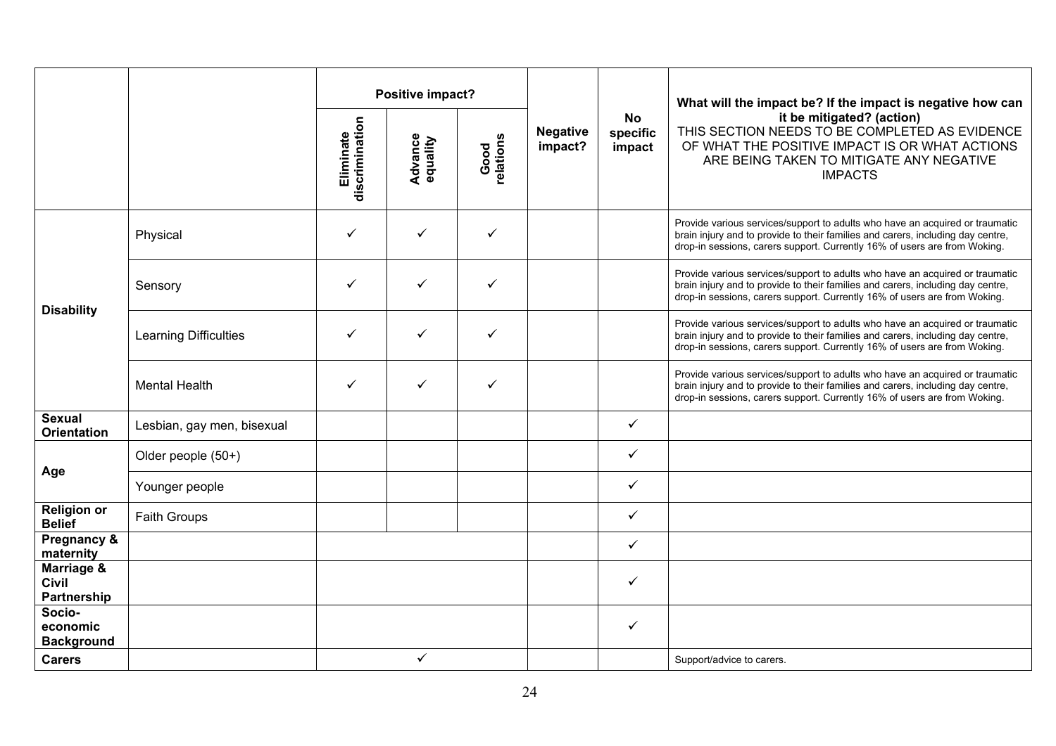| | | Positive impact? | | | Negative impact? | No specific impact | What will the impact be? If the impact is negative how can it be mitigated? (action) THIS SECTION NEEDS TO BE COMPLETED AS EVIDENCE OF WHAT THE POSITIVE IMPACT IS OR WHAT ACTIONS ARE BEING TAKEN TO MITIGATE ANY NEGATIVE IMPACTS |
|---|---|---|---|---|---|---|---|
| | | Eliminate discrimination | Advance equality | Good relations | | | |
| Disability | Physical | ✓ | ✓ | ✓ | | | Provide various services/support to adults who have an acquired or traumatic brain injury and to provide to their families and carers, including day centre, drop-in sessions, carers support. Currently 16% of users are from Woking. |
| | Sensory | ✓ | ✓ | ✓ | | | Provide various services/support to adults who have an acquired or traumatic brain injury and to provide to their families and carers, including day centre, drop-in sessions, carers support. Currently 16% of users are from Woking. |
| | Learning Difficulties | ✓ | ✓ | ✓ | | | Provide various services/support to adults who have an acquired or traumatic brain injury and to provide to their families and carers, including day centre, drop-in sessions, carers support. Currently 16% of users are from Woking. |
| | Mental Health | ✓ | ✓ | ✓ | | | Provide various services/support to adults who have an acquired or traumatic brain injury and to provide to their families and carers, including day centre, drop-in sessions, carers support. Currently 16% of users are from Woking. |
| Sexual Orientation | Lesbian, gay men, bisexual | | | | | ✓ | |
| Age | Older people (50+) | | | | | ✓ | |
| | Younger people | | | | | ✓ | |
| Religion or Belief | Faith Groups | | | | | ✓ | |
| Pregnancy & maternity | | | | | | ✓ | |
| Marriage & Civil Partnership | | | | | | ✓ | |
| Socio-economic Background | | | | | | ✓ | |
| Carers | | | ✓ | | | | Support/advice to carers. |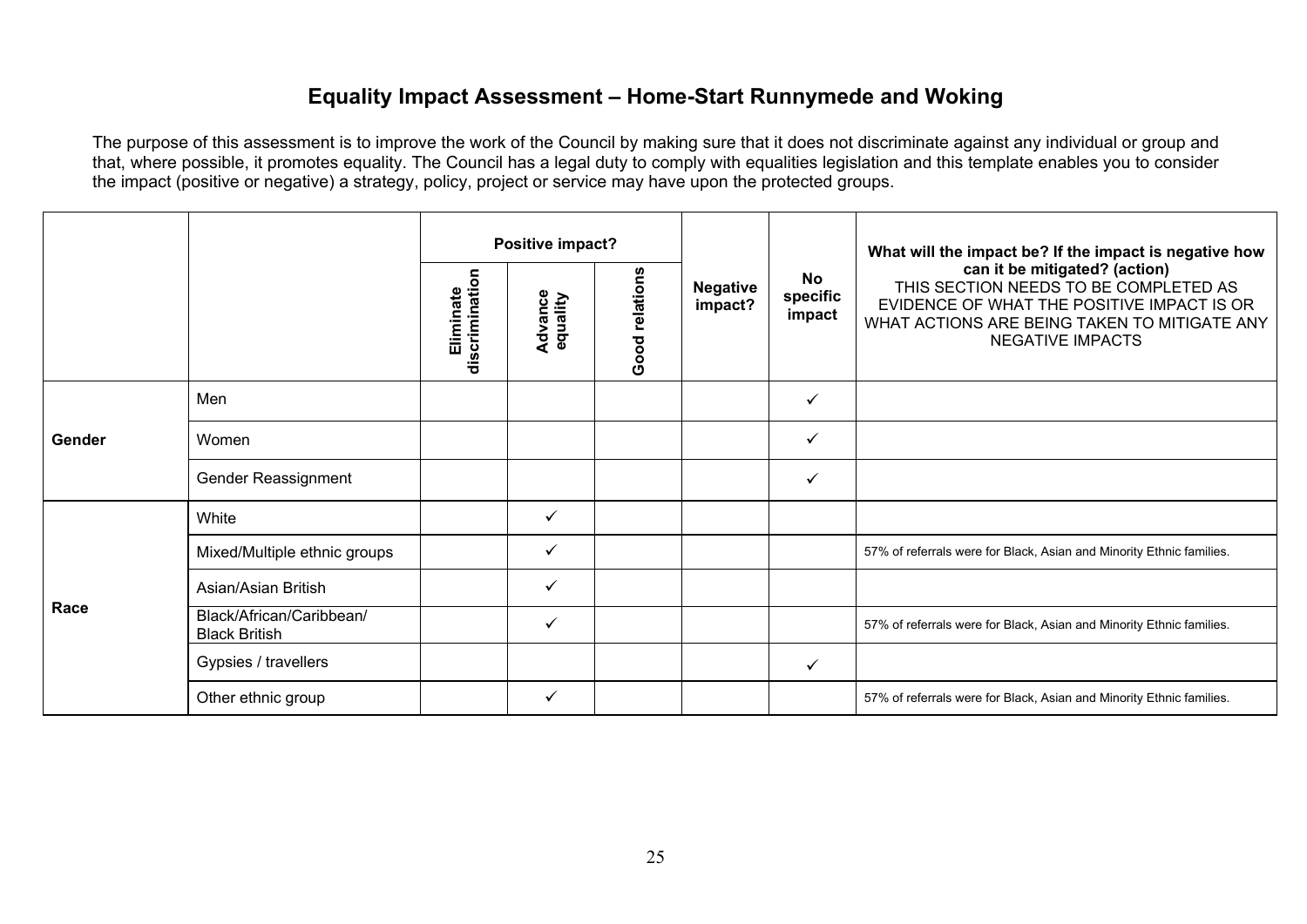# Equality Impact Assessment – Home-Start Runnymede and Woking

The purpose of this assessment is to improve the work of the Council by making sure that it does not discriminate against any individual or group and that, where possible, it promotes equality. The Council has a legal duty to comply with equalities legislation and this template enables you to consider the impact (positive or negative) a strategy, policy, project or service may have upon the protected groups.

| | | Positive impact? | | | Negative impact? | No specific impact | What will the impact be? If the impact is negative how can it be mitigated? (action) THIS SECTION NEEDS TO BE COMPLETED AS EVIDENCE OF WHAT THE POSITIVE IMPACT IS OR WHAT ACTIONS ARE BEING TAKEN TO MITIGATE ANY NEGATIVE IMPACTS |
|---|---|---|---|---|---|---|---|
| | | Eliminate discrimination | Advance equality | Good relations | | | |
| **Gender** | Men | | | | | ✓ | |
| | Women | | | | | ✓ | |
| | Gender Reassignment | | | | | ✓ | |
| **Race** | White | | ✓ | | | | |
| | Mixed/Multiple ethnic groups | | ✓ | | | | 57% of referrals were for Black, Asian and Minority Ethnic families. |
| | Asian/Asian British | | ✓ | | | | |
| | Black/African/Caribbean/ Black British | | ✓ | | | | 57% of referrals were for Black, Asian and Minority Ethnic families. |
| | Gypsies / travellers | | | | | ✓ | |
| | Other ethnic group | | ✓ | | | | 57% of referrals were for Black, Asian and Minority Ethnic families. |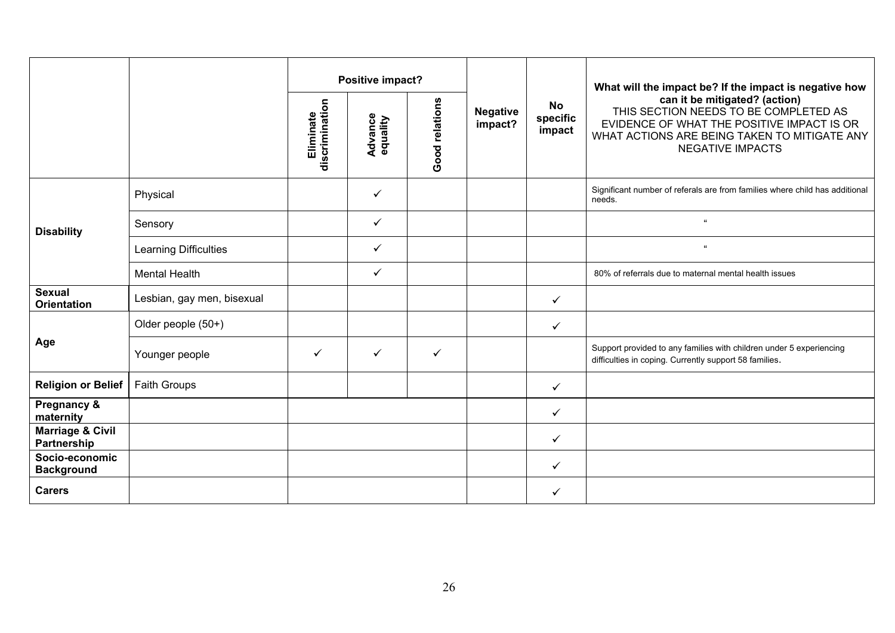| | | Positive impact? | | | Negative impact? | No specific impact | What will the impact be? If the impact is negative how can it be mitigated? (action) THIS SECTION NEEDS TO BE COMPLETED AS EVIDENCE OF WHAT THE POSITIVE IMPACT IS OR WHAT ACTIONS ARE BEING TAKEN TO MITIGATE ANY NEGATIVE IMPACTS |
|---|---|---|---|---|---|---|---|
| | | Eliminate discrimination | Advance equality | Good relations | | | |
| **Disability** | Physical | | ✓ | | | | Significant number of referals are from families where child has additional needs. |
| | Sensory | | ✓ | | | | " |
| | Learning Difficulties | | ✓ | | | | " |
| | Mental Health | | ✓ | | | | 80% of referrals due to maternal mental health issues |
| **Sexual Orientation** | Lesbian, gay men, bisexual | | | | | ✓ | |
| **Age** | Older people (50+) | | | | | ✓ | |
| | Younger people | ✓ | ✓ | ✓ | | | Support provided to any families with children under 5 experiencing difficulties in coping. Currently support 58 families. |
| **Religion or Belief** | Faith Groups | | | | | ✓ | |
| **Pregnancy & maternity** | | | | | | ✓ | |
| **Marriage & Civil Partnership** | | | | | | ✓ | |
| **Socio-economic Background** | | | | | | ✓ | |
| **Carers** | | | | | | ✓ | |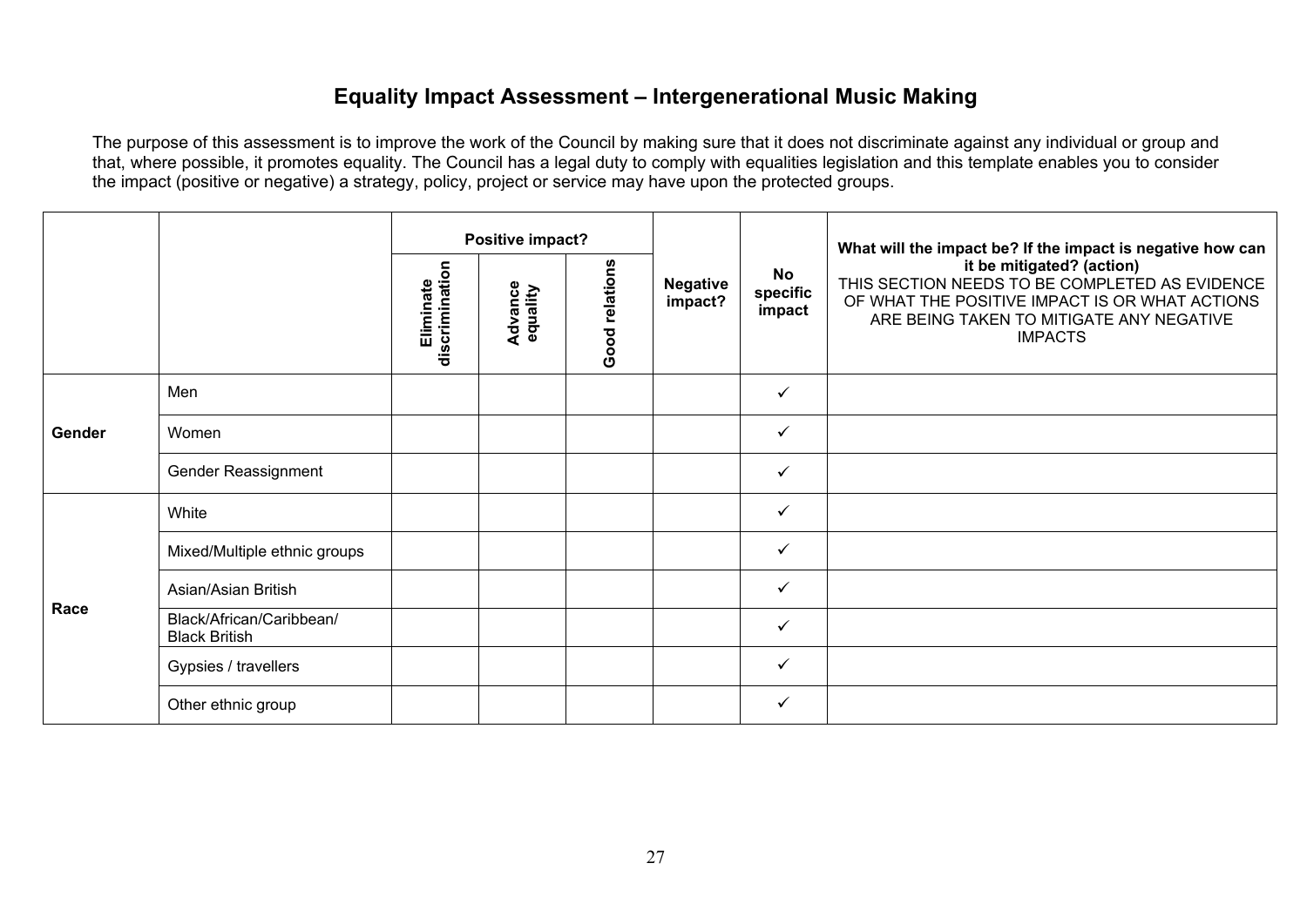# Equality Impact Assessment – Intergenerational Music Making

The purpose of this assessment is to improve the work of the Council by making sure that it does not discriminate against any individual or group and that, where possible, it promotes equality. The Council has a legal duty to comply with equalities legislation and this template enables you to consider the impact (positive or negative) a strategy, policy, project or service may have upon the protected groups.

| | | **Positive impact?** | | | **Negative impact?** | **No specific impact** | **What will the impact be? If the impact is negative how can it be mitigated? (action)** THIS SECTION NEEDS TO BE COMPLETED AS EVIDENCE OF WHAT THE POSITIVE IMPACT IS OR WHAT ACTIONS ARE BEING TAKEN TO MITIGATE ANY NEGATIVE IMPACTS |
|---|---|---|---|---|---|---|---|
| | | **Eliminate discrimination** | **Advance equality** | **Good relations** | | | |
| **Gender** | Men | | | | | ✓ | |
| | Women | | | | | ✓ | |
| | Gender Reassignment | | | | | ✓ | |
| **Race** | White | | | | | ✓ | |
| | Mixed/Multiple ethnic groups | | | | | ✓ | |
| | Asian/Asian British | | | | | ✓ | |
| | Black/African/Caribbean/ Black British | | | | | ✓ | |
| | Gypsies / travellers | | | | | ✓ | |
| | Other ethnic group | | | | | ✓ | |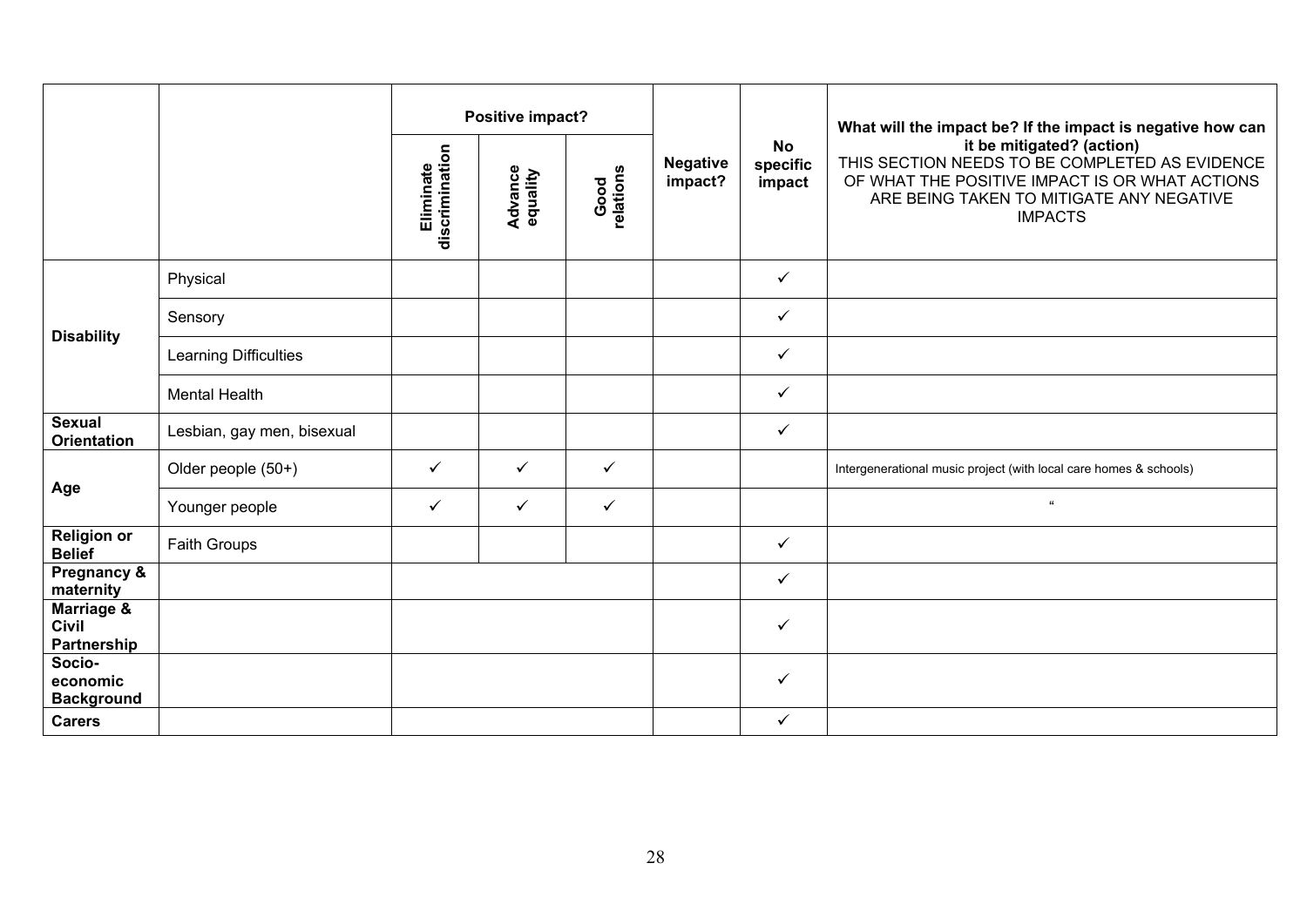| | | Positive impact? | | | Negative impact? | No specific impact | What will the impact be? If the impact is negative how can it be mitigated? (action) THIS SECTION NEEDS TO BE COMPLETED AS EVIDENCE OF WHAT THE POSITIVE IMPACT IS OR WHAT ACTIONS ARE BEING TAKEN TO MITIGATE ANY NEGATIVE IMPACTS |
|---|---|---|---|---|---|---|---|
| | | Eliminate discrimination | Advance equality | Good relations | | | |
| **Disability** | Physical | | | | | ✓ | |
| | Sensory | | | | | ✓ | |
| | Learning Difficulties | | | | | ✓ | |
| | Mental Health | | | | | ✓ | |
| **Sexual Orientation** | Lesbian, gay men, bisexual | | | | | ✓ | |
| **Age** | Older people (50+) | ✓ | ✓ | ✓ | | | Intergenerational music project (with local care homes & schools) |
| | Younger people | ✓ | ✓ | ✓ | | | " |
| **Religion or Belief** | Faith Groups | | | | | ✓ | |
| **Pregnancy & maternity** | | | | | | ✓ | |
| **Marriage & Civil Partnership** | | | | | | ✓ | |
| **Socio-economic Background** | | | | | | ✓ | |
| **Carers** | | | | | | ✓ | |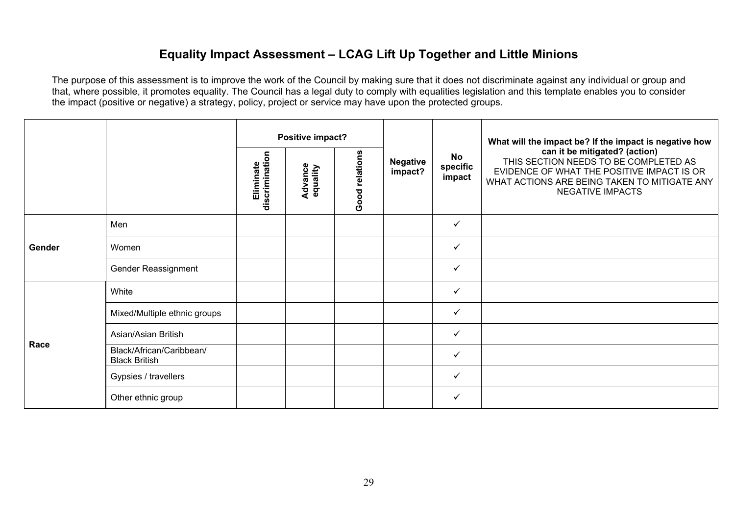# Equality Impact Assessment – LCAG Lift Up Together and Little Minions

The purpose of this assessment is to improve the work of the Council by making sure that it does not discriminate against any individual or group and that, where possible, it promotes equality. The Council has a legal duty to comply with equalities legislation and this template enables you to consider the impact (positive or negative) a strategy, policy, project or service may have upon the protected groups.

| | | **Positive impact?** | | | **Negative impact?** | **No specific impact** | **What will the impact be? If the impact is negative how can it be mitigated? (action)** THIS SECTION NEEDS TO BE COMPLETED AS EVIDENCE OF WHAT THE POSITIVE IMPACT IS OR WHAT ACTIONS ARE BEING TAKEN TO MITIGATE ANY NEGATIVE IMPACTS |
|---|---|---|---|---|---|---|---|
| | | **Eliminate discrimination** | **Advance equality** | **Good relations** | | | |
| **Gender** | Men | | | | | ✓ | |
| | Women | | | | | ✓ | |
| | Gender Reassignment | | | | | ✓ | |
| **Race** | White | | | | | ✓ | |
| | Mixed/Multiple ethnic groups | | | | | ✓ | |
| | Asian/Asian British | | | | | ✓ | |
| | Black/African/Caribbean/ Black British | | | | | ✓ | |
| | Gypsies / travellers | | | | | ✓ | |
| | Other ethnic group | | | | | ✓ | |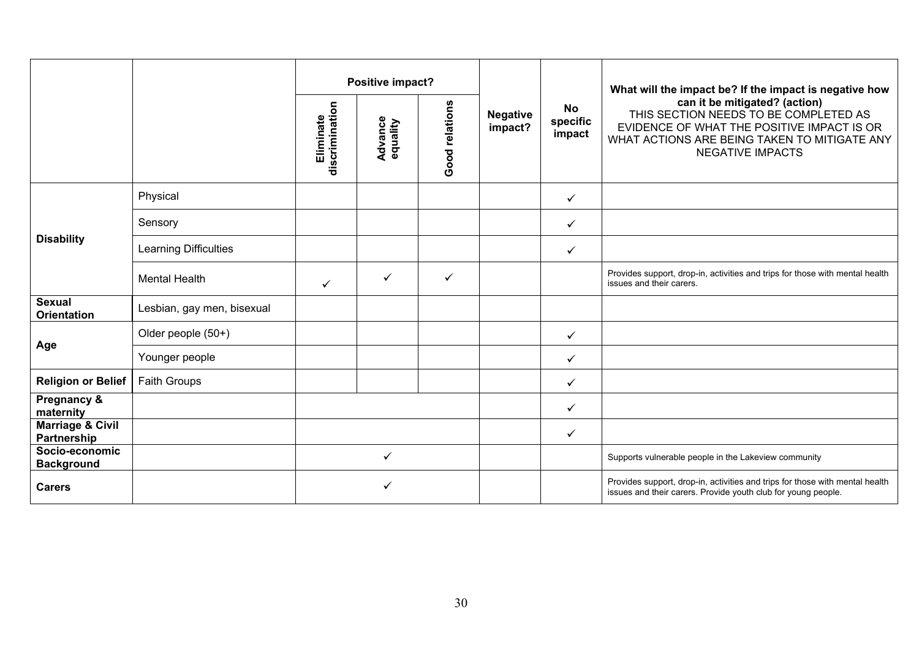| | | Positive impact? | | | Negative impact? | No specific impact | What will the impact be? If the impact is negative how can it be mitigated? (action) THIS SECTION NEEDS TO BE COMPLETED AS EVIDENCE OF WHAT THE POSITIVE IMPACT IS OR WHAT ACTIONS ARE BEING TAKEN TO MITIGATE ANY NEGATIVE IMPACTS |
|---|---|---|---|---|---|---|---|
| | | **Eliminate discrimination** | **Advance equality** | **Good relations** | | | |
| **Disability** | Physical | | | | | ✓ | |
| | Sensory | | | | | ✓ | |
| | Learning Difficulties | | | | | ✓ | |
| | Mental Health | ✓ | ✓ | ✓ | | | Provides support, drop-in, activities and trips for those with mental health issues and their carers. |
| **Sexual Orientation** | Lesbian, gay men, bisexual | | | | | | |
| **Age** | Older people (50+) | | | | | ✓ | |
| | Younger people | | | | | ✓ | |
| **Religion or Belief** | Faith Groups | | | | | ✓ | |
| **Pregnancy & maternity** | | | | | | ✓ | |
| **Marriage & Civil Partnership** | | | | | | ✓ | |
| **Socio-economic Background** | | | ✓ | | | | Supports vulnerable people in the Lakeview community |
| **Carers** | | | ✓ | | | | Provides support, drop-in, activities and trips for those with mental health issues and their carers. Provide youth club for young people. |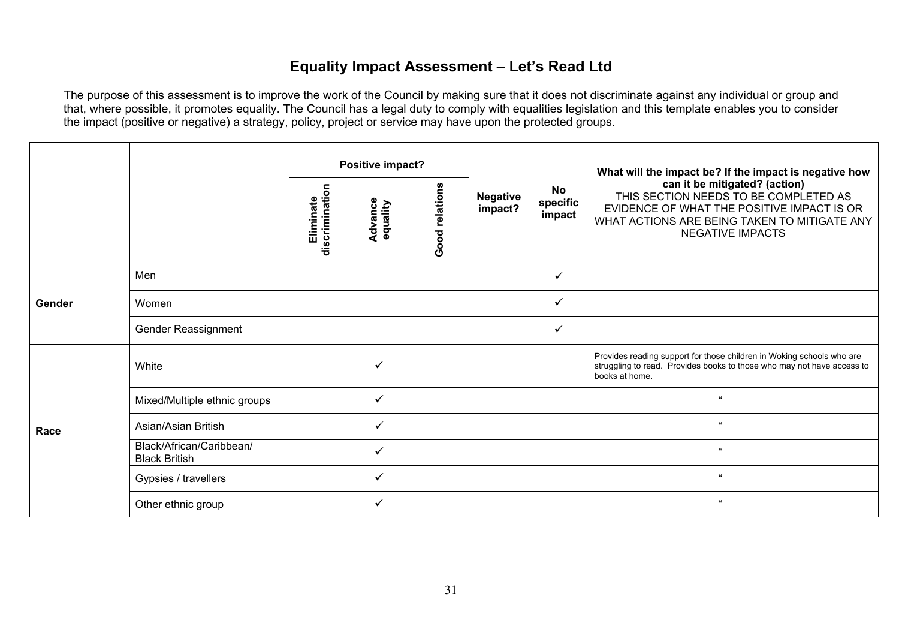# Equality Impact Assessment – Let's Read Ltd

The purpose of this assessment is to improve the work of the Council by making sure that it does not discriminate against any individual or group and that, where possible, it promotes equality. The Council has a legal duty to comply with equalities legislation and this template enables you to consider the impact (positive or negative) a strategy, policy, project or service may have upon the protected groups.

| | | Positive impact? | | | Negative impact? | No specific impact | What will the impact be? If the impact is negative how can it be mitigated? (action) THIS SECTION NEEDS TO BE COMPLETED AS EVIDENCE OF WHAT THE POSITIVE IMPACT IS OR WHAT ACTIONS ARE BEING TAKEN TO MITIGATE ANY NEGATIVE IMPACTS |
|---|---|---|---|---|---|---|---|
| | | Eliminate discrimination | Advance equality | Good relations | | | |
| Gender | Men | | | | | ✓ | |
| | Women | | | | | ✓ | |
| | Gender Reassignment | | | | | ✓ | |
| Race | White | | ✓ | | | | Provides reading support for those children in Woking schools who are struggling to read. Provides books to those who may not have access to books at home. |
| | Mixed/Multiple ethnic groups | | ✓ | | | | " |
| | Asian/Asian British | | ✓ | | | | " |
| | Black/African/Caribbean/ Black British | | ✓ | | | | " |
| | Gypsies / travellers | | ✓ | | | | " |
| | Other ethnic group | | ✓ | | | | " |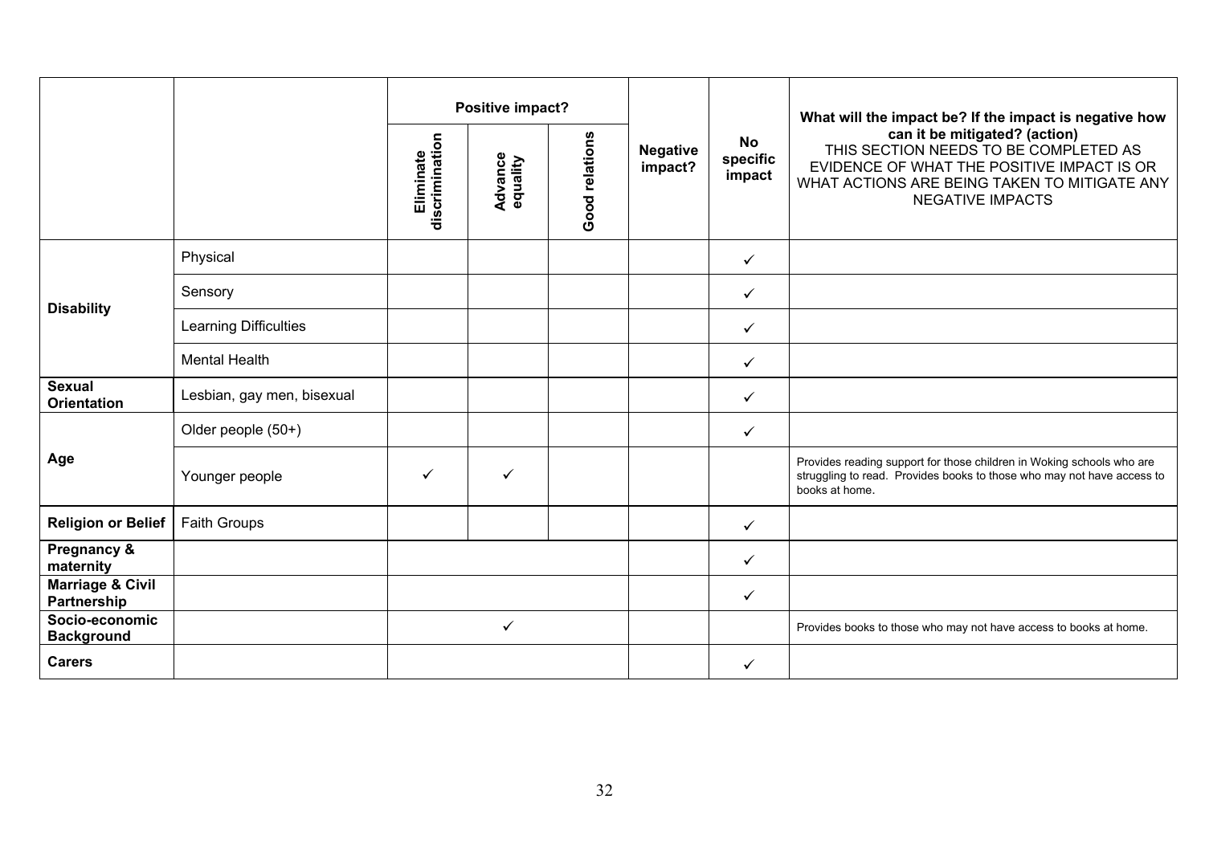| | | Positive impact? | | | Negative impact? | No specific impact | What will the impact be? If the impact is negative how can it be mitigated? (action) THIS SECTION NEEDS TO BE COMPLETED AS EVIDENCE OF WHAT THE POSITIVE IMPACT IS OR WHAT ACTIONS ARE BEING TAKEN TO MITIGATE ANY NEGATIVE IMPACTS |
|---|---|---|---|---|---|---|---|
| | | Eliminate discrimination | Advance equality | Good relations | | | |
| **Disability** | Physical | | | | | ✓ | |
| | Sensory | | | | | ✓ | |
| | Learning Difficulties | | | | | ✓ | |
| | Mental Health | | | | | ✓ | |
| **Sexual Orientation** | Lesbian, gay men, bisexual | | | | | ✓ | |
| **Age** | Older people (50+) | | | | | ✓ | |
| | Younger people | ✓ | ✓ | | | | Provides reading support for those children in Woking schools who are struggling to read. Provides books to those who may not have access to books at home. |
| **Religion or Belief** | Faith Groups | | | | | ✓ | |
| **Pregnancy & maternity** | | | | | | ✓ | |
| **Marriage & Civil Partnership** | | | | | | ✓ | |
| **Socio-economic Background** | | | ✓ | | | | Provides books to those who may not have access to books at home. |
| **Carers** | | | | | | ✓ | |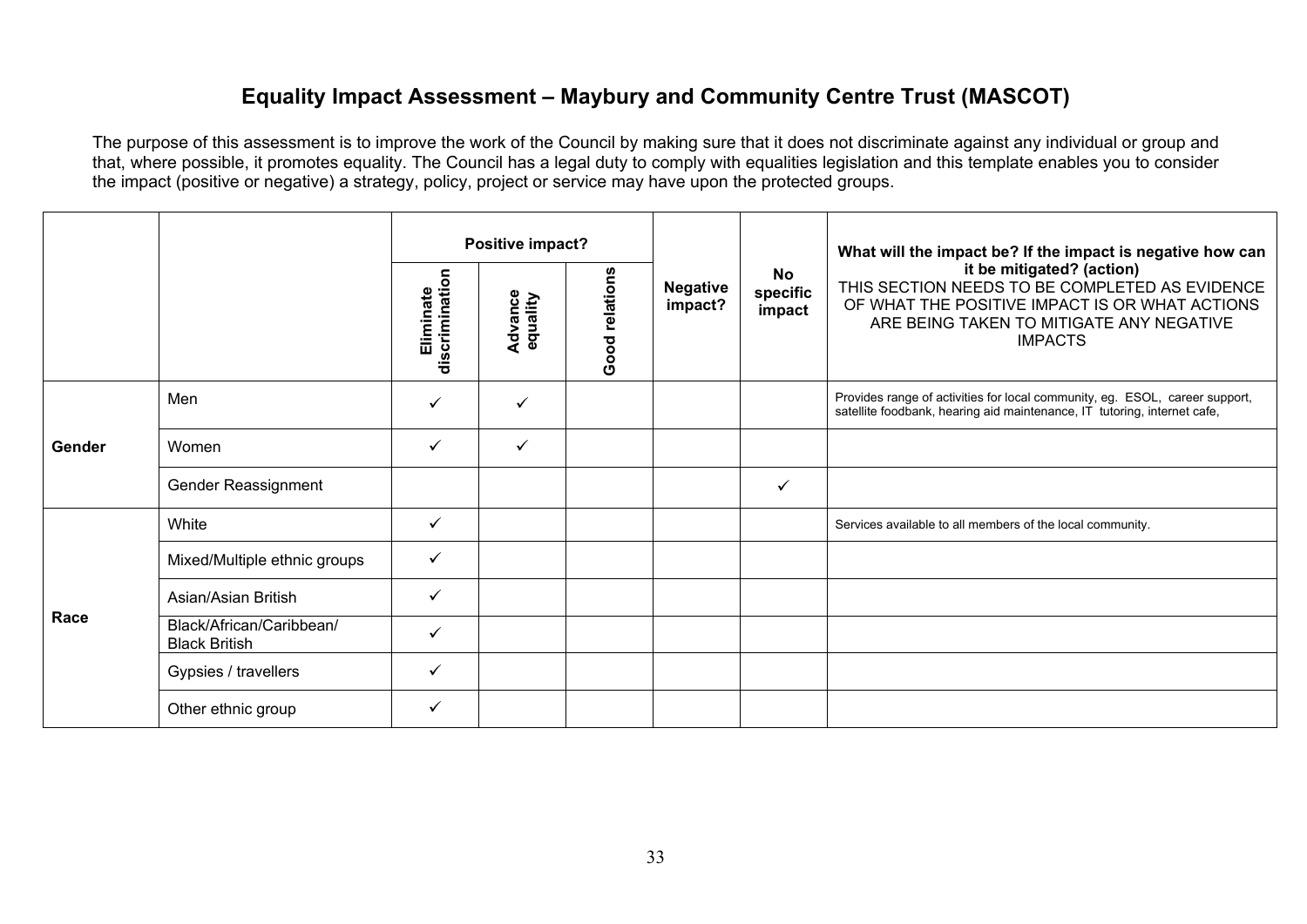# Equality Impact Assessment – Maybury and Community Centre Trust (MASCOT)

The purpose of this assessment is to improve the work of the Council by making sure that it does not discriminate against any individual or group and that, where possible, it promotes equality. The Council has a legal duty to comply with equalities legislation and this template enables you to consider the impact (positive or negative) a strategy, policy, project or service may have upon the protected groups.

| | | **Positive impact?** | | | **Negative impact?** | **No specific impact** | **What will the impact be? If the impact is negative how can it be mitigated? (action)** THIS SECTION NEEDS TO BE COMPLETED AS EVIDENCE OF WHAT THE POSITIVE IMPACT IS OR WHAT ACTIONS ARE BEING TAKEN TO MITIGATE ANY NEGATIVE IMPACTS |
|---|---|---|---|---|---|---|---|
| | | **Eliminate discrimination** | **Advance equality** | **Good relations** | | | |
| **Gender** | Men | ✓ | ✓ | | | | Provides range of activities for local community, eg. ESOL, career support, satellite foodbank, hearing aid maintenance, IT tutoring, internet cafe, |
| | Women | ✓ | ✓ | | | | |
| | Gender Reassignment | | | | | ✓ | |
| **Race** | White | ✓ | | | | | Services available to all members of the local community. |
| | Mixed/Multiple ethnic groups | ✓ | | | | | |
| | Asian/Asian British | ✓ | | | | | |
| | Black/African/Caribbean/ Black British | ✓ | | | | | |
| | Gypsies / travellers | ✓ | | | | | |
| | Other ethnic group | ✓ | | | | | |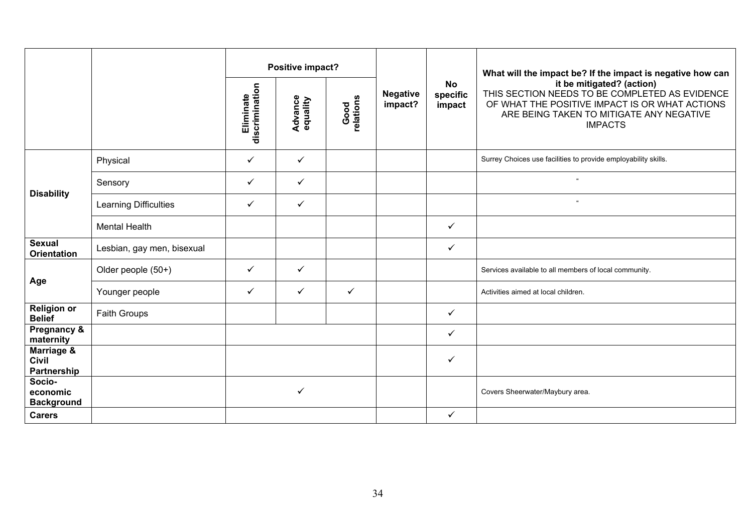| | | Positive impact? | | | Negative impact? | No specific impact | What will the impact be? If the impact is negative how can it be mitigated? (action) THIS SECTION NEEDS TO BE COMPLETED AS EVIDENCE OF WHAT THE POSITIVE IMPACT IS OR WHAT ACTIONS ARE BEING TAKEN TO MITIGATE ANY NEGATIVE IMPACTS |
|---|---|---|---|---|---|---|---|
| | | Eliminate discrimination | Advance equality | Good relations | | | |
| **Disability** | Physical | ✓ | ✓ | | | | Surrey Choices use facilities to provide employability skills. |
| | Sensory | ✓ | ✓ | | | | " |
| | Learning Difficulties | ✓ | ✓ | | | | " |
| | Mental Health | | | | | ✓ | |
| **Sexual Orientation** | Lesbian, gay men, bisexual | | | | | ✓ | |
| **Age** | Older people (50+) | ✓ | ✓ | | | | Services available to all members of local community. |
| | Younger people | ✓ | ✓ | ✓ | | | Activities aimed at local children. |
| **Religion or Belief** | Faith Groups | | | | | ✓ | |
| **Pregnancy & maternity** | | | | | | ✓ | |
| **Marriage & Civil Partnership** | | | | | | ✓ | |
| **Socio-economic Background** | | | ✓ | | | | Covers Sheerwater/Maybury area. |
| **Carers** | | | | | | ✓ | |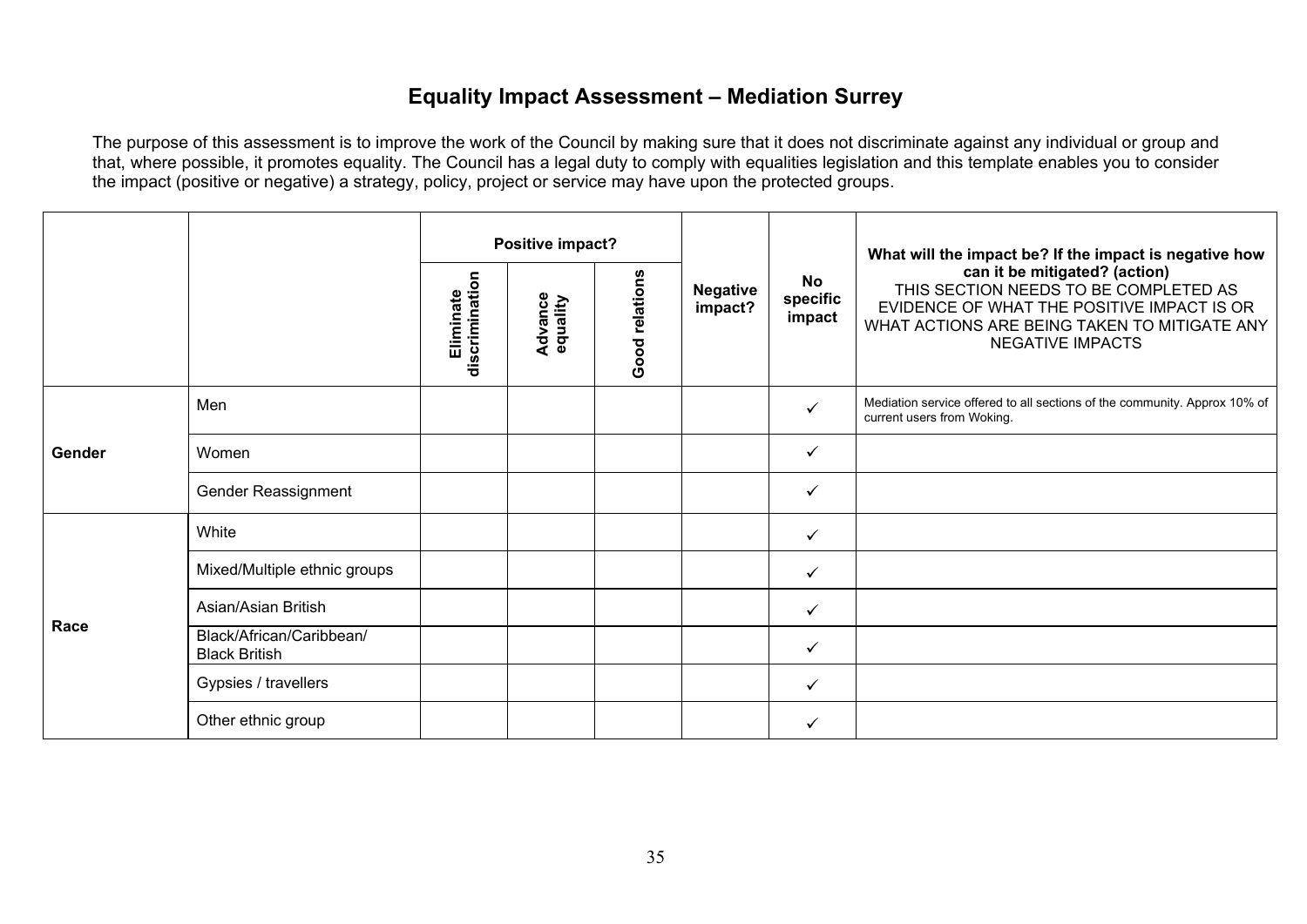## Equality Impact Assessment – Mediation Surrey

The purpose of this assessment is to improve the work of the Council by making sure that it does not discriminate against any individual or group and that, where possible, it promotes equality. The Council has a legal duty to comply with equalities legislation and this template enables you to consider the impact (positive or negative) a strategy, policy, project or service may have upon the protected groups.

| | | Positive impact? | | | Negative impact? | No specific impact | What will the impact be? If the impact is negative how can it be mitigated? (action) THIS SECTION NEEDS TO BE COMPLETED AS EVIDENCE OF WHAT THE POSITIVE IMPACT IS OR WHAT ACTIONS ARE BEING TAKEN TO MITIGATE ANY NEGATIVE IMPACTS |
|---|---|---|---|---|---|---|---|
| | | Eliminate discrimination | Advance equality | Good relations | | | |
| **Gender** | Men | | | | | ✓ | Mediation service offered to all sections of the community. Approx 10% of current users from Woking. |
| | Women | | | | | ✓ | |
| | Gender Reassignment | | | | | ✓ | |
| **Race** | White | | | | | ✓ | |
| | Mixed/Multiple ethnic groups | | | | | ✓ | |
| | Asian/Asian British | | | | | ✓ | |
| | Black/African/Caribbean/ Black British | | | | | ✓ | |
| | Gypsies / travellers | | | | | ✓ | |
| | Other ethnic group | | | | | ✓ | |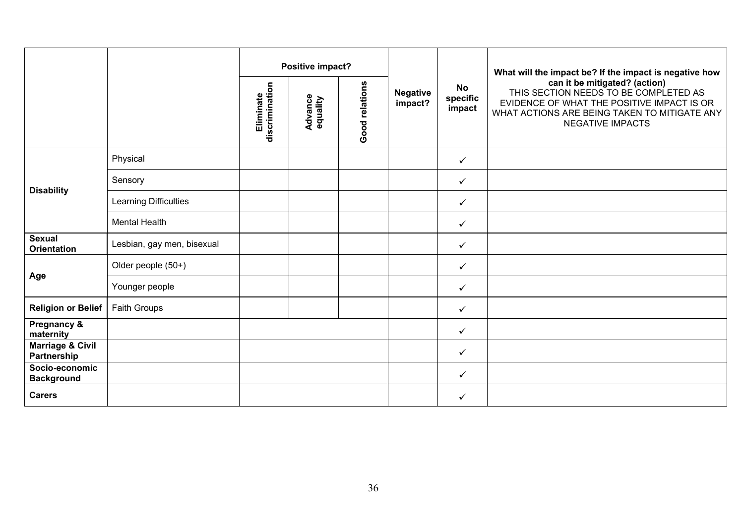| | | Positive impact? | | | Negative impact? | No specific impact | What will the impact be? If the impact is negative how can it be mitigated? (action) THIS SECTION NEEDS TO BE COMPLETED AS EVIDENCE OF WHAT THE POSITIVE IMPACT IS OR WHAT ACTIONS ARE BEING TAKEN TO MITIGATE ANY NEGATIVE IMPACTS |
|---|---|---|---|---|---|---|---|
| | | Eliminate discrimination | Advance equality | Good relations | | | |
| **Disability** | Physical | | | | | ✓ | |
| | Sensory | | | | | ✓ | |
| | Learning Difficulties | | | | | ✓ | |
| | Mental Health | | | | | ✓ | |
| **Sexual Orientation** | Lesbian, gay men, bisexual | | | | | ✓ | |
| **Age** | Older people (50+) | | | | | ✓ | |
| | Younger people | | | | | ✓ | |
| **Religion or Belief** | Faith Groups | | | | | ✓ | |
| **Pregnancy & maternity** | | | | | | ✓ | |
| **Marriage & Civil Partnership** | | | | | | ✓ | |
| **Socio-economic Background** | | | | | | ✓ | |
| **Carers** | | | | | | ✓ | |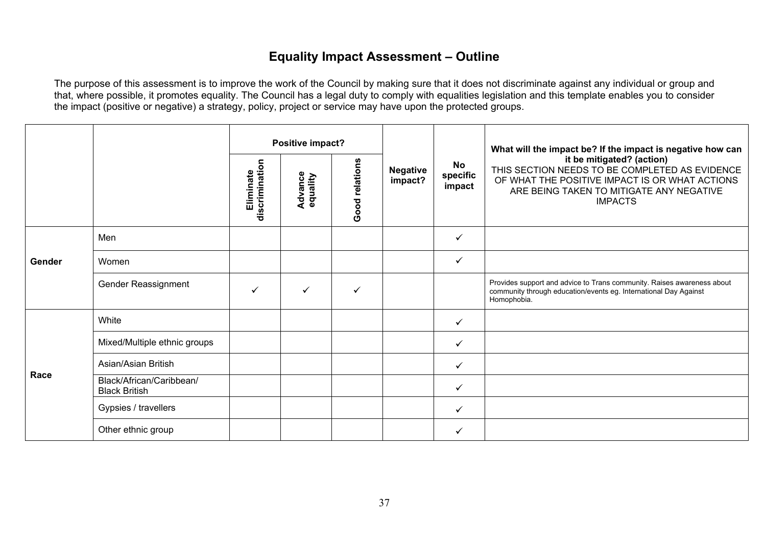# Equality Impact Assessment – Outline

The purpose of this assessment is to improve the work of the Council by making sure that it does not discriminate against any individual or group and that, where possible, it promotes equality. The Council has a legal duty to comply with equalities legislation and this template enables you to consider the impact (positive or negative) a strategy, policy, project or service may have upon the protected groups.

| | | Positive impact? | | | Negative impact? | No specific impact | What will the impact be? If the impact is negative how can it be mitigated? (action) THIS SECTION NEEDS TO BE COMPLETED AS EVIDENCE OF WHAT THE POSITIVE IMPACT IS OR WHAT ACTIONS ARE BEING TAKEN TO MITIGATE ANY NEGATIVE IMPACTS |
|---|---|---|---|---|---|---|---|
| | | Eliminate discrimination | Advance equality | Good relations | | | |
| **Gender** | Men | | | | | ✓ | |
| | Women | | | | | ✓ | |
| | Gender Reassignment | ✓ | ✓ | ✓ | | | Provides support and advice to Trans community. Raises awareness about community through education/events eg. International Day Against Homophobia. |
| **Race** | White | | | | | ✓ | |
| | Mixed/Multiple ethnic groups | | | | | ✓ | |
| | Asian/Asian British | | | | | ✓ | |
| | Black/African/Caribbean/ Black British | | | | | ✓ | |
| | Gypsies / travellers | | | | | ✓ | |
| | Other ethnic group | | | | | ✓ | |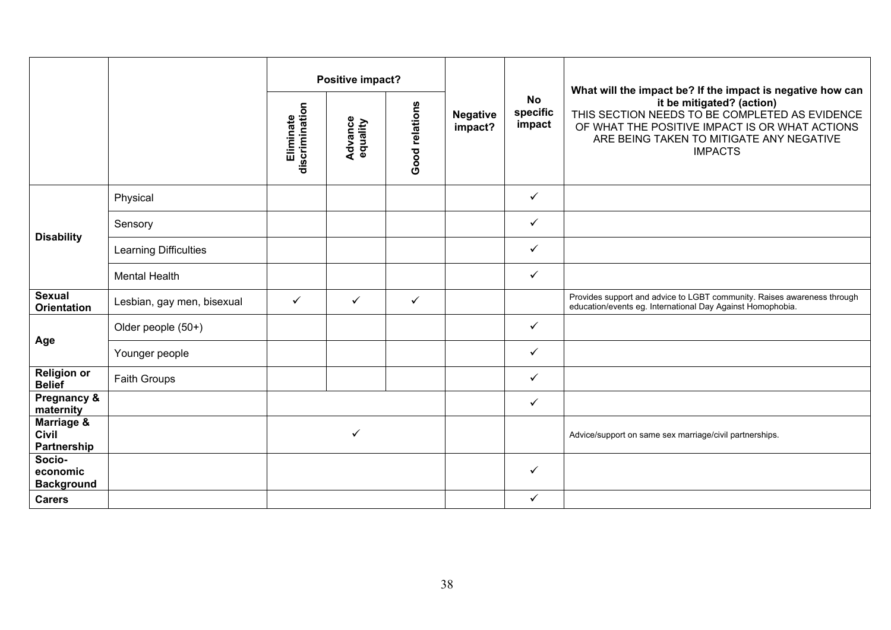| | | Positive impact? | | | Negative impact? | No specific impact | What will the impact be? If the impact is negative how can it be mitigated? (action) THIS SECTION NEEDS TO BE COMPLETED AS EVIDENCE OF WHAT THE POSITIVE IMPACT IS OR WHAT ACTIONS ARE BEING TAKEN TO MITIGATE ANY NEGATIVE IMPACTS |
|---|---|---|---|---|---|---|---|
| | | Eliminate discrimination | Advance equality | Good relations | | | |
| **Disability** | Physical | | | | | ✓ | |
| | Sensory | | | | | ✓ | |
| | Learning Difficulties | | | | | ✓ | |
| | Mental Health | | | | | ✓ | |
| **Sexual Orientation** | Lesbian, gay men, bisexual | ✓ | ✓ | ✓ | | | Provides support and advice to LGBT community. Raises awareness through education/events eg. International Day Against Homophobia. |
| **Age** | Older people (50+) | | | | | ✓ | |
| | Younger people | | | | | ✓ | |
| **Religion or Belief** | Faith Groups | | | | | ✓ | |
| **Pregnancy & maternity** | | | | | | ✓ | |
| **Marriage & Civil Partnership** | | | ✓ | | | | Advice/support on same sex marriage/civil partnerships. |
| **Socio-economic Background** | | | | | | ✓ | |
| **Carers** | | | | | | ✓ | |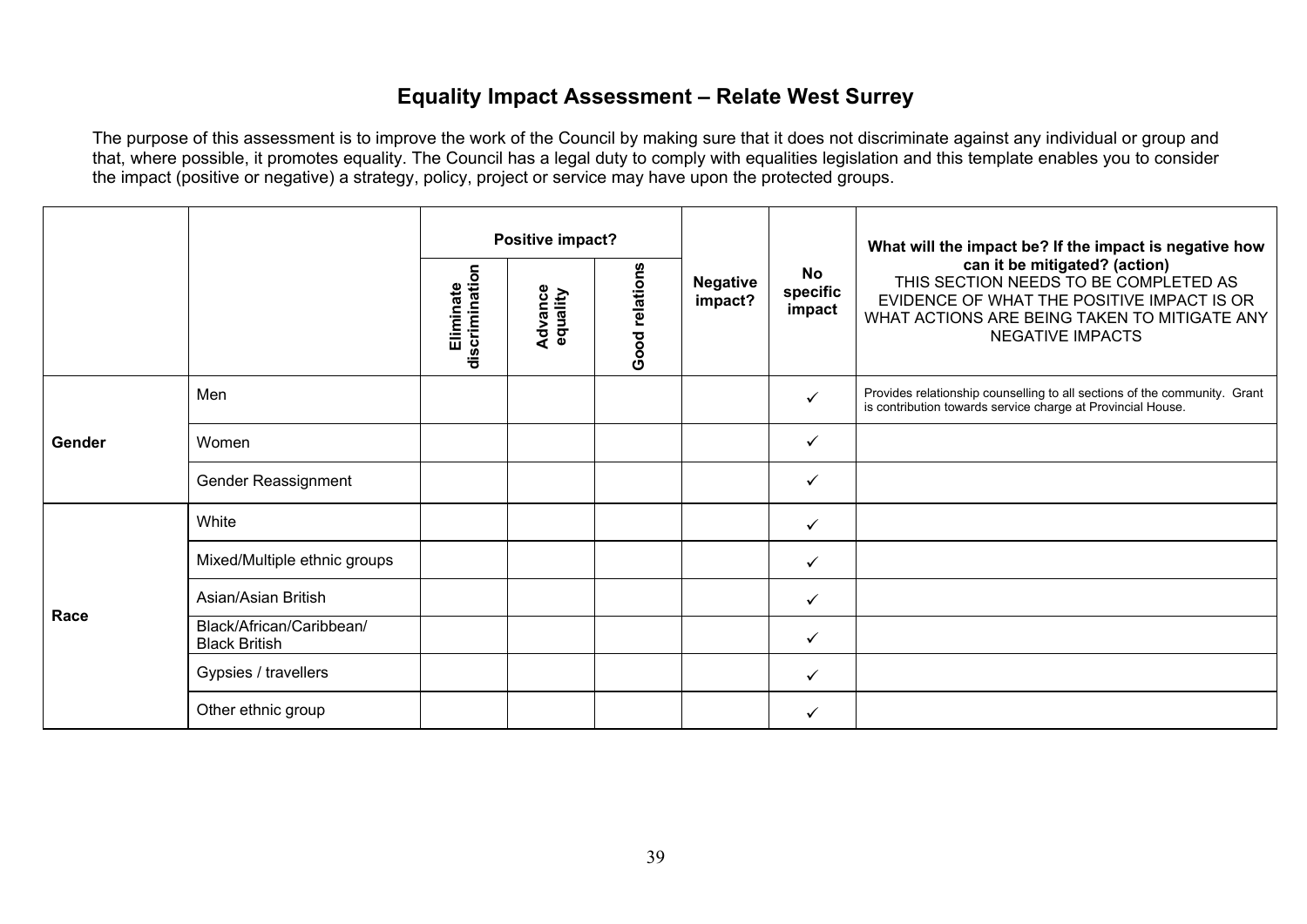## Equality Impact Assessment – Relate West Surrey

The purpose of this assessment is to improve the work of the Council by making sure that it does not discriminate against any individual or group and that, where possible, it promotes equality. The Council has a legal duty to comply with equalities legislation and this template enables you to consider the impact (positive or negative) a strategy, policy, project or service may have upon the protected groups.

| | | Positive impact? | | | Negative impact? | No specific impact | What will the impact be? If the impact is negative how can it be mitigated? (action) THIS SECTION NEEDS TO BE COMPLETED AS EVIDENCE OF WHAT THE POSITIVE IMPACT IS OR WHAT ACTIONS ARE BEING TAKEN TO MITIGATE ANY NEGATIVE IMPACTS |
|---|---|---|---|---|---|---|---|
| | | Eliminate discrimination | Advance equality | Good relations | | | |
| **Gender** | Men | | | | | ✓ | Provides relationship counselling to all sections of the community. Grant is contribution towards service charge at Provincial House. |
| | Women | | | | | ✓ | |
| | Gender Reassignment | | | | | ✓ | |
| **Race** | White | | | | | ✓ | |
| | Mixed/Multiple ethnic groups | | | | | ✓ | |
| | Asian/Asian British | | | | | ✓ | |
| | Black/African/Caribbean/ Black British | | | | | ✓ | |
| | Gypsies / travellers | | | | | ✓ | |
| | Other ethnic group | | | | | ✓ | |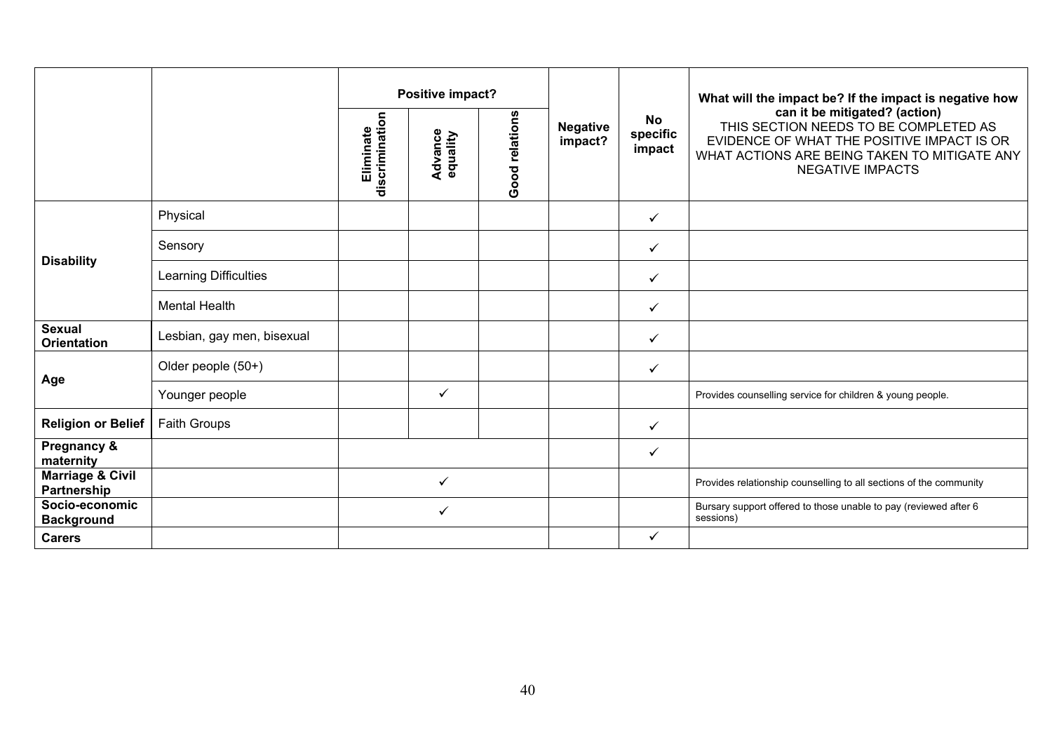| | | Positive impact? | | | Negative impact? | No specific impact | What will the impact be? If the impact is negative how can it be mitigated? (action) THIS SECTION NEEDS TO BE COMPLETED AS EVIDENCE OF WHAT THE POSITIVE IMPACT IS OR WHAT ACTIONS ARE BEING TAKEN TO MITIGATE ANY NEGATIVE IMPACTS |
|---|---|---|---|---|---|---|---|
| | | Eliminate discrimination | Advance equality | Good relations | | | |
| **Disability** | Physical | | | | | ✓ | |
| | Sensory | | | | | ✓ | |
| | Learning Difficulties | | | | | ✓ | |
| | Mental Health | | | | | ✓ | |
| **Sexual Orientation** | Lesbian, gay men, bisexual | | | | | ✓ | |
| **Age** | Older people (50+) | | | | | ✓ | |
| | Younger people | | ✓ | | | | Provides counselling service for children & young people. |
| **Religion or Belief** | Faith Groups | | | | | ✓ | |
| **Pregnancy & maternity** | | | | | | ✓ | |
| **Marriage & Civil Partnership** | | | ✓ | | | | Provides relationship counselling to all sections of the community |
| **Socio-economic Background** | | | ✓ | | | | Bursary support offered to those unable to pay (reviewed after 6 sessions) |
| **Carers** | | | | | | ✓ | |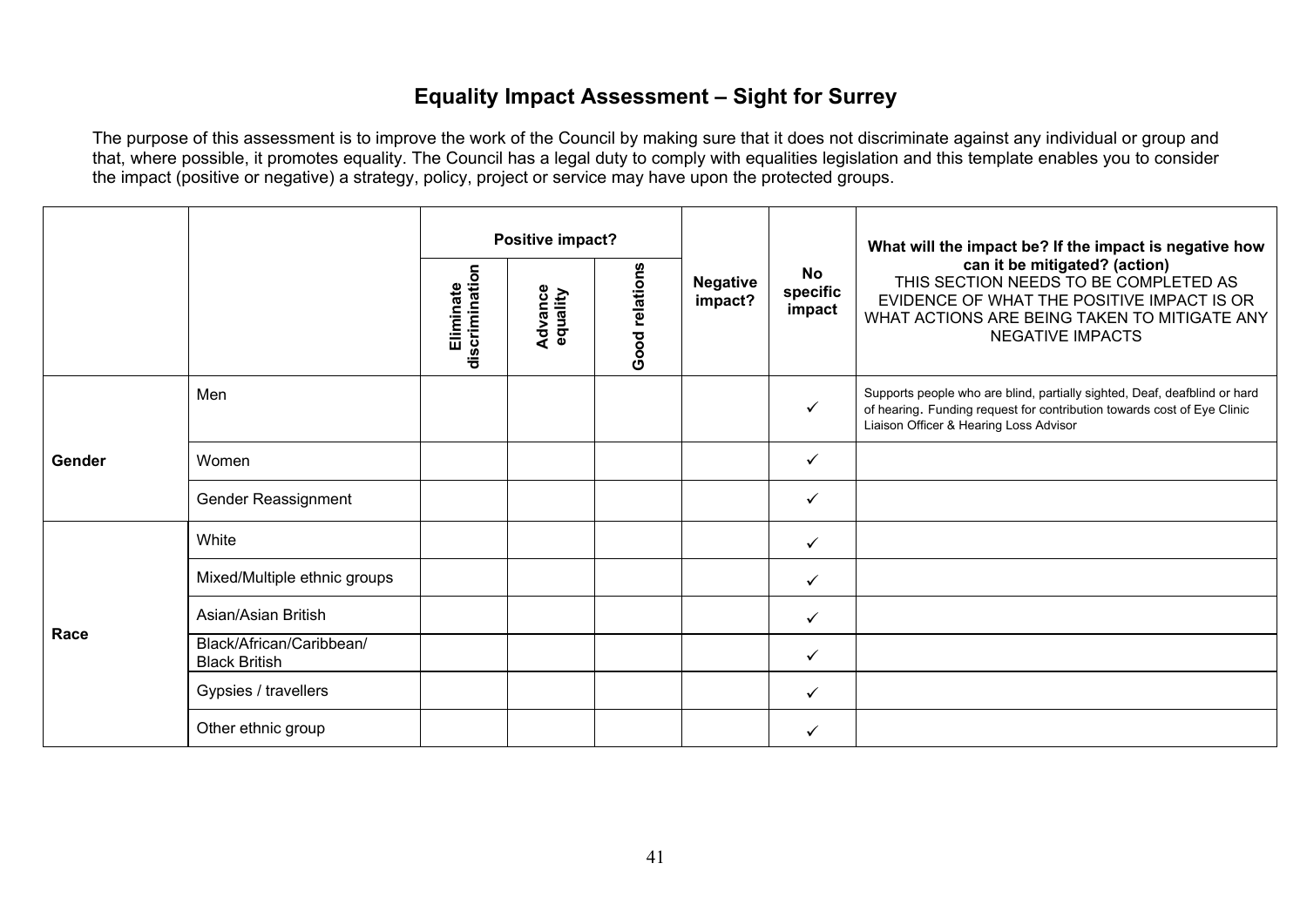# Equality Impact Assessment – Sight for Surrey

The purpose of this assessment is to improve the work of the Council by making sure that it does not discriminate against any individual or group and that, where possible, it promotes equality. The Council has a legal duty to comply with equalities legislation and this template enables you to consider the impact (positive or negative) a strategy, policy, project or service may have upon the protected groups.

| | | **Positive impact?** | | | **Negative impact?** | **No specific impact** | **What will the impact be? If the impact is negative how can it be mitigated? (action)** THIS SECTION NEEDS TO BE COMPLETED AS EVIDENCE OF WHAT THE POSITIVE IMPACT IS OR WHAT ACTIONS ARE BEING TAKEN TO MITIGATE ANY NEGATIVE IMPACTS |
|---|---|---|---|---|---|---|---|
| | | **Eliminate discrimination** | **Advance equality** | **Good relations** | | | |
| **Gender** | Men | | | | | ✓ | Supports people who are blind, partially sighted, Deaf, deafblind or hard of hearing. Funding request for contribution towards cost of Eye Clinic Liaison Officer & Hearing Loss Advisor |
| | Women | | | | | ✓ | |
| | Gender Reassignment | | | | | ✓ | |
| **Race** | White | | | | | ✓ | |
| | Mixed/Multiple ethnic groups | | | | | ✓ | |
| | Asian/Asian British | | | | | ✓ | |
| | Black/African/Caribbean/ Black British | | | | | ✓ | |
| | Gypsies / travellers | | | | | ✓ | |
| | Other ethnic group | | | | | ✓ | |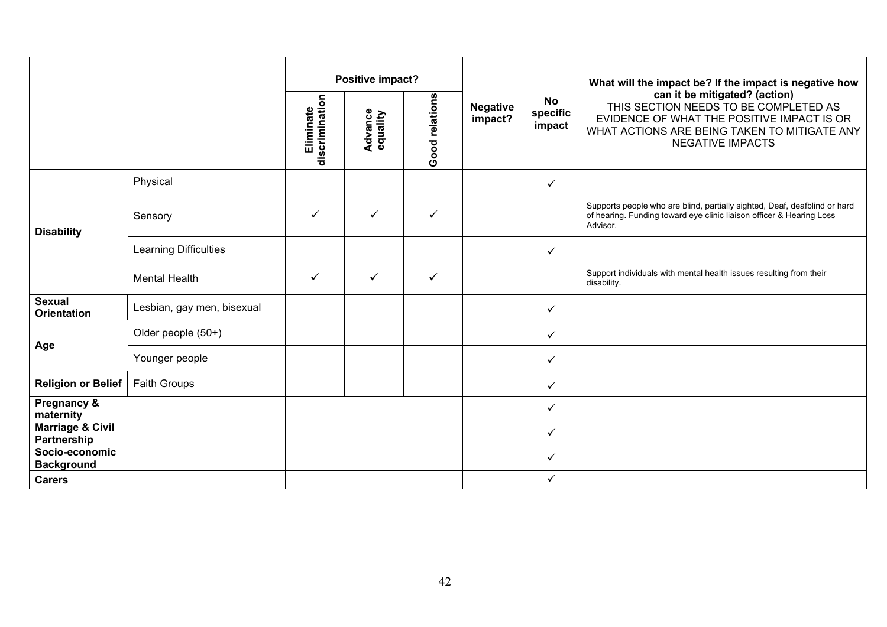| | | Positive impact? | | | Negative impact? | No specific impact | What will the impact be? If the impact is negative how can it be mitigated? (action) THIS SECTION NEEDS TO BE COMPLETED AS EVIDENCE OF WHAT THE POSITIVE IMPACT IS OR WHAT ACTIONS ARE BEING TAKEN TO MITIGATE ANY NEGATIVE IMPACTS |
|---|---|---|---|---|---|---|---|
| | | Eliminate discrimination | Advance equality | Good relations | | | |
| **Disability** | Physical | | | | | ✓ | |
| | Sensory | ✓ | ✓ | ✓ | | | Supports people who are blind, partially sighted, Deaf, deafblind or hard of hearing. Funding toward eye clinic liaison officer & Hearing Loss Advisor. |
| | Learning Difficulties | | | | | ✓ | |
| | Mental Health | ✓ | ✓ | ✓ | | | Support individuals with mental health issues resulting from their disability. |
| **Sexual Orientation** | Lesbian, gay men, bisexual | | | | | ✓ | |
| **Age** | Older people (50+) | | | | | ✓ | |
| | Younger people | | | | | ✓ | |
| **Religion or Belief** | Faith Groups | | | | | ✓ | |
| **Pregnancy & maternity** | | | | | | ✓ | |
| **Marriage & Civil Partnership** | | | | | | ✓ | |
| **Socio-economic Background** | | | | | | ✓ | |
| **Carers** | | | | | | ✓ | |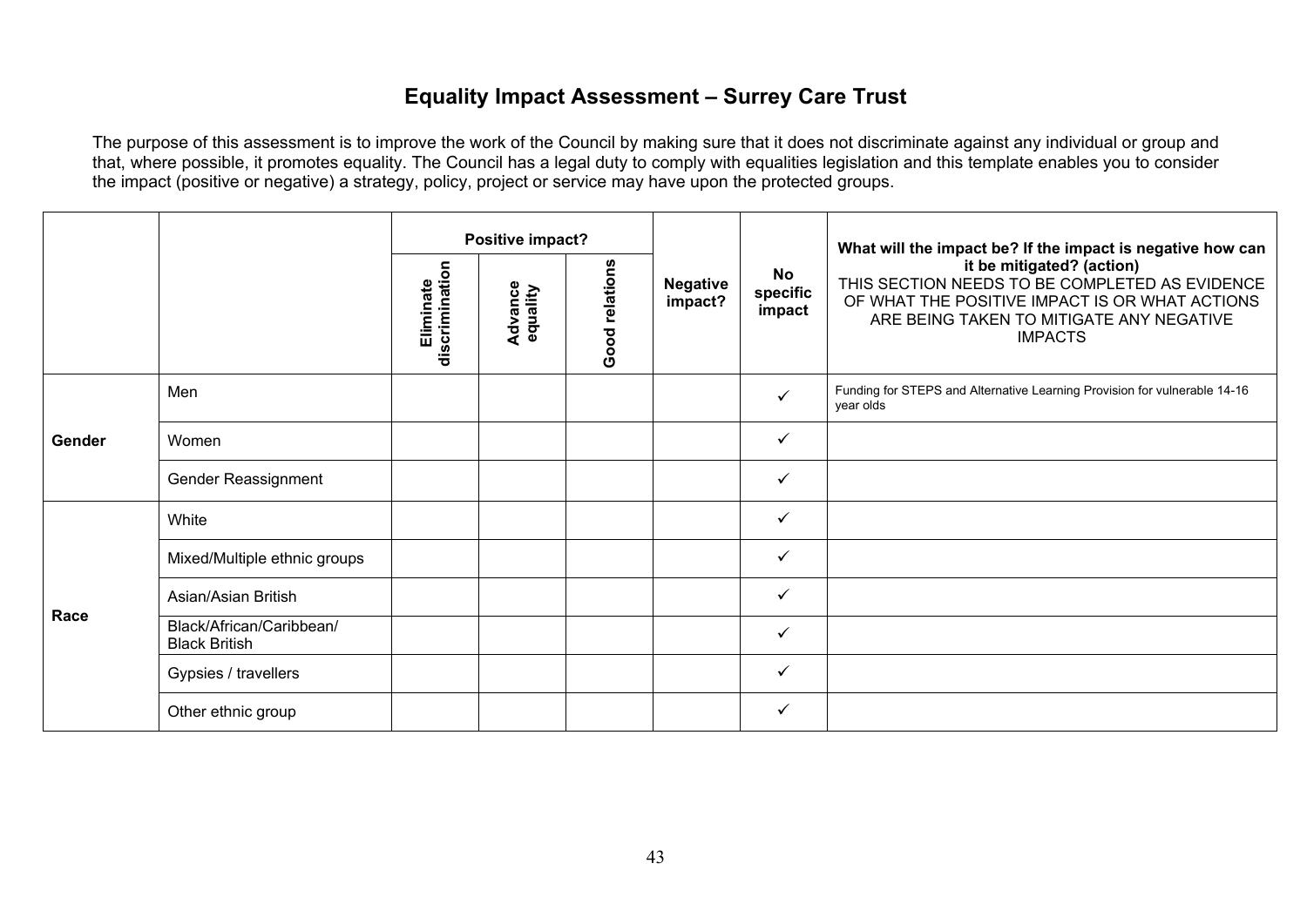# Equality Impact Assessment – Surrey Care Trust

The purpose of this assessment is to improve the work of the Council by making sure that it does not discriminate against any individual or group and that, where possible, it promotes equality. The Council has a legal duty to comply with equalities legislation and this template enables you to consider the impact (positive or negative) a strategy, policy, project or service may have upon the protected groups.

| | | Positive impact? | | | Negative impact? | No specific impact | What will the impact be? If the impact is negative how can it be mitigated? (action) THIS SECTION NEEDS TO BE COMPLETED AS EVIDENCE OF WHAT THE POSITIVE IMPACT IS OR WHAT ACTIONS ARE BEING TAKEN TO MITIGATE ANY NEGATIVE IMPACTS |
|---|---|---|---|---|---|---|---|
| | | Eliminate discrimination | Advance equality | Good relations | | | |
| Gender | Men | | | | | ✓ | Funding for STEPS and Alternative Learning Provision for vulnerable 14-16 year olds |
| | Women | | | | | ✓ | |
| | Gender Reassignment | | | | | ✓ | |
| Race | White | | | | | ✓ | |
| | Mixed/Multiple ethnic groups | | | | | ✓ | |
| | Asian/Asian British | | | | | ✓ | |
| | Black/African/Caribbean/ Black British | | | | | ✓ | |
| | Gypsies / travellers | | | | | ✓ | |
| | Other ethnic group | | | | | ✓ | |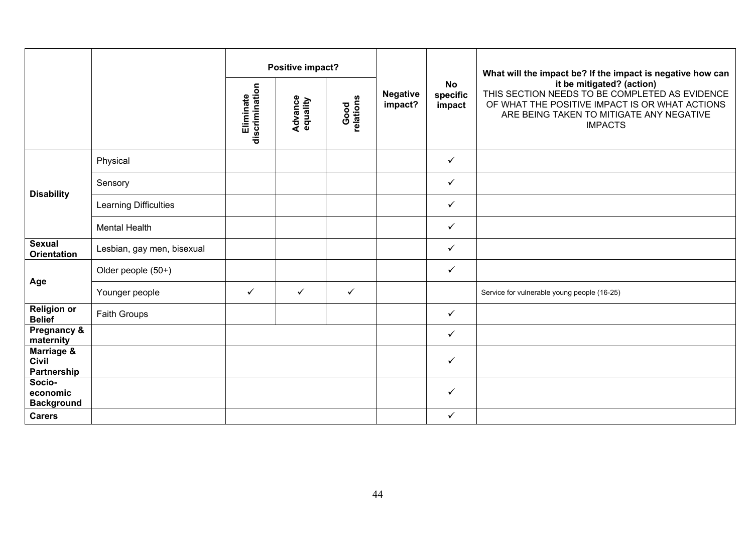| | | Positive impact? | | | Negative impact? | No specific impact | What will the impact be? If the impact is negative how can it be mitigated? (action) THIS SECTION NEEDS TO BE COMPLETED AS EVIDENCE OF WHAT THE POSITIVE IMPACT IS OR WHAT ACTIONS ARE BEING TAKEN TO MITIGATE ANY NEGATIVE IMPACTS |
|---|---|---|---|---|---|---|---|
| | | Eliminate discrimination | Advance equality | Good relations | | | |
| **Disability** | Physical | | | | | ✓ | |
| | Sensory | | | | | ✓ | |
| | Learning Difficulties | | | | | ✓ | |
| | Mental Health | | | | | ✓ | |
| **Sexual Orientation** | Lesbian, gay men, bisexual | | | | | ✓ | |
| **Age** | Older people (50+) | | | | | ✓ | |
| | Younger people | ✓ | ✓ | ✓ | | | Service for vulnerable young people (16-25) |
| **Religion or Belief** | Faith Groups | | | | | ✓ | |
| **Pregnancy & maternity** | | | | | | ✓ | |
| **Marriage & Civil Partnership** | | | | | | ✓ | |
| **Socio-economic Background** | | | | | | ✓ | |
| **Carers** | | | | | | ✓ | |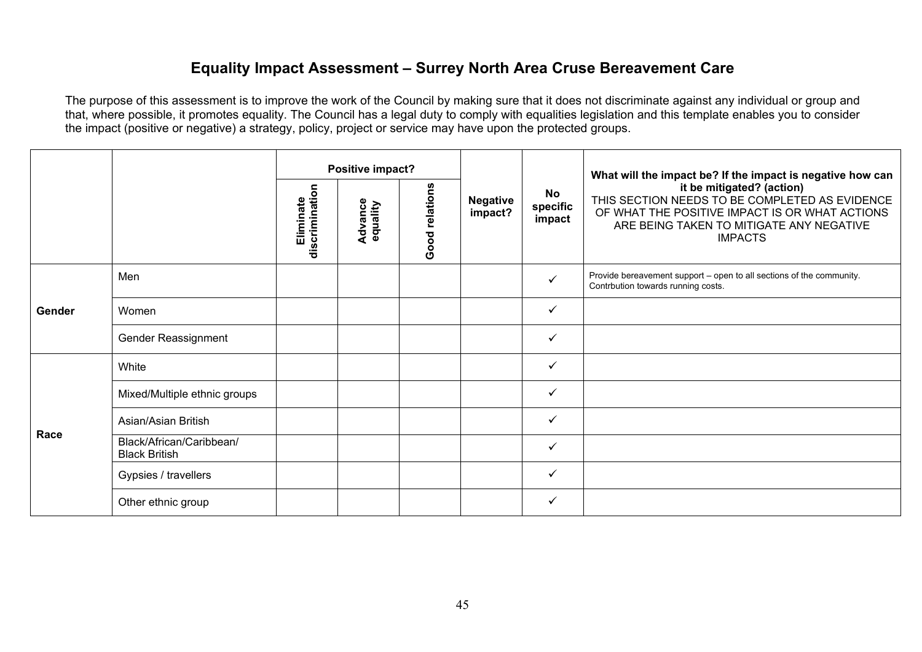# Equality Impact Assessment – Surrey North Area Cruse Bereavement Care

The purpose of this assessment is to improve the work of the Council by making sure that it does not discriminate against any individual or group and that, where possible, it promotes equality. The Council has a legal duty to comply with equalities legislation and this template enables you to consider the impact (positive or negative) a strategy, policy, project or service may have upon the protected groups.

| | | Positive impact? | | | Negative impact? | No specific impact | What will the impact be? If the impact is negative how can it be mitigated? (action) THIS SECTION NEEDS TO BE COMPLETED AS EVIDENCE OF WHAT THE POSITIVE IMPACT IS OR WHAT ACTIONS ARE BEING TAKEN TO MITIGATE ANY NEGATIVE IMPACTS |
|---|---|---|---|---|---|---|---|
| | | Eliminate discrimination | Advance equality | Good relations | | | |
| Gender | Men | | | | | ✓ | Provide bereavement support – open to all sections of the community. Contrbution towards running costs. |
| | Women | | | | | ✓ | |
| | Gender Reassignment | | | | | ✓ | |
| Race | White | | | | | ✓ | |
| | Mixed/Multiple ethnic groups | | | | | ✓ | |
| | Asian/Asian British | | | | | ✓ | |
| | Black/African/Caribbean/ Black British | | | | | ✓ | |
| | Gypsies / travellers | | | | | ✓ | |
| | Other ethnic group | | | | | ✓ | |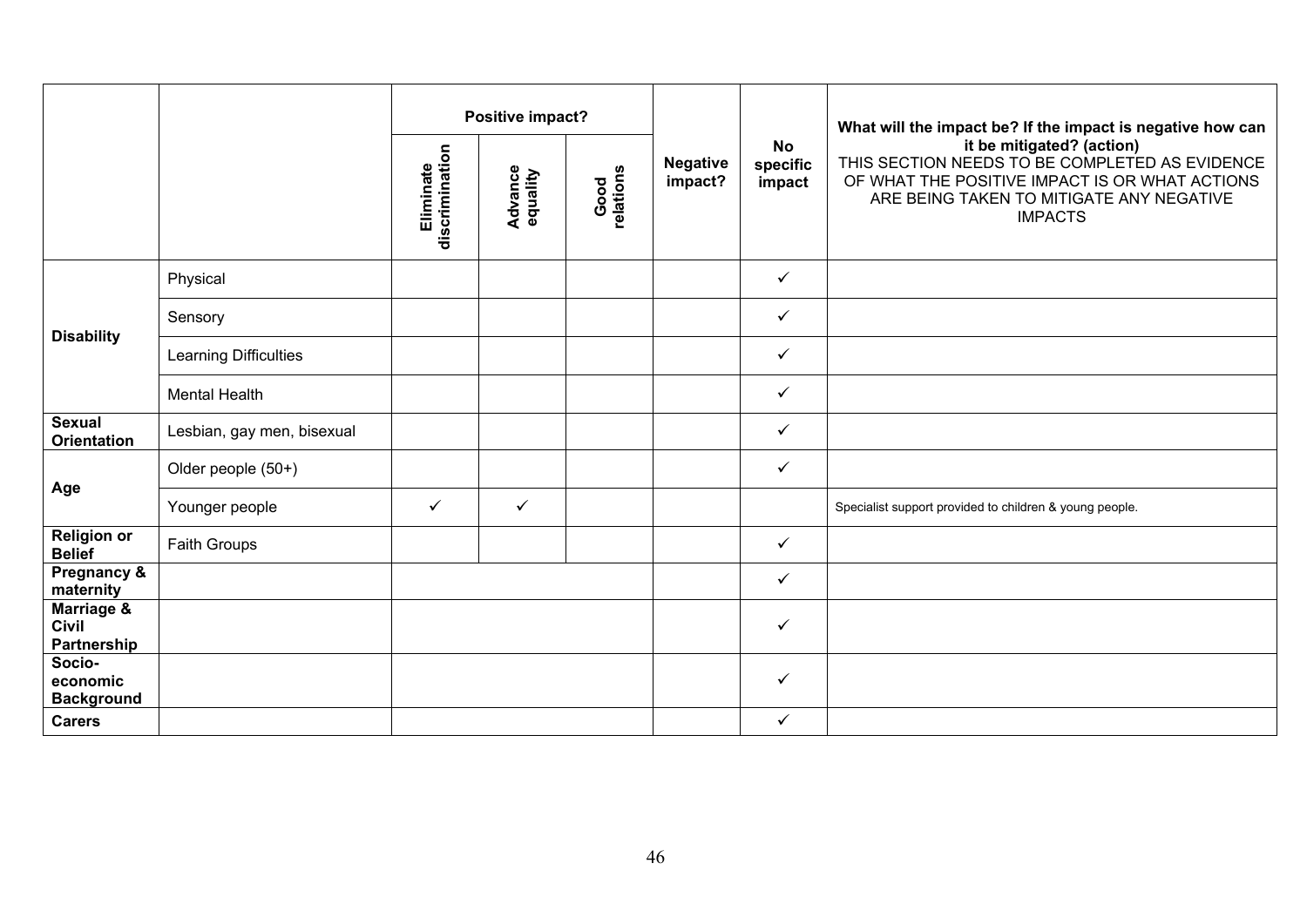| | | Positive impact? | | | Negative impact? | No specific impact | What will the impact be? If the impact is negative how can it be mitigated? (action) THIS SECTION NEEDS TO BE COMPLETED AS EVIDENCE OF WHAT THE POSITIVE IMPACT IS OR WHAT ACTIONS ARE BEING TAKEN TO MITIGATE ANY NEGATIVE IMPACTS |
|---|---|---|---|---|---|---|---|
| | | Eliminate discrimination | Advance equality | Good relations | | | |
| Disability | Physical | | | | | ✓ | |
| | Sensory | | | | | ✓ | |
| | Learning Difficulties | | | | | ✓ | |
| | Mental Health | | | | | ✓ | |
| Sexual Orientation | Lesbian, gay men, bisexual | | | | | ✓ | |
| Age | Older people (50+) | | | | | ✓ | |
| | Younger people | ✓ | ✓ | | | | Specialist support provided to children & young people. |
| Religion or Belief | Faith Groups | | | | | ✓ | |
| Pregnancy & maternity | | | | | | ✓ | |
| Marriage & Civil Partnership | | | | | | ✓ | |
| Socio-economic Background | | | | | | ✓ | |
| Carers | | | | | | ✓ | |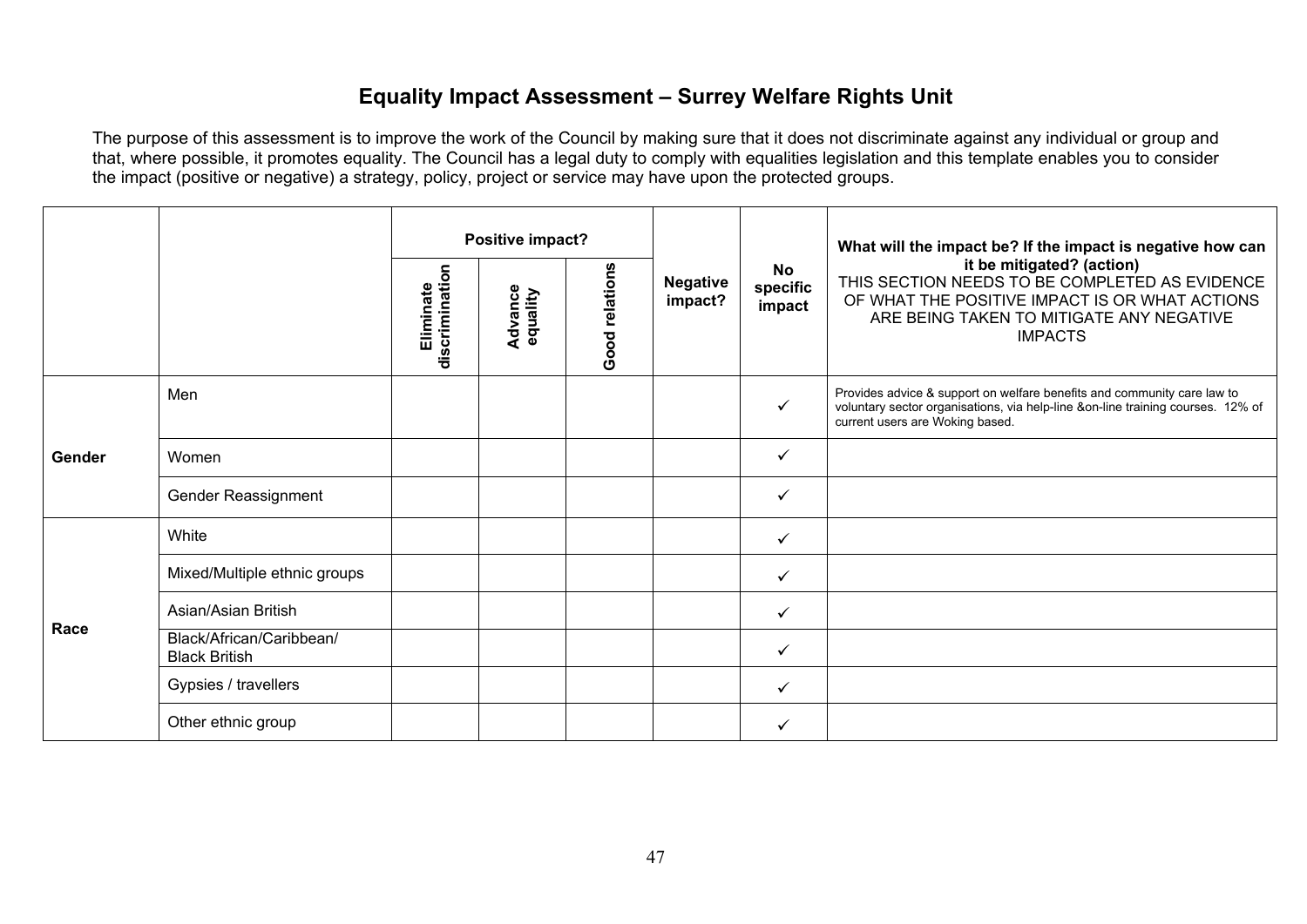## Equality Impact Assessment – Surrey Welfare Rights Unit

The purpose of this assessment is to improve the work of the Council by making sure that it does not discriminate against any individual or group and that, where possible, it promotes equality. The Council has a legal duty to comply with equalities legislation and this template enables you to consider the impact (positive or negative) a strategy, policy, project or service may have upon the protected groups.

| | | Positive impact? | | | Negative impact? | No specific impact | What will the impact be? If the impact is negative how can it be mitigated? (action) THIS SECTION NEEDS TO BE COMPLETED AS EVIDENCE OF WHAT THE POSITIVE IMPACT IS OR WHAT ACTIONS ARE BEING TAKEN TO MITIGATE ANY NEGATIVE IMPACTS |
|---|---|---|---|---|---|---|---|
| | | Eliminate discrimination | Advance equality | Good relations | | | |
| Gender | Men | | | | | ✓ | Provides advice & support on welfare benefits and community care law to voluntary sector organisations, via help-line &on-line training courses. 12% of current users are Woking based. |
| | Women | | | | | ✓ | |
| | Gender Reassignment | | | | | ✓ | |
| Race | White | | | | | ✓ | |
| | Mixed/Multiple ethnic groups | | | | | ✓ | |
| | Asian/Asian British | | | | | ✓ | |
| | Black/African/Caribbean/ Black British | | | | | ✓ | |
| | Gypsies / travellers | | | | | ✓ | |
| | Other ethnic group | | | | | ✓ | |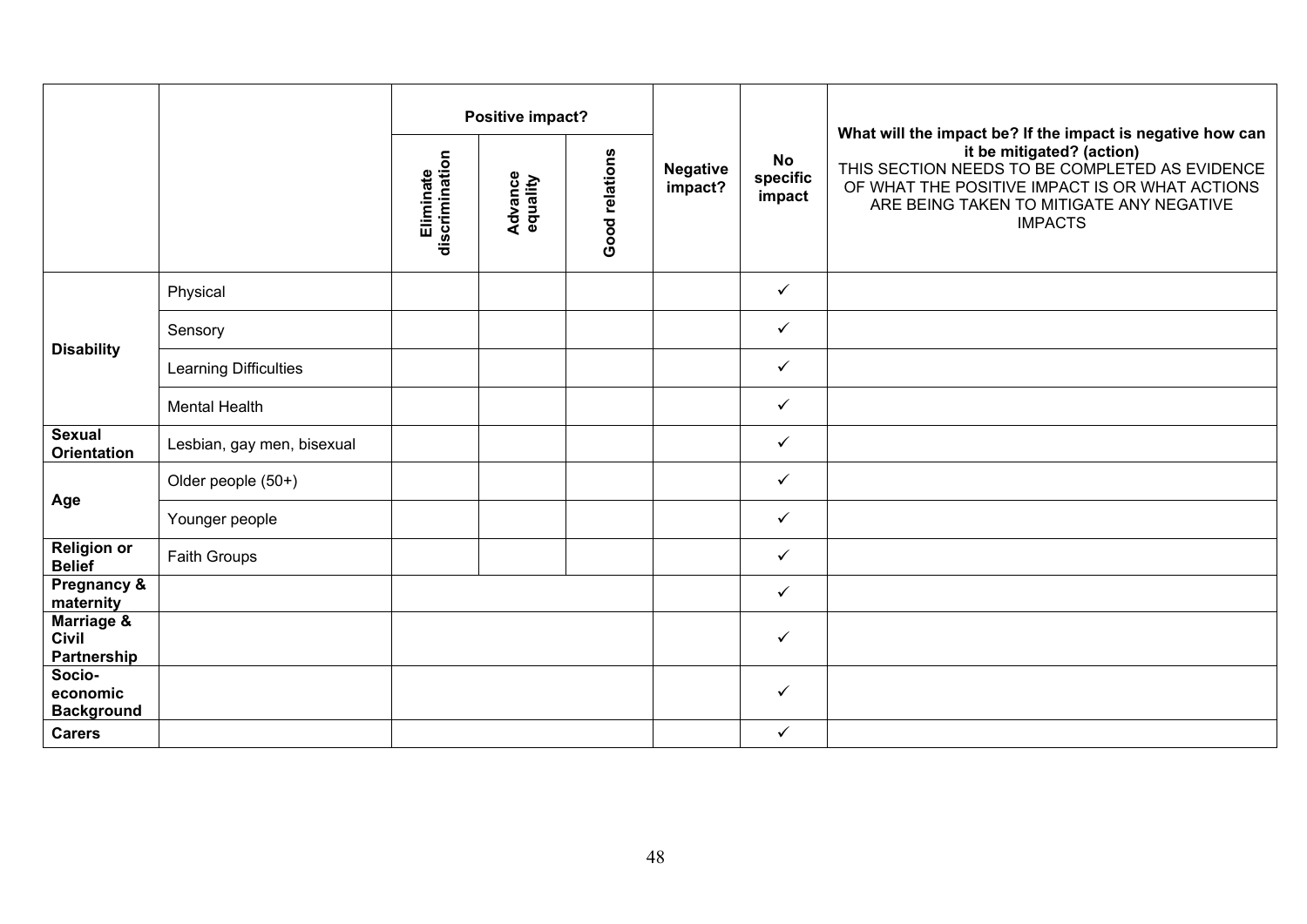| | | Positive impact? | | | Negative impact? | No specific impact | What will the impact be? If the impact is negative how can it be mitigated? (action) THIS SECTION NEEDS TO BE COMPLETED AS EVIDENCE OF WHAT THE POSITIVE IMPACT IS OR WHAT ACTIONS ARE BEING TAKEN TO MITIGATE ANY NEGATIVE IMPACTS |
|---|---|---|---|---|---|---|---|
| | | Eliminate discrimination | Advance equality | Good relations | | | |
| **Disability** | Physical | | | | | ✓ | |
| | Sensory | | | | | ✓ | |
| | Learning Difficulties | | | | | ✓ | |
| | Mental Health | | | | | ✓ | |
| **Sexual Orientation** | Lesbian, gay men, bisexual | | | | | ✓ | |
| **Age** | Older people (50+) | | | | | ✓ | |
| | Younger people | | | | | ✓ | |
| **Religion or Belief** | Faith Groups | | | | | ✓ | |
| **Pregnancy & maternity** | | | | | | ✓ | |
| **Marriage & Civil Partnership** | | | | | | ✓ | |
| **Socio-economic Background** | | | | | | ✓ | |
| **Carers** | | | | | | ✓ | |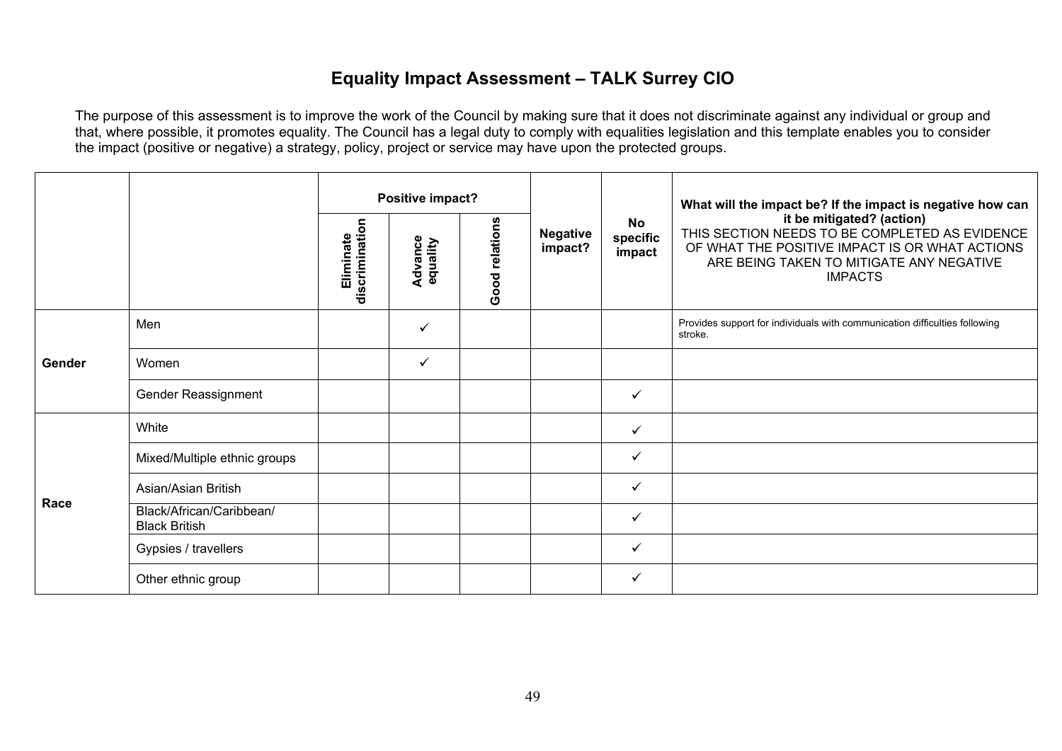## Equality Impact Assessment – TALK Surrey CIO

The purpose of this assessment is to improve the work of the Council by making sure that it does not discriminate against any individual or group and that, where possible, it promotes equality. The Council has a legal duty to comply with equalities legislation and this template enables you to consider the impact (positive or negative) a strategy, policy, project or service may have upon the protected groups.

| | | **Positive impact?** | | | **Negative impact?** | **No specific impact** | **What will the impact be? If the impact is negative how can it be mitigated? (action)** THIS SECTION NEEDS TO BE COMPLETED AS EVIDENCE OF WHAT THE POSITIVE IMPACT IS OR WHAT ACTIONS ARE BEING TAKEN TO MITIGATE ANY NEGATIVE IMPACTS |
|---|---|---|---|---|---|---|---|
| | | **Eliminate discrimination** | **Advance equality** | **Good relations** | | | |
| **Gender** | Men | | ✓ | | | | Provides support for individuals with communication difficulties following stroke. |
| | Women | | ✓ | | | | |
| | Gender Reassignment | | | | | ✓ | |
| **Race** | White | | | | | ✓ | |
| | Mixed/Multiple ethnic groups | | | | | ✓ | |
| | Asian/Asian British | | | | | ✓ | |
| | Black/African/Caribbean/ Black British | | | | | ✓ | |
| | Gypsies / travellers | | | | | ✓ | |
| | Other ethnic group | | | | | ✓ | |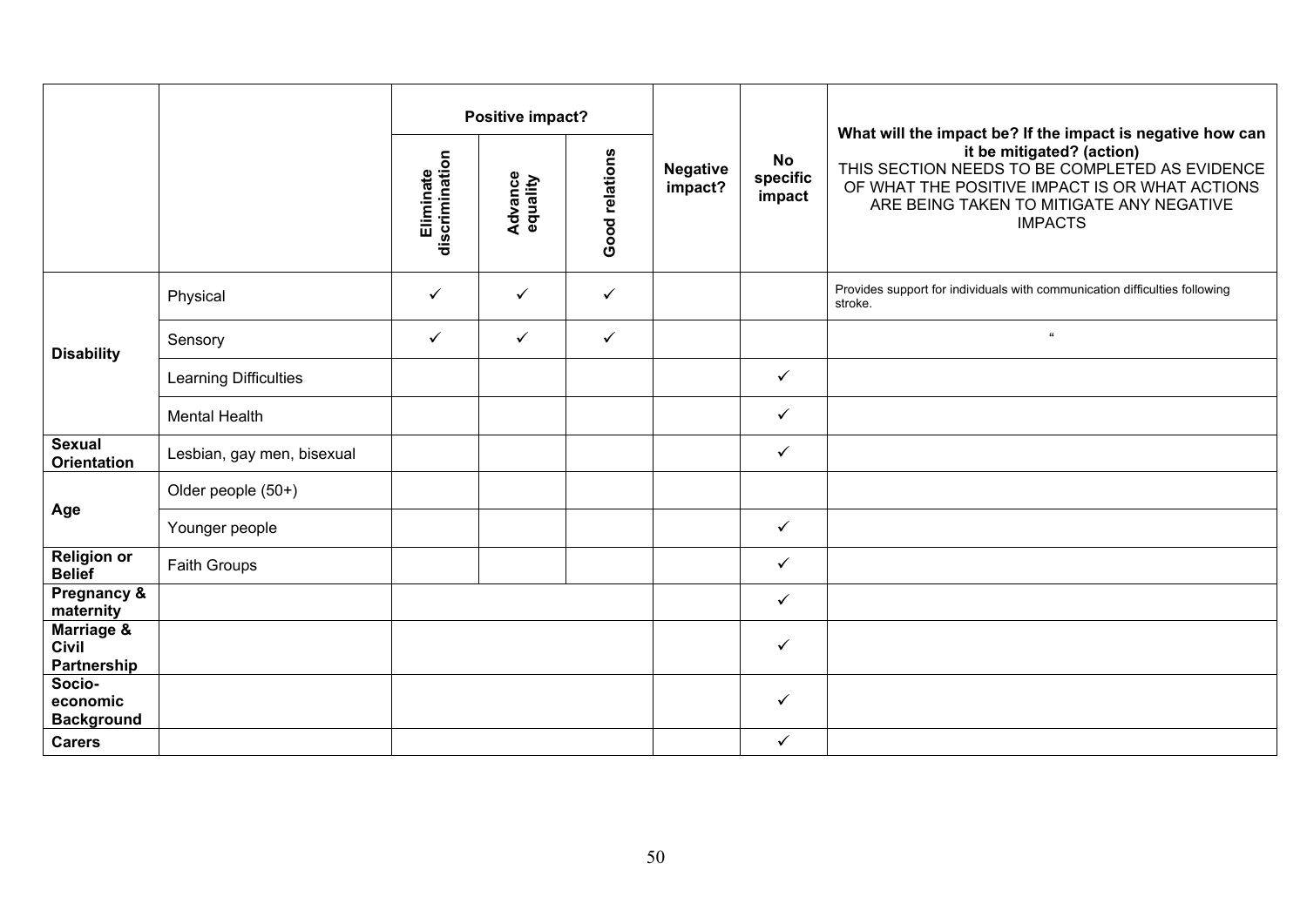| | | Positive impact? | | | Negative impact? | No specific impact | What will the impact be? If the impact is negative how can it be mitigated? (action) THIS SECTION NEEDS TO BE COMPLETED AS EVIDENCE OF WHAT THE POSITIVE IMPACT IS OR WHAT ACTIONS ARE BEING TAKEN TO MITIGATE ANY NEGATIVE IMPACTS |
|---|---|---|---|---|---|---|---|
| | | Eliminate discrimination | Advance equality | Good relations | | | |
| **Disability** | Physical | ✓ | ✓ | ✓ | | | Provides support for individuals with communication difficulties following stroke. |
| | Sensory | ✓ | ✓ | ✓ | | | " |
| | Learning Difficulties | | | | | ✓ | |
| | Mental Health | | | | | ✓ | |
| **Sexual Orientation** | Lesbian, gay men, bisexual | | | | | ✓ | |
| **Age** | Older people (50+) | | | | | | |
| | Younger people | | | | | ✓ | |
| **Religion or Belief** | Faith Groups | | | | | ✓ | |
| **Pregnancy & maternity** | | | | | | ✓ | |
| **Marriage & Civil Partnership** | | | | | | ✓ | |
| **Socio-economic Background** | | | | | | ✓ | |
| **Carers** | | | | | | ✓ | |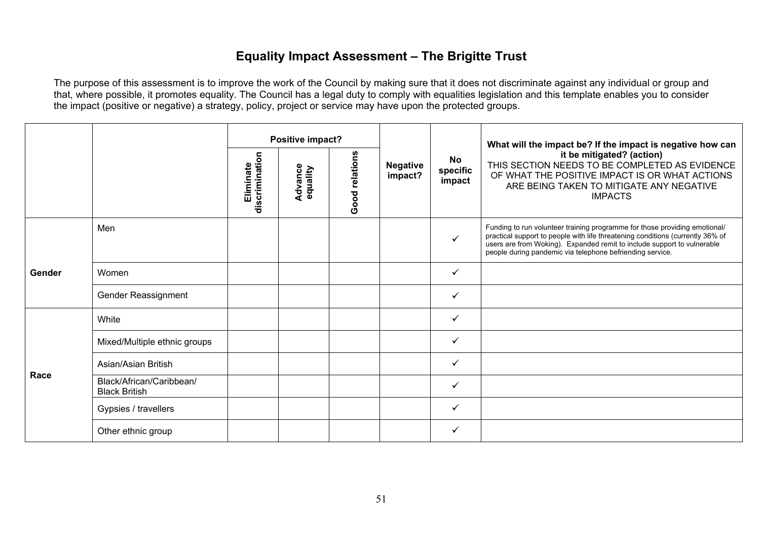# Equality Impact Assessment – The Brigitte Trust

The purpose of this assessment is to improve the work of the Council by making sure that it does not discriminate against any individual or group and that, where possible, it promotes equality. The Council has a legal duty to comply with equalities legislation and this template enables you to consider the impact (positive or negative) a strategy, policy, project or service may have upon the protected groups.

| | | **Positive impact?** | | | **Negative impact?** | **No specific impact** | **What will the impact be? If the impact is negative how can it be mitigated? (action)** THIS SECTION NEEDS TO BE COMPLETED AS EVIDENCE OF WHAT THE POSITIVE IMPACT IS OR WHAT ACTIONS ARE BEING TAKEN TO MITIGATE ANY NEGATIVE IMPACTS |
|---|---|---|---|---|---|---|---|
| | | **Eliminate discrimination** | **Advance equality** | **Good relations** | | | |
| **Gender** | Men | | | | | ✓ | Funding to run volunteer training programme for those providing emotional/ practical support to people with life threatening conditions (currently 36% of users are from Woking). Expanded remit to include support to vulnerable people during pandemic via telephone befriending service. |
| | Women | | | | | ✓ | |
| | Gender Reassignment | | | | | ✓ | |
| **Race** | White | | | | | ✓ | |
| | Mixed/Multiple ethnic groups | | | | | ✓ | |
| | Asian/Asian British | | | | | ✓ | |
| | Black/African/Caribbean/ Black British | | | | | ✓ | |
| | Gypsies / travellers | | | | | ✓ | |
| | Other ethnic group | | | | | ✓ | |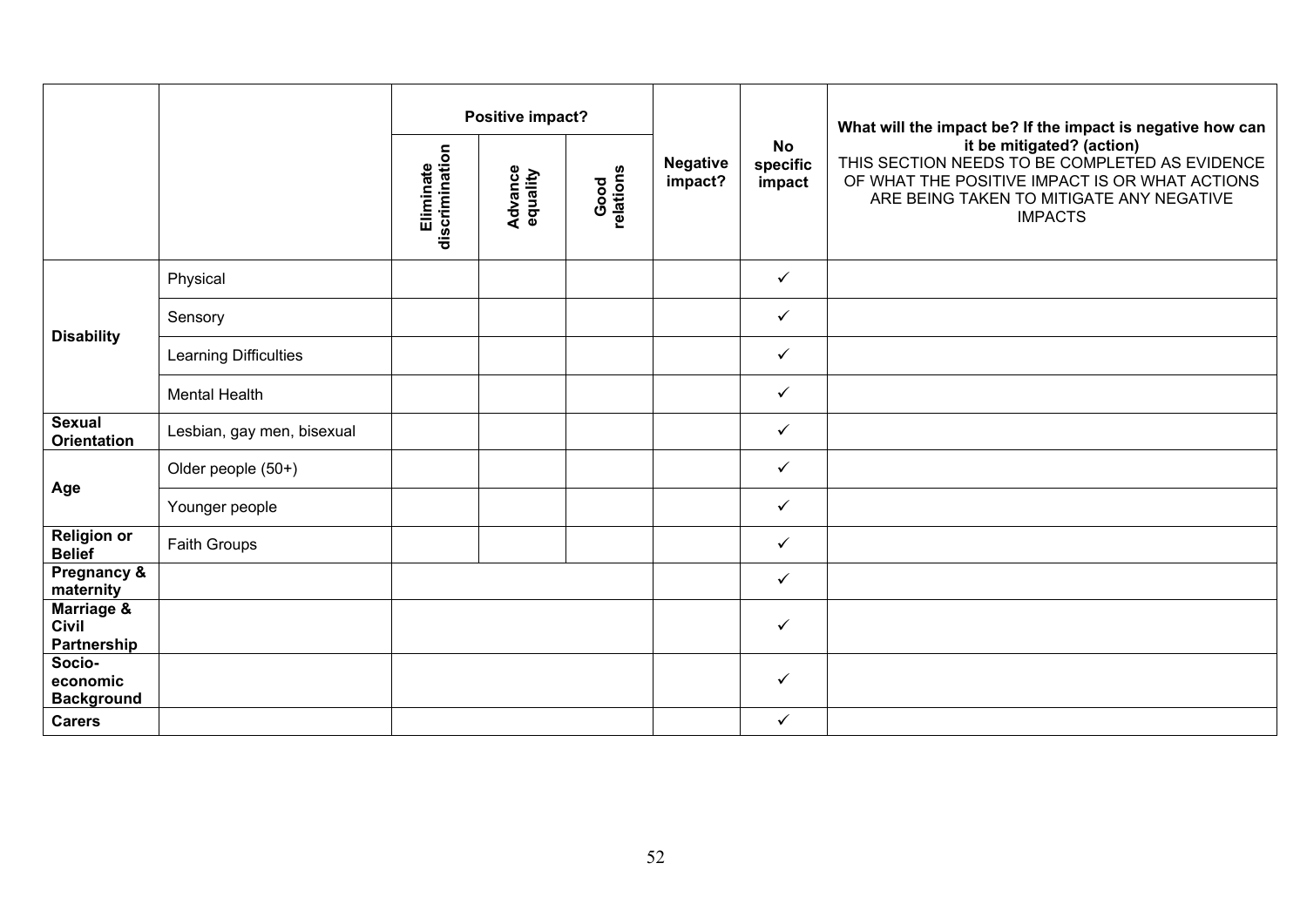| | | Positive impact? | | | Negative impact? | No specific impact | What will the impact be? If the impact is negative how can it be mitigated? (action) THIS SECTION NEEDS TO BE COMPLETED AS EVIDENCE OF WHAT THE POSITIVE IMPACT IS OR WHAT ACTIONS ARE BEING TAKEN TO MITIGATE ANY NEGATIVE IMPACTS |
|---|---|---|---|---|---|---|---|
| | | Eliminate discrimination | Advance equality | Good relations | | | |
| **Disability** | Physical | | | | | ✓ | |
| | Sensory | | | | | ✓ | |
| | Learning Difficulties | | | | | ✓ | |
| | Mental Health | | | | | ✓ | |
| **Sexual Orientation** | Lesbian, gay men, bisexual | | | | | ✓ | |
| **Age** | Older people (50+) | | | | | ✓ | |
| | Younger people | | | | | ✓ | |
| **Religion or Belief** | Faith Groups | | | | | ✓ | |
| **Pregnancy & maternity** | | | | | | ✓ | |
| **Marriage & Civil Partnership** | | | | | | ✓ | |
| **Socio-economic Background** | | | | | | ✓ | |
| **Carers** | | | | | | ✓ | |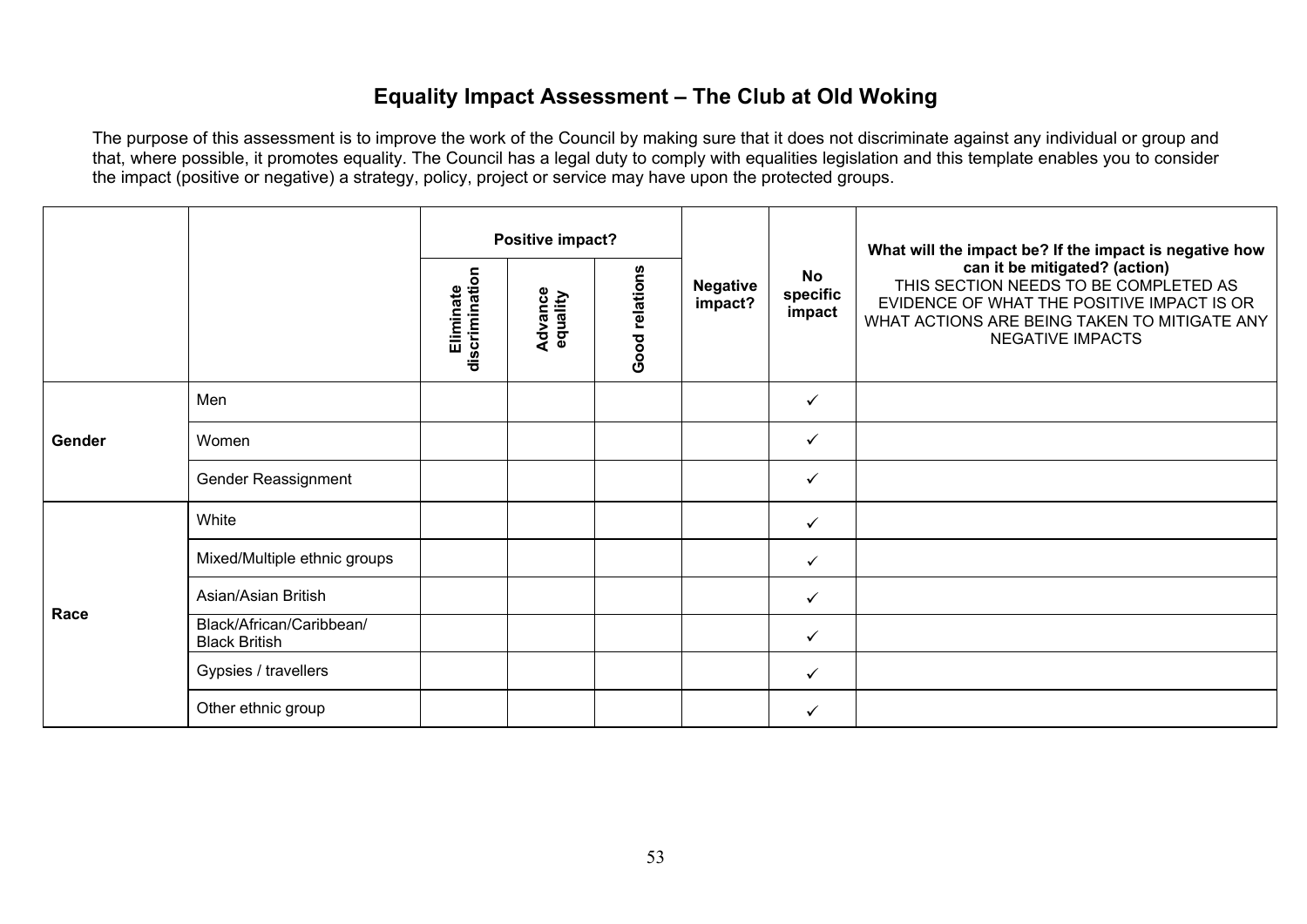# Equality Impact Assessment – The Club at Old Woking

The purpose of this assessment is to improve the work of the Council by making sure that it does not discriminate against any individual or group and that, where possible, it promotes equality. The Council has a legal duty to comply with equalities legislation and this template enables you to consider the impact (positive or negative) a strategy, policy, project or service may have upon the protected groups.

| | | **Positive impact?** | | | **Negative impact?** | **No specific impact** | **What will the impact be? If the impact is negative how can it be mitigated? (action)** THIS SECTION NEEDS TO BE COMPLETED AS EVIDENCE OF WHAT THE POSITIVE IMPACT IS OR WHAT ACTIONS ARE BEING TAKEN TO MITIGATE ANY NEGATIVE IMPACTS |
|---|---|---|---|---|---|---|---|
| | | **Eliminate discrimination** | **Advance equality** | **Good relations** | | | |
| **Gender** | Men | | | | | ✓ | |
| | Women | | | | | ✓ | |
| | Gender Reassignment | | | | | ✓ | |
| **Race** | White | | | | | ✓ | |
| | Mixed/Multiple ethnic groups | | | | | ✓ | |
| | Asian/Asian British | | | | | ✓ | |
| | Black/African/Caribbean/ Black British | | | | | ✓ | |
| | Gypsies / travellers | | | | | ✓ | |
| | Other ethnic group | | | | | ✓ | |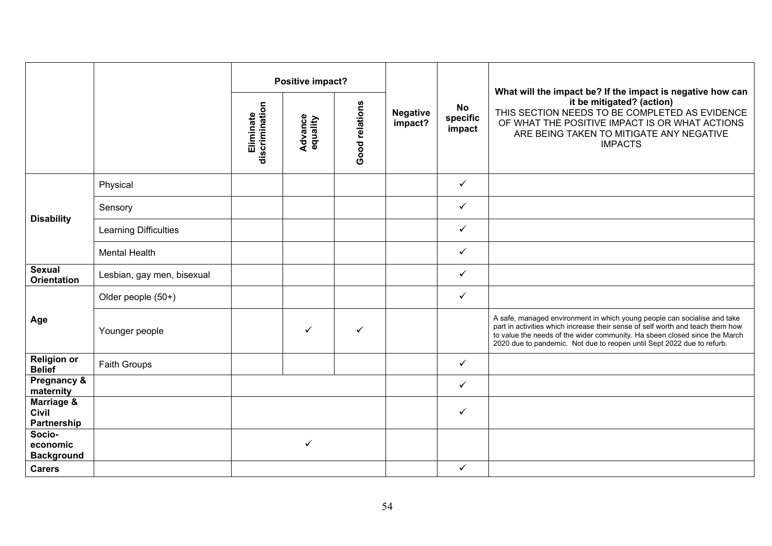| | | Positive impact? | | | Negative impact? | No specific impact | What will the impact be? If the impact is negative how can it be mitigated? (action) THIS SECTION NEEDS TO BE COMPLETED AS EVIDENCE OF WHAT THE POSITIVE IMPACT IS OR WHAT ACTIONS ARE BEING TAKEN TO MITIGATE ANY NEGATIVE IMPACTS |
|---|---|---|---|---|---|---|---|
| | | Eliminate discrimination | Advance equality | Good relations | | | |
| **Disability** | Physical | | | | | ✓ | |
| | Sensory | | | | | ✓ | |
| | Learning Difficulties | | | | | ✓ | |
| | Mental Health | | | | | ✓ | |
| **Sexual Orientation** | Lesbian, gay men, bisexual | | | | | ✓ | |
| **Age** | Older people (50+) | | | | | ✓ | |
| | Younger people | | ✓ | ✓ | | | A safe, managed environment in which young people can socialise and take part in activities which increase their sense of self worth and teach them how to value the needs of the wider community. Ha sbeen closed since the March 2020 due to pandemic. Not due to reopen until Sept 2022 due to refurb. |
| **Religion or Belief** | Faith Groups | | | | | ✓ | |
| **Pregnancy & maternity** | | | | | | ✓ | |
| **Marriage & Civil Partnership** | | | | | | ✓ | |
| **Socio-economic Background** | | | ✓ | | | | |
| **Carers** | | | | | | ✓ | |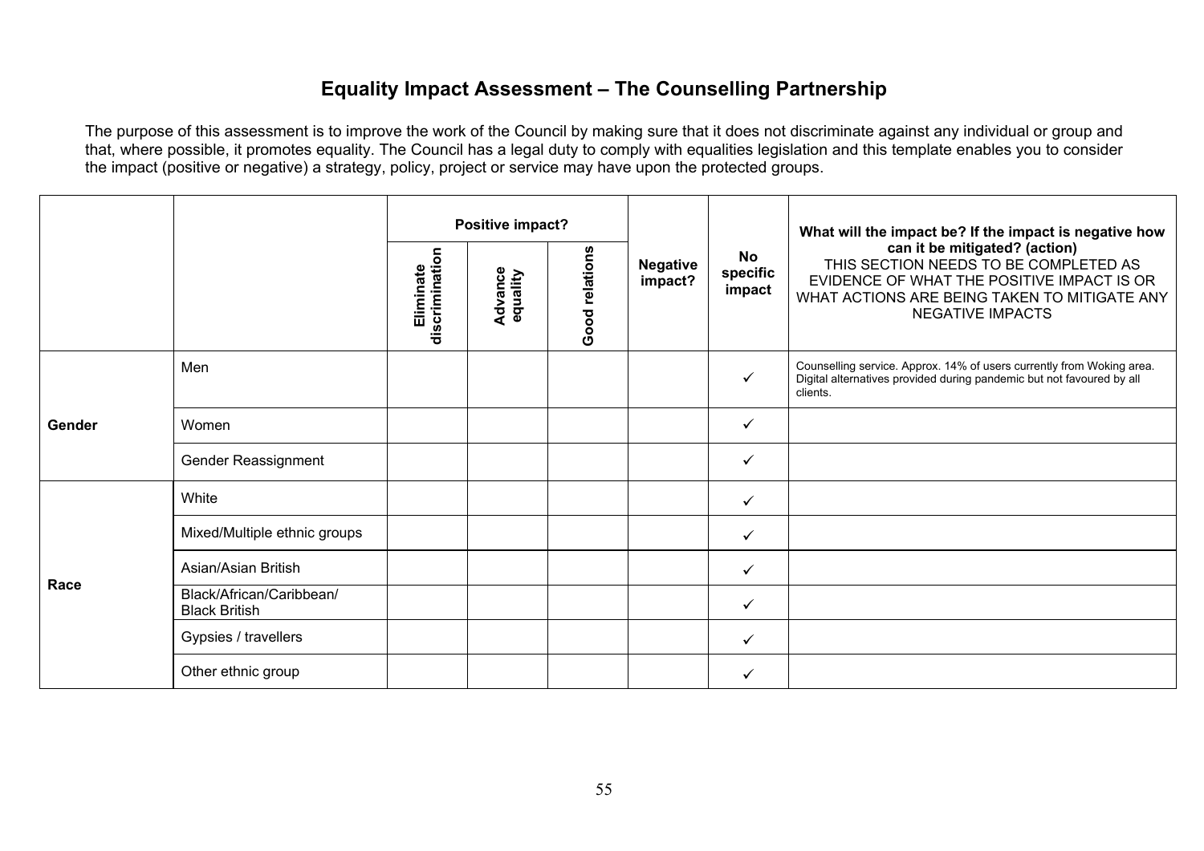# Equality Impact Assessment – The Counselling Partnership

The purpose of this assessment is to improve the work of the Council by making sure that it does not discriminate against any individual or group and that, where possible, it promotes equality. The Council has a legal duty to comply with equalities legislation and this template enables you to consider the impact (positive or negative) a strategy, policy, project or service may have upon the protected groups.

| | | **Positive impact?** | | | **Negative impact?** | **No specific impact** | **What will the impact be? If the impact is negative how can it be mitigated? (action)** THIS SECTION NEEDS TO BE COMPLETED AS EVIDENCE OF WHAT THE POSITIVE IMPACT IS OR WHAT ACTIONS ARE BEING TAKEN TO MITIGATE ANY NEGATIVE IMPACTS |
|---|---|---|---|---|---|---|---|
| | | **Eliminate discrimination** | **Advance equality** | **Good relations** | | | |
| **Gender** | Men | | | | | ✓ | Counselling service. Approx. 14% of users currently from Woking area. Digital alternatives provided during pandemic but not favoured by all clients. |
| | Women | | | | | ✓ | |
| | Gender Reassignment | | | | | ✓ | |
| **Race** | White | | | | | ✓ | |
| | Mixed/Multiple ethnic groups | | | | | ✓ | |
| | Asian/Asian British | | | | | ✓ | |
| | Black/African/Caribbean/ Black British | | | | | ✓ | |
| | Gypsies / travellers | | | | | ✓ | |
| | Other ethnic group | | | | | ✓ | |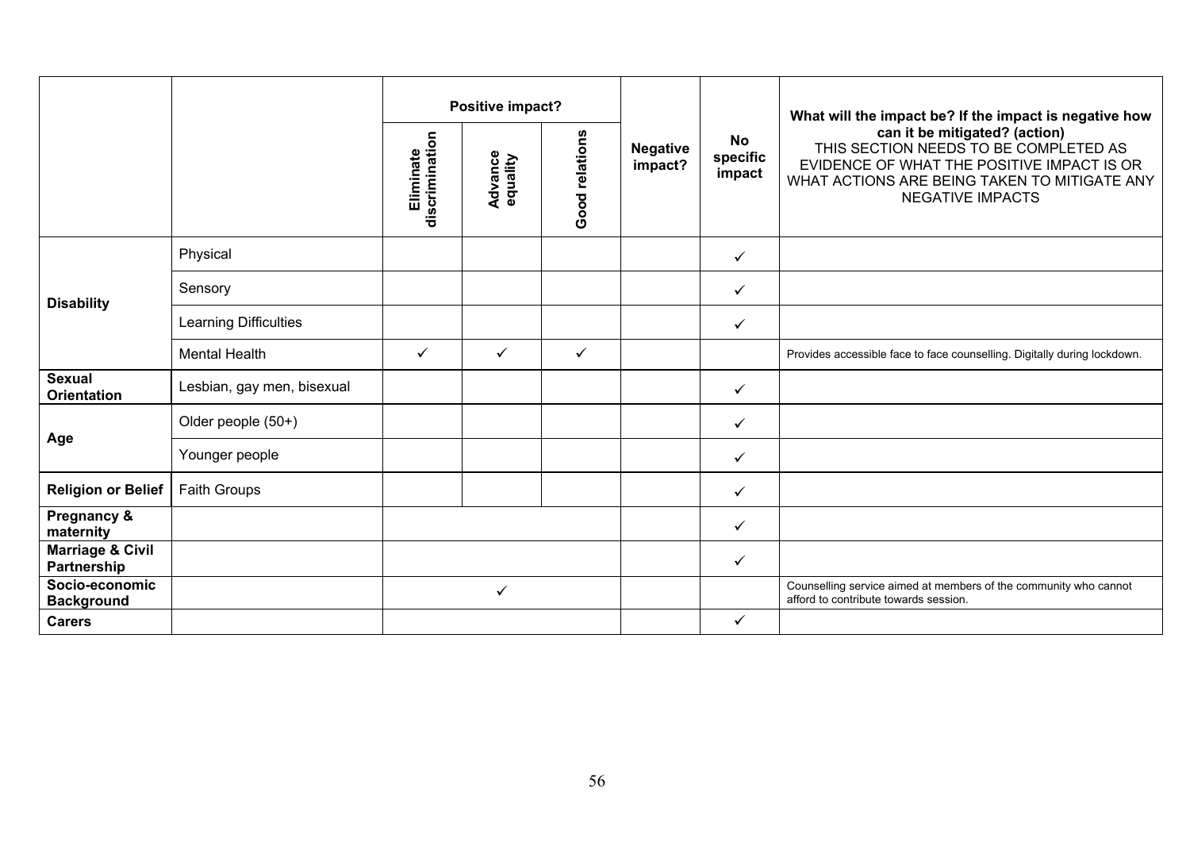| | | Positive impact? | | | Negative impact? | No specific impact | What will the impact be? If the impact is negative how can it be mitigated? (action) THIS SECTION NEEDS TO BE COMPLETED AS EVIDENCE OF WHAT THE POSITIVE IMPACT IS OR WHAT ACTIONS ARE BEING TAKEN TO MITIGATE ANY NEGATIVE IMPACTS |
|---|---|---|---|---|---|---|---|
| | | Eliminate discrimination | Advance equality | Good relations | | | |
| **Disability** | Physical | | | | | ✓ | |
| | Sensory | | | | | ✓ | |
| | Learning Difficulties | | | | | ✓ | |
| | Mental Health | ✓ | ✓ | ✓ | | | Provides accessible face to face counselling. Digitally during lockdown. |
| **Sexual Orientation** | Lesbian, gay men, bisexual | | | | | ✓ | |
| **Age** | Older people (50+) | | | | | ✓ | |
| | Younger people | | | | | ✓ | |
| **Religion or Belief** | Faith Groups | | | | | ✓ | |
| **Pregnancy & maternity** | | | | | | ✓ | |
| **Marriage & Civil Partnership** | | | | | | ✓ | |
| **Socio-economic Background** | | | ✓ | | | | Counselling service aimed at members of the community who cannot afford to contribute towards session. |
| **Carers** | | | | | | ✓ | |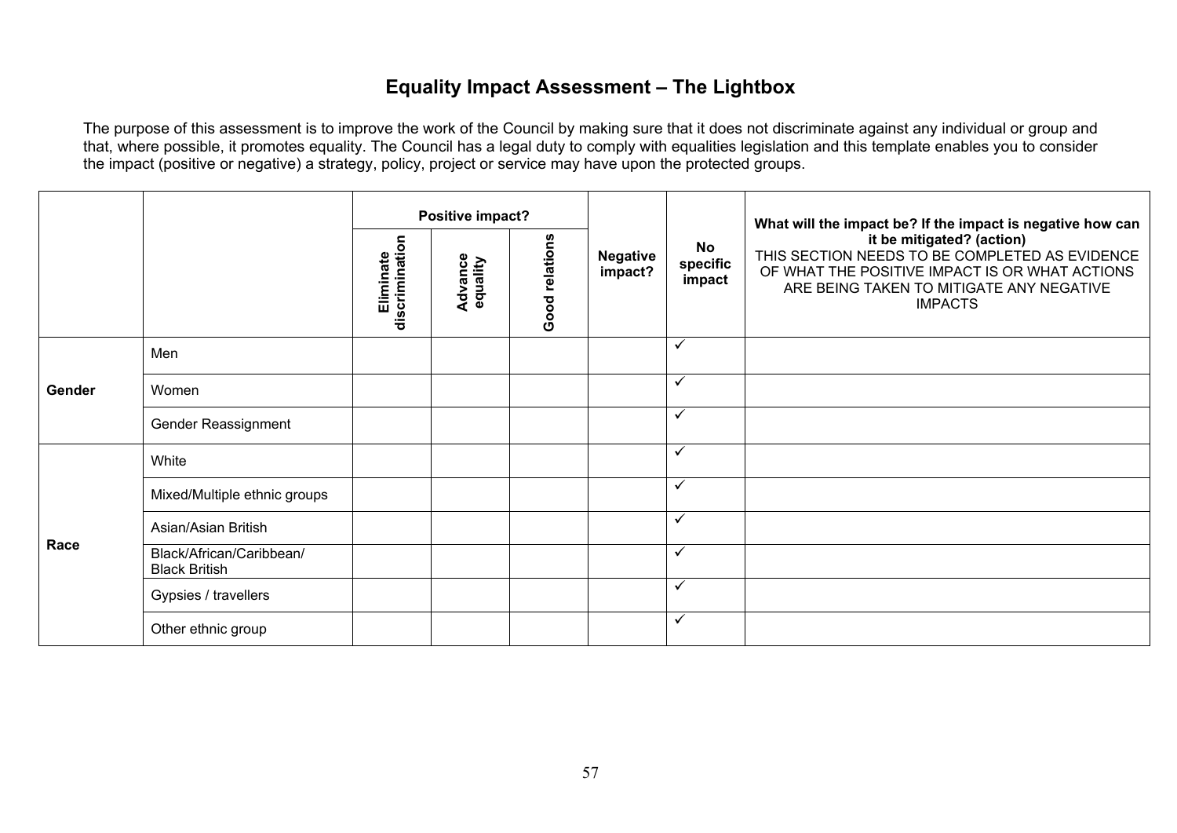# Equality Impact Assessment – The Lightbox

The purpose of this assessment is to improve the work of the Council by making sure that it does not discriminate against any individual or group and that, where possible, it promotes equality. The Council has a legal duty to comply with equalities legislation and this template enables you to consider the impact (positive or negative) a strategy, policy, project or service may have upon the protected groups.

| | | Positive impact? | | | Negative impact? | No specific impact | What will the impact be? If the impact is negative how can it be mitigated? (action) THIS SECTION NEEDS TO BE COMPLETED AS EVIDENCE OF WHAT THE POSITIVE IMPACT IS OR WHAT ACTIONS ARE BEING TAKEN TO MITIGATE ANY NEGATIVE IMPACTS |
|---|---|---|---|---|---|---|---|
| | | Eliminate discrimination | Advance equality | Good relations | | | |
| Gender | Men | | | | | ✓ | |
| | Women | | | | | ✓ | |
| | Gender Reassignment | | | | | ✓ | |
| Race | White | | | | | ✓ | |
| | Mixed/Multiple ethnic groups | | | | | ✓ | |
| | Asian/Asian British | | | | | ✓ | |
| | Black/African/Caribbean/ Black British | | | | | ✓ | |
| | Gypsies / travellers | | | | | ✓ | |
| | Other ethnic group | | | | | ✓ | |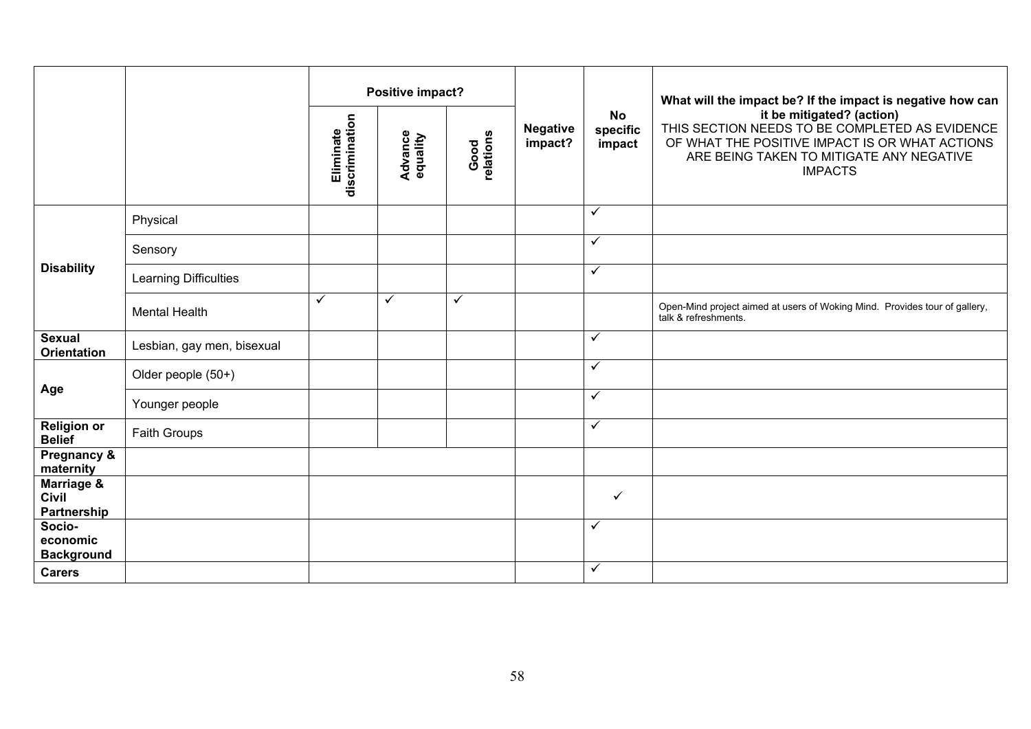| | | Positive impact? | | | Negative impact? | No specific impact | What will the impact be? If the impact is negative how can it be mitigated? (action) THIS SECTION NEEDS TO BE COMPLETED AS EVIDENCE OF WHAT THE POSITIVE IMPACT IS OR WHAT ACTIONS ARE BEING TAKEN TO MITIGATE ANY NEGATIVE IMPACTS |
|---|---|---|---|---|---|---|---|
| | | Eliminate discrimination | Advance equality | Good relations | | | |
| Disability | Physical | | | | | ✓ | |
| | Sensory | | | | | ✓ | |
| | Learning Difficulties | | | | | ✓ | |
| | Mental Health | ✓ | ✓ | ✓ | | | Open-Mind project aimed at users of Woking Mind. Provides tour of gallery, talk & refreshments. |
| Sexual Orientation | Lesbian, gay men, bisexual | | | | | ✓ | |
| Age | Older people (50+) | | | | | ✓ | |
| | Younger people | | | | | ✓ | |
| Religion or Belief | Faith Groups | | | | | ✓ | |
| Pregnancy & maternity | | | | | | | |
| Marriage & Civil Partnership | | | | | | ✓ | |
| Socio-economic Background | | | | | | ✓ | |
| Carers | | | | | | ✓ | |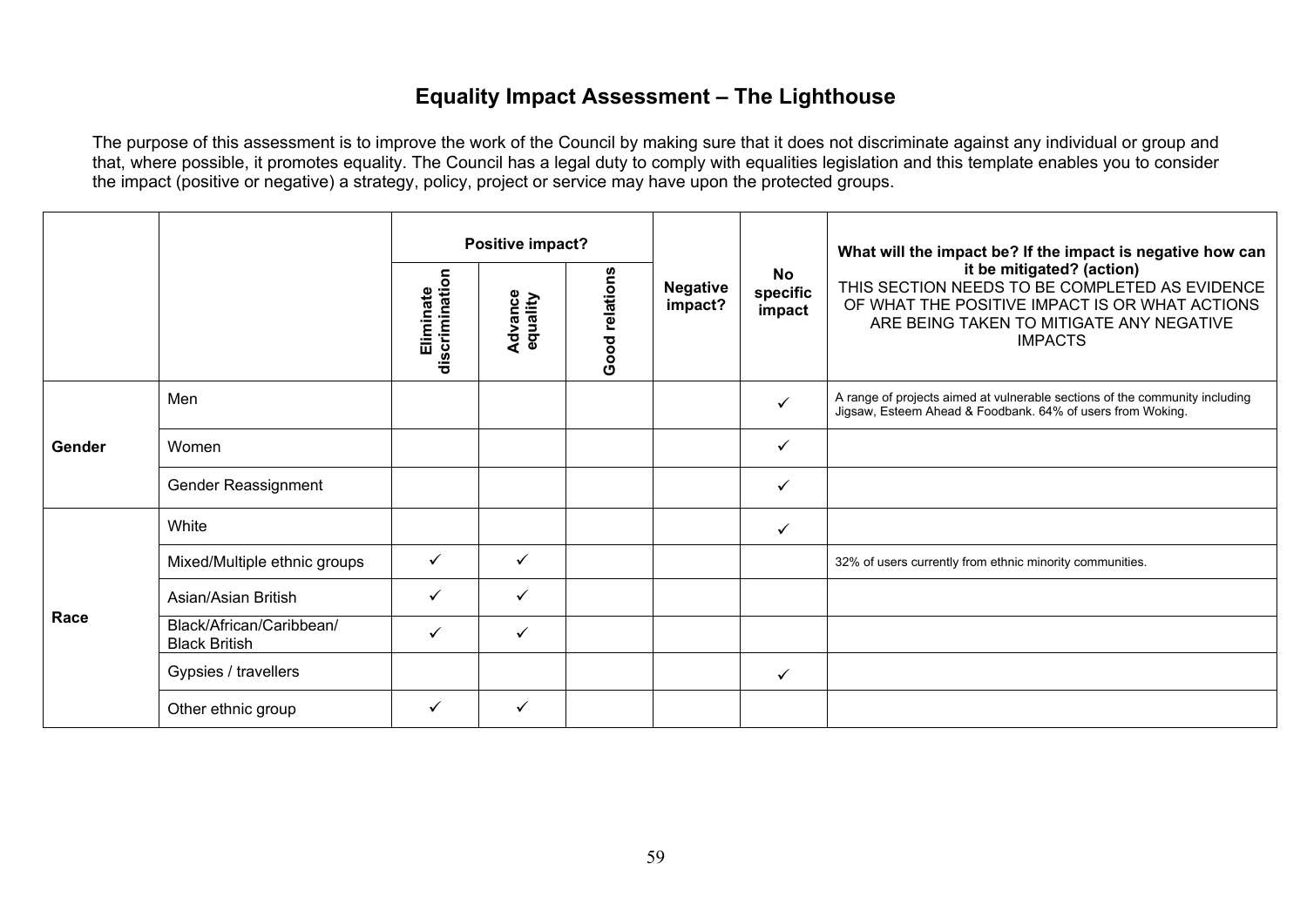# Equality Impact Assessment – The Lighthouse

The purpose of this assessment is to improve the work of the Council by making sure that it does not discriminate against any individual or group and that, where possible, it promotes equality. The Council has a legal duty to comply with equalities legislation and this template enables you to consider the impact (positive or negative) a strategy, policy, project or service may have upon the protected groups.

| | | Positive impact? | | | Negative impact? | No specific impact | What will the impact be? If the impact is negative how can it be mitigated? (action) THIS SECTION NEEDS TO BE COMPLETED AS EVIDENCE OF WHAT THE POSITIVE IMPACT IS OR WHAT ACTIONS ARE BEING TAKEN TO MITIGATE ANY NEGATIVE IMPACTS |
|---|---|---|---|---|---|---|---|
| | | Eliminate discrimination | Advance equality | Good relations | | | |
| Gender | Men | | | | | ✓ | A range of projects aimed at vulnerable sections of the community including Jigsaw, Esteem Ahead & Foodbank. 64% of users from Woking. |
| | Women | | | | | ✓ | |
| | Gender Reassignment | | | | | ✓ | |
| Race | White | | | | | ✓ | |
| | Mixed/Multiple ethnic groups | ✓ | ✓ | | | | 32% of users currently from ethnic minority communities. |
| | Asian/Asian British | ✓ | ✓ | | | | |
| | Black/African/Caribbean/ Black British | ✓ | ✓ | | | | |
| | Gypsies / travellers | | | | | ✓ | |
| | Other ethnic group | ✓ | ✓ | | | | |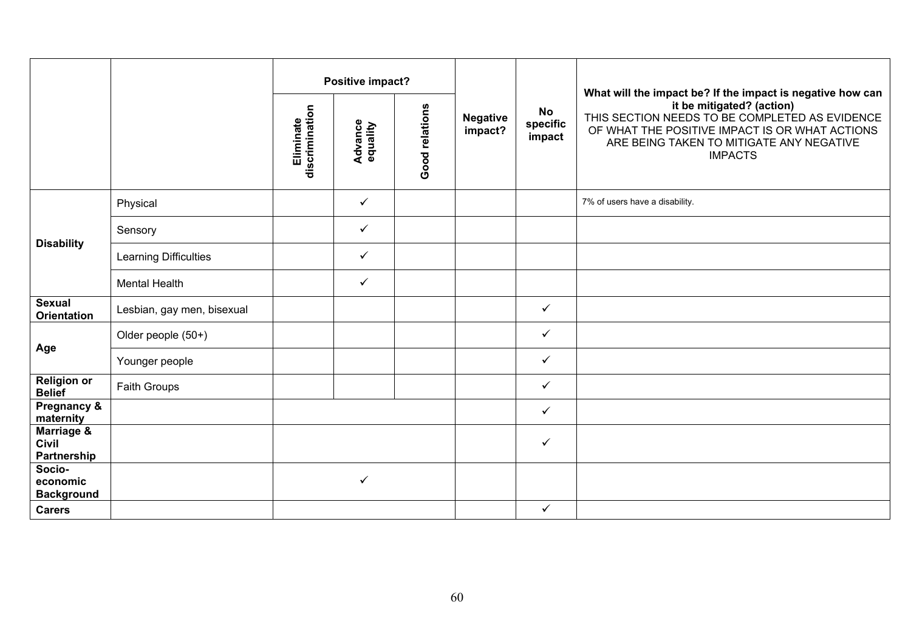| | | Positive impact? | | | Negative impact? | No specific impact | What will the impact be? If the impact is negative how can it be mitigated? (action) THIS SECTION NEEDS TO BE COMPLETED AS EVIDENCE OF WHAT THE POSITIVE IMPACT IS OR WHAT ACTIONS ARE BEING TAKEN TO MITIGATE ANY NEGATIVE IMPACTS |
|---|---|---|---|---|---|---|---|
| | | Eliminate discrimination | Advance equality | Good relations | | | |
| **Disability** | Physical | | ✓ | | | | 7% of users have a disability. |
| | Sensory | | ✓ | | | | |
| | Learning Difficulties | | ✓ | | | | |
| | Mental Health | | ✓ | | | | |
| **Sexual Orientation** | Lesbian, gay men, bisexual | | | | | ✓ | |
| **Age** | Older people (50+) | | | | | ✓ | |
| | Younger people | | | | | ✓ | |
| **Religion or Belief** | Faith Groups | | | | | ✓ | |
| **Pregnancy & maternity** | | | | | | ✓ | |
| **Marriage & Civil Partnership** | | | | | | ✓ | |
| **Socio-economic Background** | | | ✓ | | | | |
| **Carers** | | | | | | ✓ | |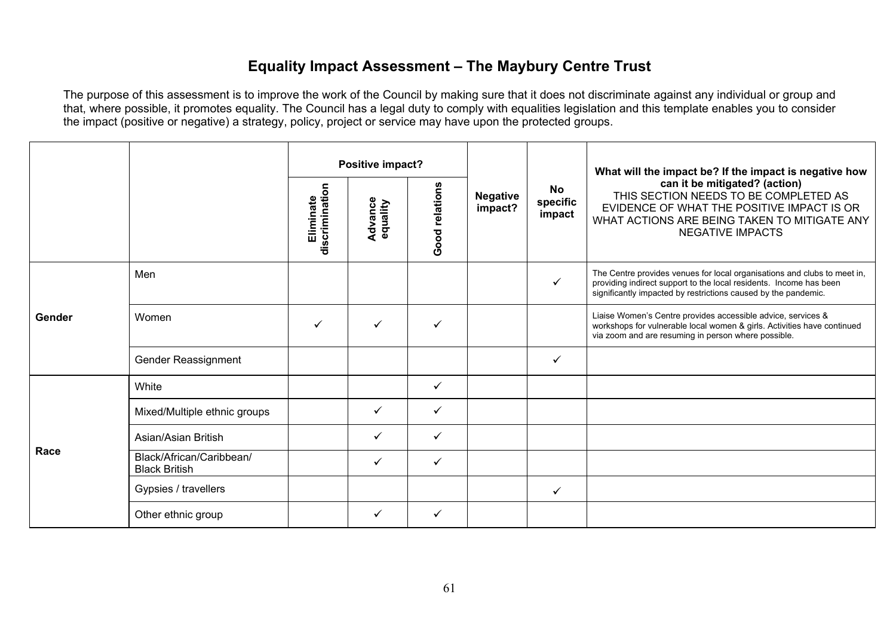# Equality Impact Assessment – The Maybury Centre Trust

The purpose of this assessment is to improve the work of the Council by making sure that it does not discriminate against any individual or group and that, where possible, it promotes equality. The Council has a legal duty to comply with equalities legislation and this template enables you to consider the impact (positive or negative) a strategy, policy, project or service may have upon the protected groups.

| | | Positive impact? | | | Negative impact? | No specific impact | What will the impact be? If the impact is negative how can it be mitigated? (action) THIS SECTION NEEDS TO BE COMPLETED AS EVIDENCE OF WHAT THE POSITIVE IMPACT IS OR WHAT ACTIONS ARE BEING TAKEN TO MITIGATE ANY NEGATIVE IMPACTS |
|---|---|---|---|---|---|---|---|
| | | Eliminate discrimination | Advance equality | Good relations | | | |
| Gender | Men | | | | | ✓ | The Centre provides venues for local organisations and clubs to meet in, providing indirect support to the local residents. Income has been significantly impacted by restrictions caused by the pandemic. |
| | Women | ✓ | ✓ | ✓ | | | Liaise Women's Centre provides accessible advice, services & workshops for vulnerable local women & girls. Activities have continued via zoom and are resuming in person where possible. |
| | Gender Reassignment | | | | | ✓ | |
| Race | White | | | ✓ | | | |
| | Mixed/Multiple ethnic groups | | ✓ | ✓ | | | |
| | Asian/Asian British | | ✓ | ✓ | | | |
| | Black/African/Caribbean/ Black British | | ✓ | ✓ | | | |
| | Gypsies / travellers | | | | | ✓ | |
| | Other ethnic group | | ✓ | ✓ | | | |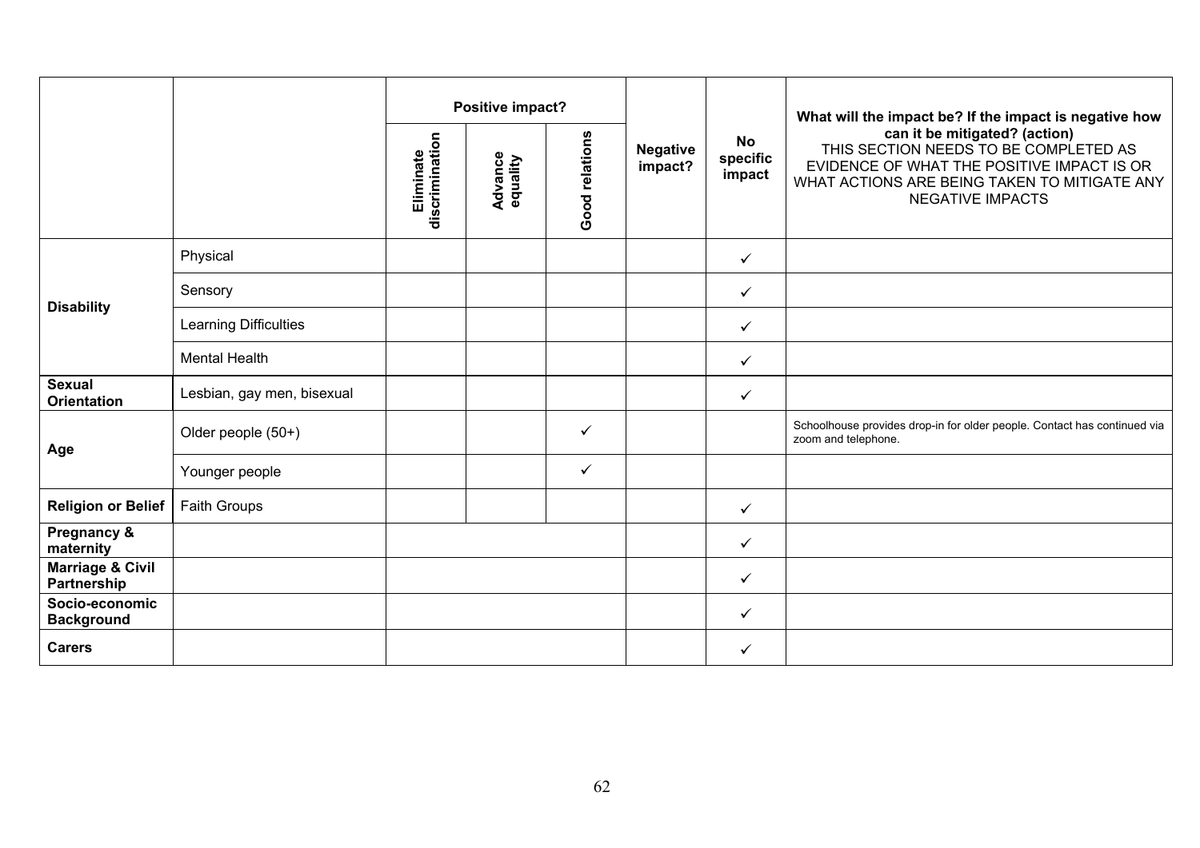| | | Positive impact? | | | Negative impact? | No specific impact | What will the impact be? If the impact is negative how can it be mitigated? (action) THIS SECTION NEEDS TO BE COMPLETED AS EVIDENCE OF WHAT THE POSITIVE IMPACT IS OR WHAT ACTIONS ARE BEING TAKEN TO MITIGATE ANY NEGATIVE IMPACTS |
|---|---|---|---|---|---|---|---|
| | | Eliminate discrimination | Advance equality | Good relations | | | |
| **Disability** | Physical | | | | | ✓ | |
| | Sensory | | | | | ✓ | |
| | Learning Difficulties | | | | | ✓ | |
| | Mental Health | | | | | ✓ | |
| **Sexual Orientation** | Lesbian, gay men, bisexual | | | | | ✓ | |
| **Age** | Older people (50+) | | | ✓ | | | Schoolhouse provides drop-in for older people. Contact has continued via zoom and telephone. |
| | Younger people | | | ✓ | | | |
| **Religion or Belief** | Faith Groups | | | | | ✓ | |
| **Pregnancy & maternity** | | | | | | ✓ | |
| **Marriage & Civil Partnership** | | | | | | ✓ | |
| **Socio-economic Background** | | | | | | ✓ | |
| **Carers** | | | | | | ✓ | |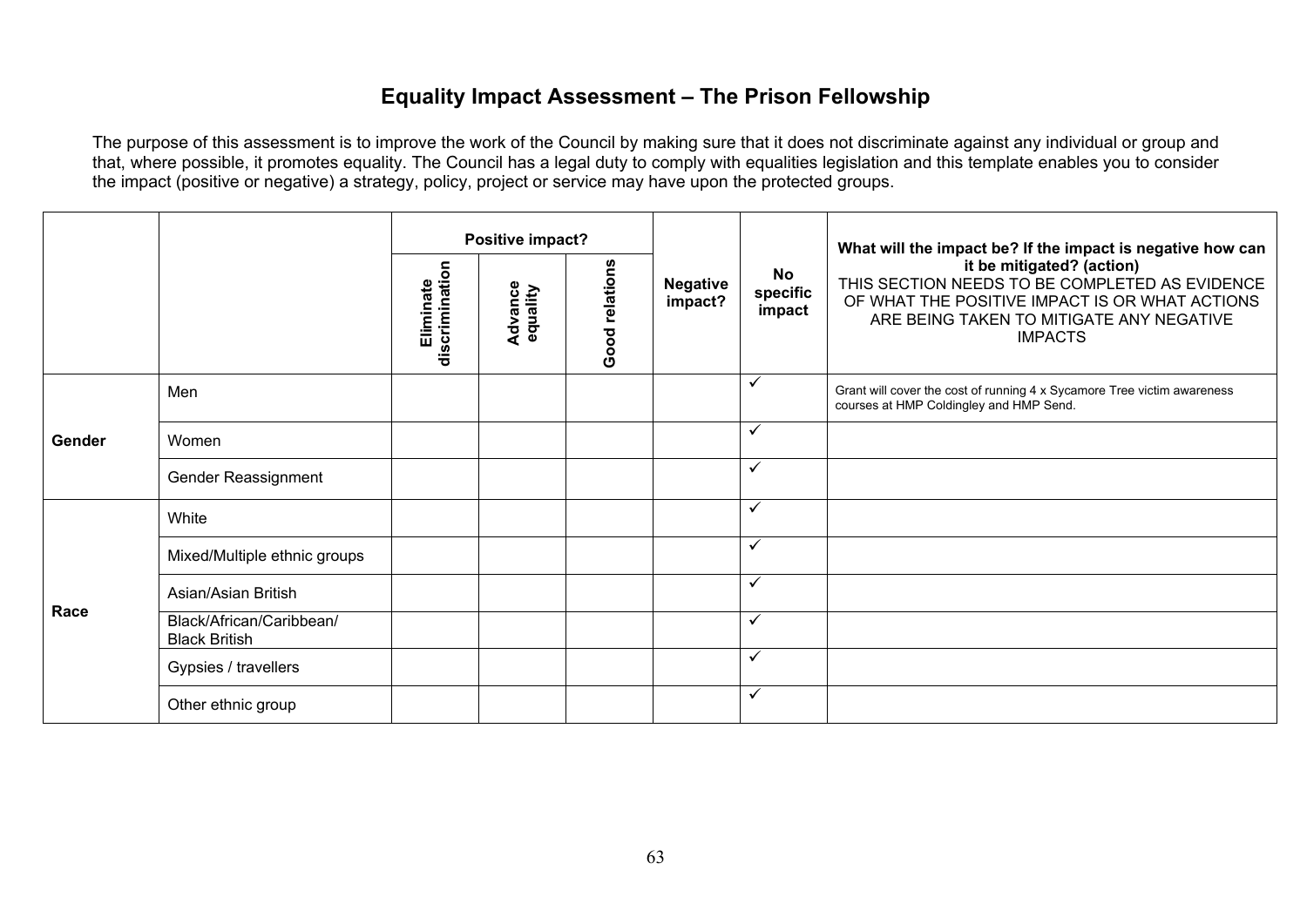# Equality Impact Assessment – The Prison Fellowship

The purpose of this assessment is to improve the work of the Council by making sure that it does not discriminate against any individual or group and that, where possible, it promotes equality. The Council has a legal duty to comply with equalities legislation and this template enables you to consider the impact (positive or negative) a strategy, policy, project or service may have upon the protected groups.

| | | Positive impact? | | | Negative impact? | No specific impact | **What will the impact be? If the impact is negative how can it be mitigated? (action)** THIS SECTION NEEDS TO BE COMPLETED AS EVIDENCE OF WHAT THE POSITIVE IMPACT IS OR WHAT ACTIONS ARE BEING TAKEN TO MITIGATE ANY NEGATIVE IMPACTS |
|---|---|---|---|---|---|---|---|
| | | Eliminate discrimination | Advance equality | Good relations | | | |
| **Gender** | Men | | | | | ✓ | Grant will cover the cost of running 4 x Sycamore Tree victim awareness courses at HMP Coldingley and HMP Send. |
| | Women | | | | | ✓ | |
| | Gender Reassignment | | | | | ✓ | |
| **Race** | White | | | | | ✓ | |
| | Mixed/Multiple ethnic groups | | | | | ✓ | |
| | Asian/Asian British | | | | | ✓ | |
| | Black/African/Caribbean/ Black British | | | | | ✓ | |
| | Gypsies / travellers | | | | | ✓ | |
| | Other ethnic group | | | | | ✓ | |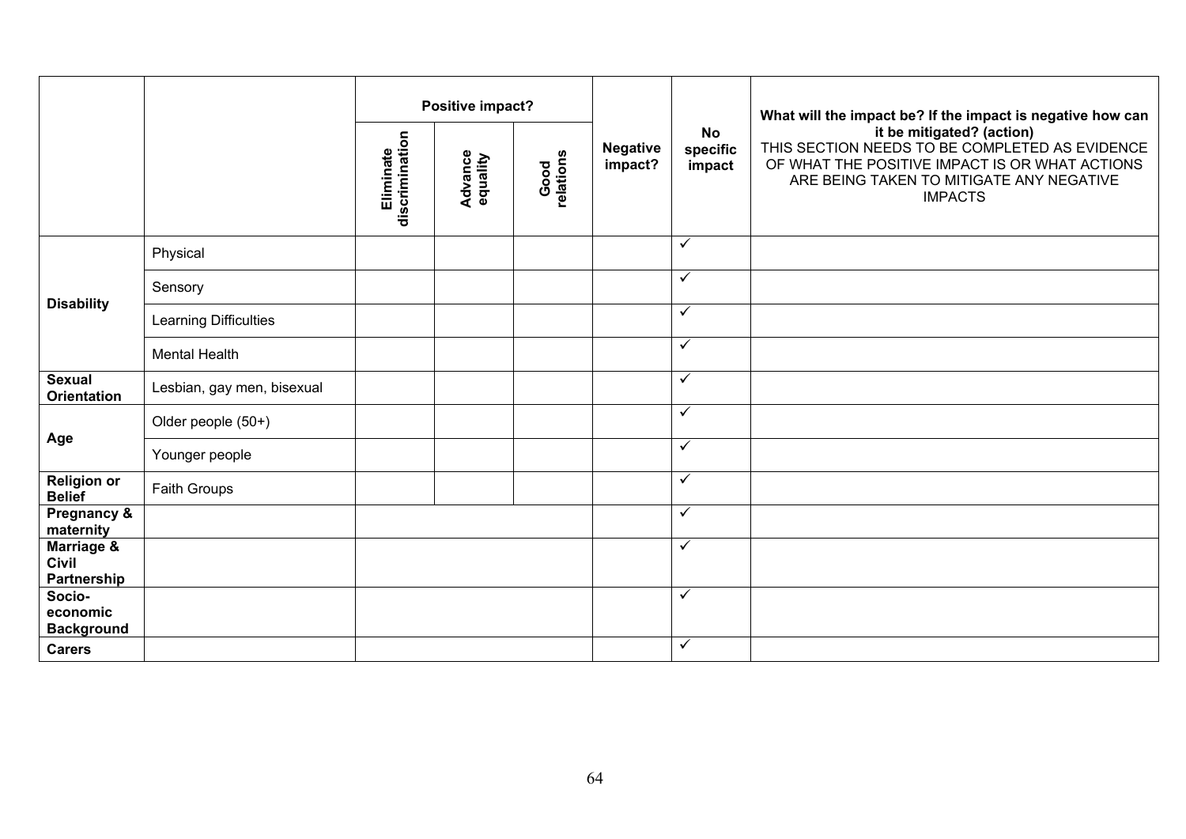| | | Positive impact? | | | Negative impact? | No specific impact | What will the impact be? If the impact is negative how can it be mitigated? (action) THIS SECTION NEEDS TO BE COMPLETED AS EVIDENCE OF WHAT THE POSITIVE IMPACT IS OR WHAT ACTIONS ARE BEING TAKEN TO MITIGATE ANY NEGATIVE IMPACTS |
|---|---|---|---|---|---|---|---|
| | | **Eliminate discrimination** | **Advance equality** | **Good relations** | | | |
| **Disability** | Physical | | | | | ✓ | |
| | Sensory | | | | | ✓ | |
| | Learning Difficulties | | | | | ✓ | |
| | Mental Health | | | | | ✓ | |
| **Sexual Orientation** | Lesbian, gay men, bisexual | | | | | ✓ | |
| **Age** | Older people (50+) | | | | | ✓ | |
| | Younger people | | | | | ✓ | |
| **Religion or Belief** | Faith Groups | | | | | ✓ | |
| **Pregnancy & maternity** | | | | | | ✓ | |
| **Marriage & Civil Partnership** | | | | | | ✓ | |
| **Socio-economic Background** | | | | | | ✓ | |
| **Carers** | | | | | | ✓ | |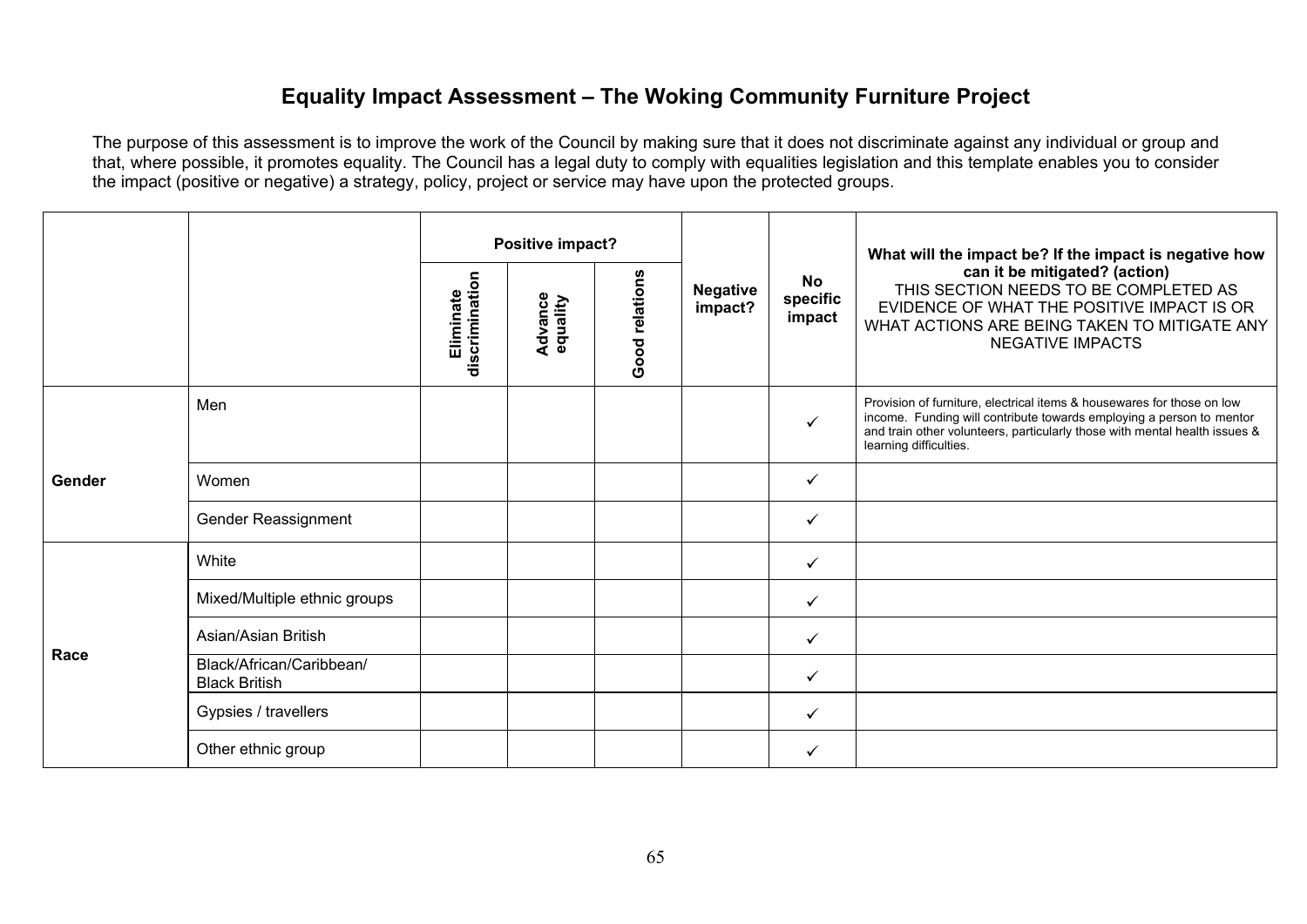# Equality Impact Assessment – The Woking Community Furniture Project

The purpose of this assessment is to improve the work of the Council by making sure that it does not discriminate against any individual or group and that, where possible, it promotes equality. The Council has a legal duty to comply with equalities legislation and this template enables you to consider the impact (positive or negative) a strategy, policy, project or service may have upon the protected groups.

| | | Positive impact? | | | Negative impact? | No specific impact | What will the impact be? If the impact is negative how can it be mitigated? (action) THIS SECTION NEEDS TO BE COMPLETED AS EVIDENCE OF WHAT THE POSITIVE IMPACT IS OR WHAT ACTIONS ARE BEING TAKEN TO MITIGATE ANY NEGATIVE IMPACTS |
|---|---|---|---|---|---|---|---|
| | | Eliminate discrimination | Advance equality | Good relations | | | |
| Gender | Men | | | | | ✓ | Provision of furniture, electrical items & housewares for those on low income. Funding will contribute towards employing a person to mentor and train other volunteers, particularly those with mental health issues & learning difficulties. |
| | Women | | | | | ✓ | |
| | Gender Reassignment | | | | | ✓ | |
| Race | White | | | | | ✓ | |
| | Mixed/Multiple ethnic groups | | | | | ✓ | |
| | Asian/Asian British | | | | | ✓ | |
| | Black/African/Caribbean/ Black British | | | | | ✓ | |
| | Gypsies / travellers | | | | | ✓ | |
| | Other ethnic group | | | | | ✓ | |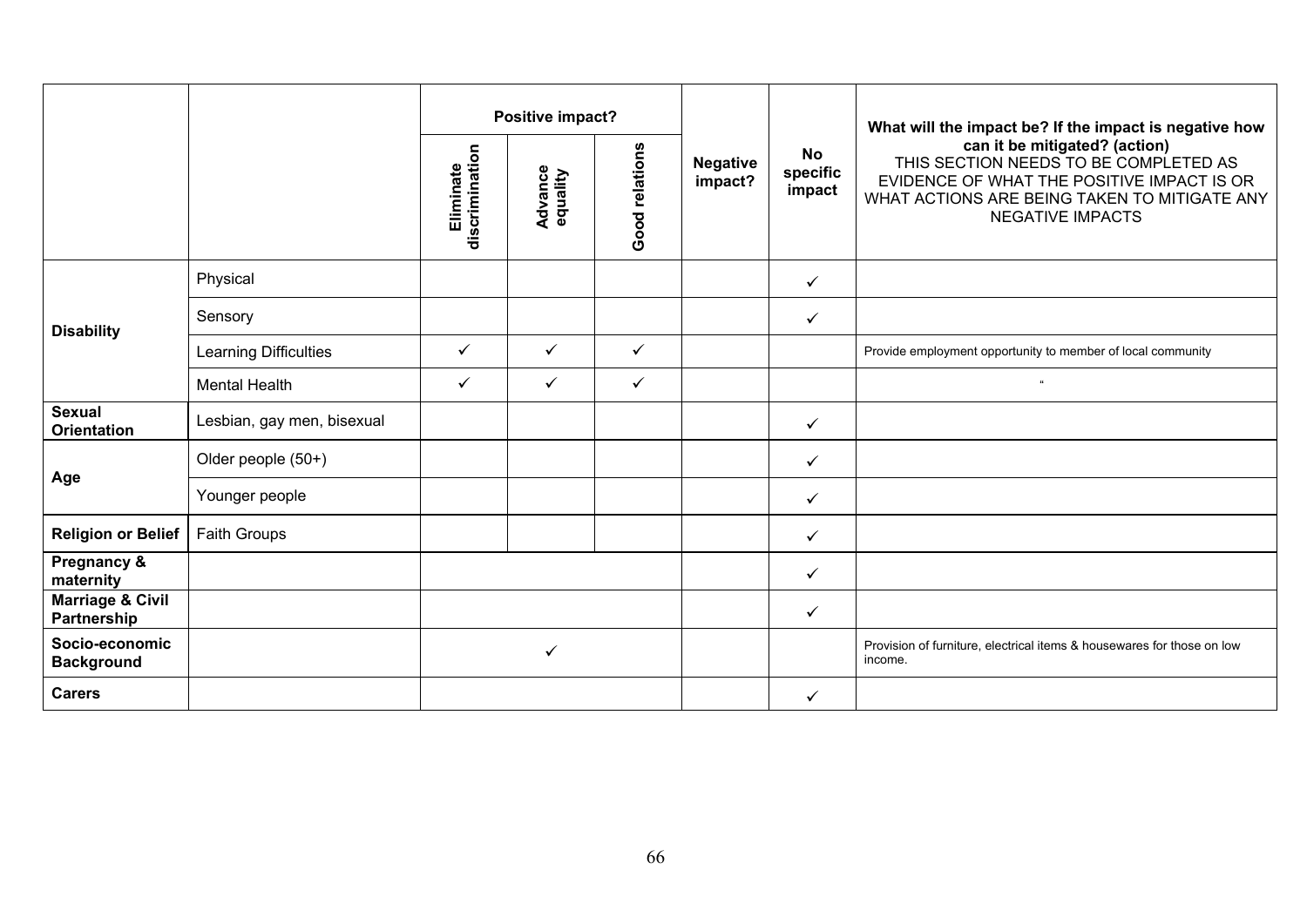| | | Positive impact? | | | Negative impact? | No specific impact | What will the impact be? If the impact is negative how can it be mitigated? (action) THIS SECTION NEEDS TO BE COMPLETED AS EVIDENCE OF WHAT THE POSITIVE IMPACT IS OR WHAT ACTIONS ARE BEING TAKEN TO MITIGATE ANY NEGATIVE IMPACTS |
|---|---|---|---|---|---|---|---|
| | | Eliminate discrimination | Advance equality | Good relations | | | |
| **Disability** | Physical | | | | | ✓ | |
| | Sensory | | | | | ✓ | |
| | Learning Difficulties | ✓ | ✓ | ✓ | | | Provide employment opportunity to member of local community |
| | Mental Health | ✓ | ✓ | ✓ | | | " |
| **Sexual Orientation** | Lesbian, gay men, bisexual | | | | | ✓ | |
| **Age** | Older people (50+) | | | | | ✓ | |
| | Younger people | | | | | ✓ | |
| **Religion or Belief** | Faith Groups | | | | | ✓ | |
| **Pregnancy & maternity** | | | | | | ✓ | |
| **Marriage & Civil Partnership** | | | | | | ✓ | |
| **Socio-economic Background** | | | ✓ | | | | Provision of furniture, electrical items & housewares for those on low income. |
| **Carers** | | | | | | ✓ | |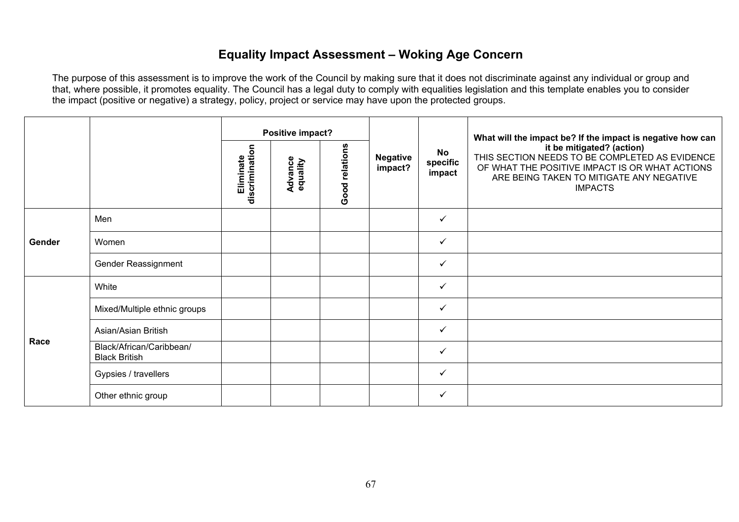# Equality Impact Assessment – Woking Age Concern

The purpose of this assessment is to improve the work of the Council by making sure that it does not discriminate against any individual or group and that, where possible, it promotes equality. The Council has a legal duty to comply with equalities legislation and this template enables you to consider the impact (positive or negative) a strategy, policy, project or service may have upon the protected groups.

| | | **Positive impact?** | | | **Negative impact?** | **No specific impact** | **What will the impact be? If the impact is negative how can it be mitigated? (action)** THIS SECTION NEEDS TO BE COMPLETED AS EVIDENCE OF WHAT THE POSITIVE IMPACT IS OR WHAT ACTIONS ARE BEING TAKEN TO MITIGATE ANY NEGATIVE IMPACTS |
|---|---|---|---|---|---|---|---|
| | | **Eliminate discrimination** | **Advance equality** | **Good relations** | | | |
| **Gender** | Men | | | | | ✓ | |
| | Women | | | | | ✓ | |
| | Gender Reassignment | | | | | ✓ | |
| **Race** | White | | | | | ✓ | |
| | Mixed/Multiple ethnic groups | | | | | ✓ | |
| | Asian/Asian British | | | | | ✓ | |
| | Black/African/Caribbean/ Black British | | | | | ✓ | |
| | Gypsies / travellers | | | | | ✓ | |
| | Other ethnic group | | | | | ✓ | |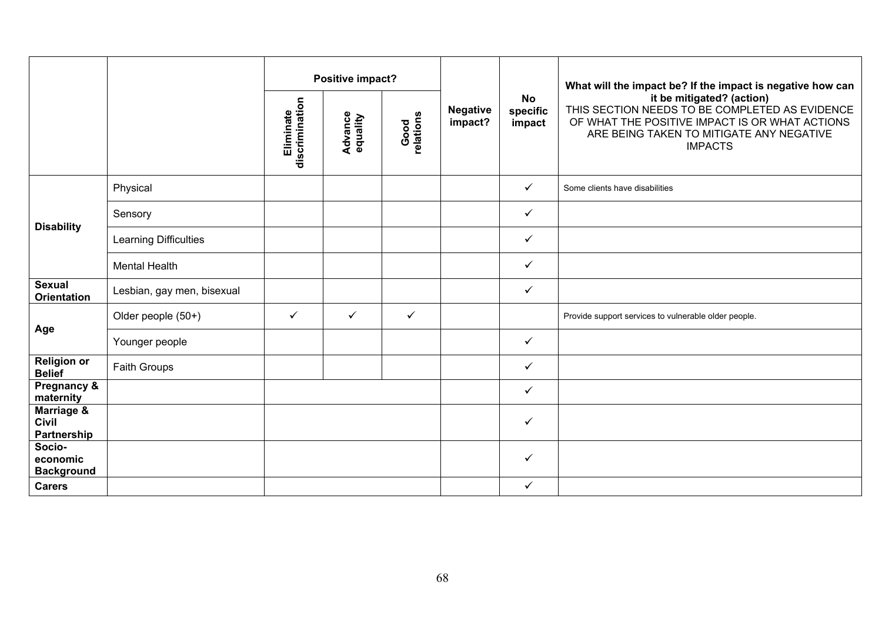| | | Positive impact? | | | Negative impact? | No specific impact | What will the impact be? If the impact is negative how can it be mitigated? (action) THIS SECTION NEEDS TO BE COMPLETED AS EVIDENCE OF WHAT THE POSITIVE IMPACT IS OR WHAT ACTIONS ARE BEING TAKEN TO MITIGATE ANY NEGATIVE IMPACTS |
|---|---|---|---|---|---|---|---|
| | | Eliminate discrimination | Advance equality | Good relations | | | |
| **Disability** | Physical | | | | | ✓ | Some clients have disabilities |
| | Sensory | | | | | ✓ | |
| | Learning Difficulties | | | | | ✓ | |
| | Mental Health | | | | | ✓ | |
| **Sexual Orientation** | Lesbian, gay men, bisexual | | | | | ✓ | |
| **Age** | Older people (50+) | ✓ | ✓ | ✓ | | | Provide support services to vulnerable older people. |
| | Younger people | | | | | ✓ | |
| **Religion or Belief** | Faith Groups | | | | | ✓ | |
| **Pregnancy & maternity** | | | | | | ✓ | |
| **Marriage & Civil Partnership** | | | | | | ✓ | |
| **Socio-economic Background** | | | | | | ✓ | |
| **Carers** | | | | | | ✓ | |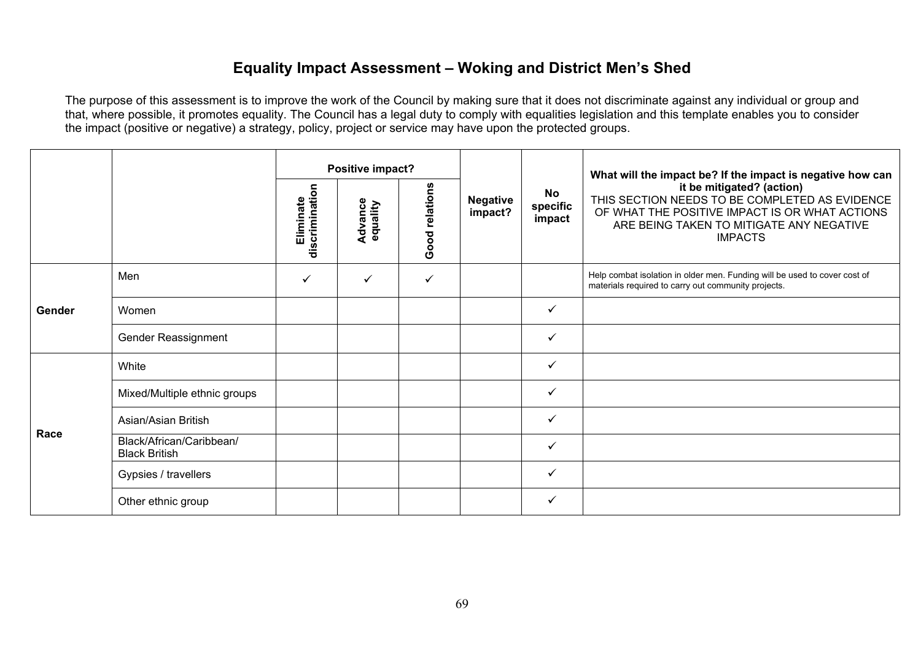# Equality Impact Assessment – Woking and District Men's Shed

The purpose of this assessment is to improve the work of the Council by making sure that it does not discriminate against any individual or group and that, where possible, it promotes equality. The Council has a legal duty to comply with equalities legislation and this template enables you to consider the impact (positive or negative) a strategy, policy, project or service may have upon the protected groups.

| | | Positive impact? | | | Negative impact? | No specific impact | What will the impact be? If the impact is negative how can it be mitigated? (action) THIS SECTION NEEDS TO BE COMPLETED AS EVIDENCE OF WHAT THE POSITIVE IMPACT IS OR WHAT ACTIONS ARE BEING TAKEN TO MITIGATE ANY NEGATIVE IMPACTS |
|---|---|---|---|---|---|---|---|
| | | Eliminate discrimination | Advance equality | Good relations | | | |
| **Gender** | Men | ✓ | ✓ | ✓ | | | Help combat isolation in older men. Funding will be used to cover cost of materials required to carry out community projects. |
| | Women | | | | | ✓ | |
| | Gender Reassignment | | | | | ✓ | |
| **Race** | White | | | | | ✓ | |
| | Mixed/Multiple ethnic groups | | | | | ✓ | |
| | Asian/Asian British | | | | | ✓ | |
| | Black/African/Caribbean/ Black British | | | | | ✓ | |
| | Gypsies / travellers | | | | | ✓ | |
| | Other ethnic group | | | | | ✓ | |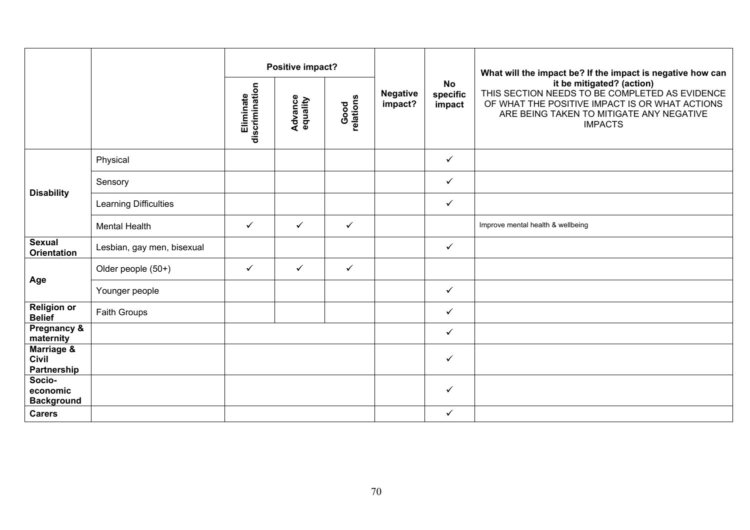| | | Positive impact? | | | Negative impact? | No specific impact | What will the impact be? If the impact is negative how can it be mitigated? (action) THIS SECTION NEEDS TO BE COMPLETED AS EVIDENCE OF WHAT THE POSITIVE IMPACT IS OR WHAT ACTIONS ARE BEING TAKEN TO MITIGATE ANY NEGATIVE IMPACTS |
|---|---|---|---|---|---|---|---|
| | | Eliminate discrimination | Advance equality | Good relations | | | |
| **Disability** | Physical | | | | | ✓ | |
| | Sensory | | | | | ✓ | |
| | Learning Difficulties | | | | | ✓ | |
| | Mental Health | ✓ | ✓ | ✓ | | | Improve mental health & wellbeing |
| **Sexual Orientation** | Lesbian, gay men, bisexual | | | | | ✓ | |
| **Age** | Older people (50+) | ✓ | ✓ | ✓ | | | |
| | Younger people | | | | | ✓ | |
| **Religion or Belief** | Faith Groups | | | | | ✓ | |
| **Pregnancy & maternity** | | | | | | ✓ | |
| **Marriage & Civil Partnership** | | | | | | ✓ | |
| **Socio-economic Background** | | | | | | ✓ | |
| **Carers** | | | | | | ✓ | |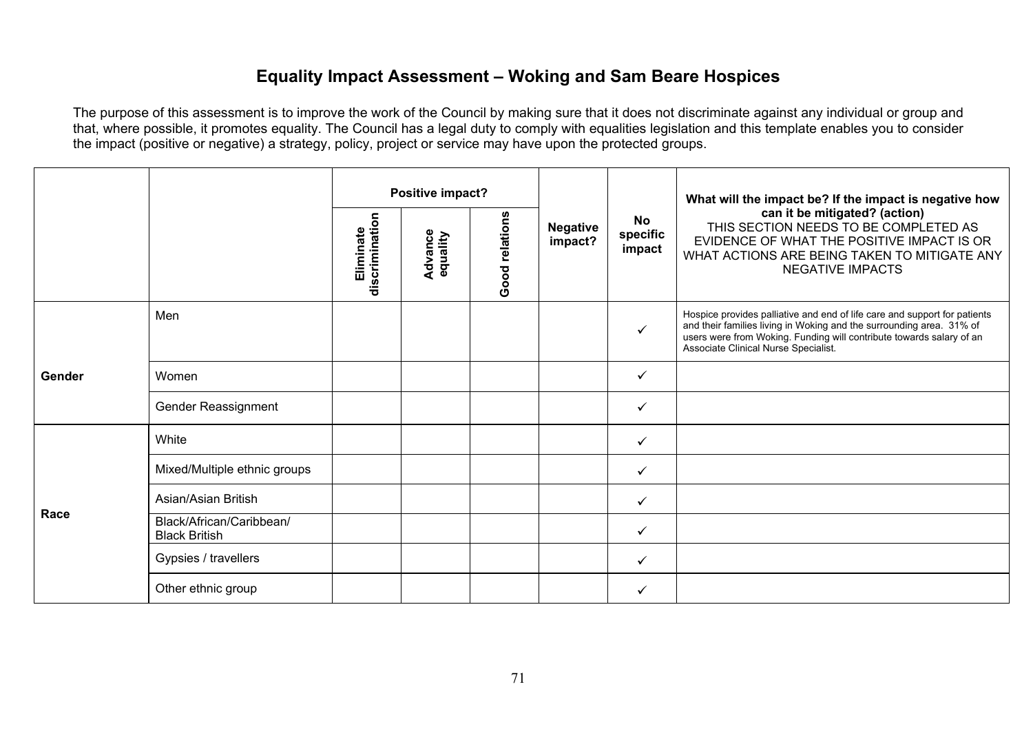# Equality Impact Assessment – Woking and Sam Beare Hospices

The purpose of this assessment is to improve the work of the Council by making sure that it does not discriminate against any individual or group and that, where possible, it promotes equality. The Council has a legal duty to comply with equalities legislation and this template enables you to consider the impact (positive or negative) a strategy, policy, project or service may have upon the protected groups.

| | | Positive impact? | | | Negative impact? | No specific impact | What will the impact be? If the impact is negative how can it be mitigated? (action) THIS SECTION NEEDS TO BE COMPLETED AS EVIDENCE OF WHAT THE POSITIVE IMPACT IS OR WHAT ACTIONS ARE BEING TAKEN TO MITIGATE ANY NEGATIVE IMPACTS |
|---|---|---|---|---|---|---|---|
| | | Eliminate discrimination | Advance equality | Good relations | | | |
| Gender | Men | | | | | ✓ | Hospice provides palliative and end of life care and support for patients and their families living in Woking and the surrounding area. 31% of users were from Woking. Funding will contribute towards salary of an Associate Clinical Nurse Specialist. |
| | Women | | | | | ✓ | |
| | Gender Reassignment | | | | | ✓ | |
| Race | White | | | | | ✓ | |
| | Mixed/Multiple ethnic groups | | | | | ✓ | |
| | Asian/Asian British | | | | | ✓ | |
| | Black/African/Caribbean/ Black British | | | | | ✓ | |
| | Gypsies / travellers | | | | | ✓ | |
| | Other ethnic group | | | | | ✓ | |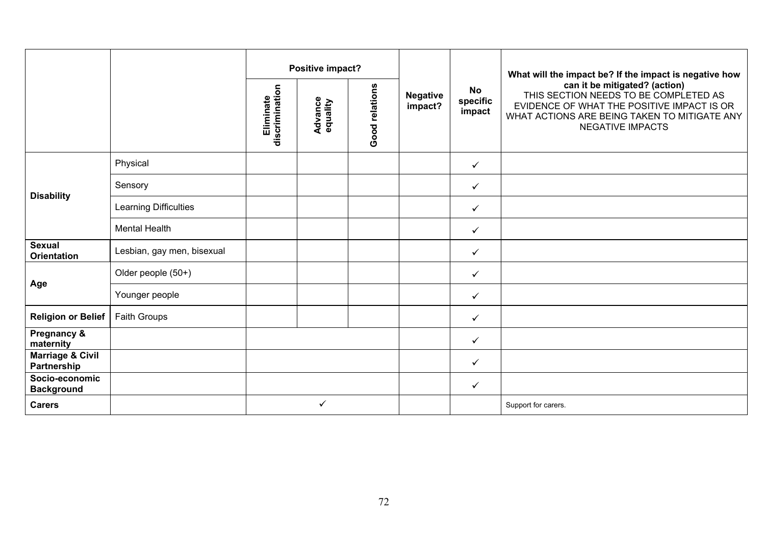| | | Positive impact? | | | Negative impact? | No specific impact | What will the impact be? If the impact is negative how can it be mitigated? (action) THIS SECTION NEEDS TO BE COMPLETED AS EVIDENCE OF WHAT THE POSITIVE IMPACT IS OR WHAT ACTIONS ARE BEING TAKEN TO MITIGATE ANY NEGATIVE IMPACTS |
|---|---|---|---|---|---|---|---|
| | | Eliminate discrimination | Advance equality | Good relations | | | |
| **Disability** | Physical | | | | | ✓ | |
| | Sensory | | | | | ✓ | |
| | Learning Difficulties | | | | | ✓ | |
| | Mental Health | | | | | ✓ | |
| **Sexual Orientation** | Lesbian, gay men, bisexual | | | | | ✓ | |
| **Age** | Older people (50+) | | | | | ✓ | |
| | Younger people | | | | | ✓ | |
| **Religion or Belief** | Faith Groups | | | | | ✓ | |
| **Pregnancy & maternity** | | | | | | ✓ | |
| **Marriage & Civil Partnership** | | | | | | ✓ | |
| **Socio-economic Background** | | | | | | ✓ | |
| **Carers** | | | ✓ | | | | Support for carers. |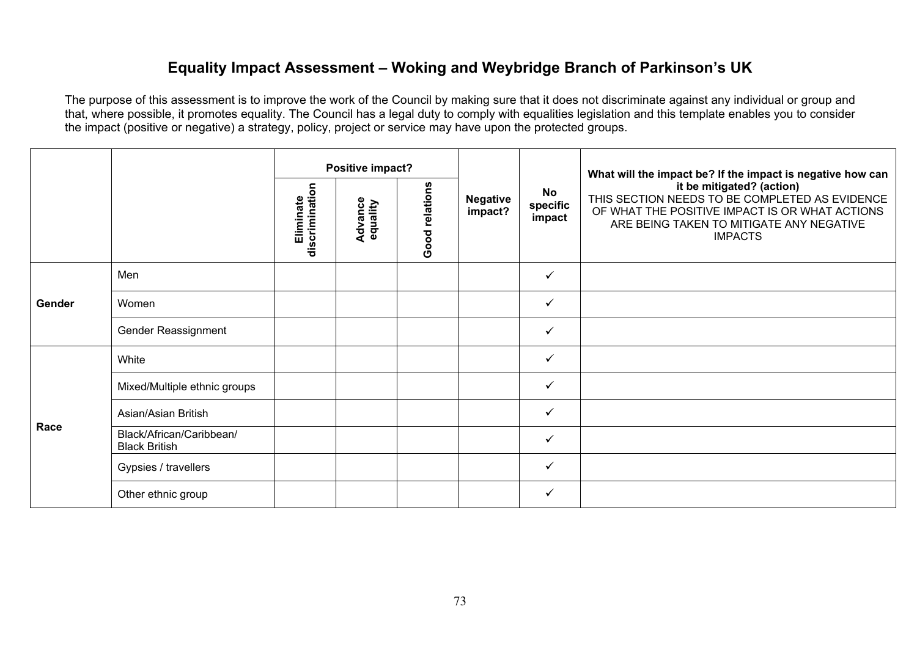# Equality Impact Assessment – Woking and Weybridge Branch of Parkinson's UK

The purpose of this assessment is to improve the work of the Council by making sure that it does not discriminate against any individual or group and that, where possible, it promotes equality. The Council has a legal duty to comply with equalities legislation and this template enables you to consider the impact (positive or negative) a strategy, policy, project or service may have upon the protected groups.

| | | Positive impact? | | | Negative impact? | No specific impact | What will the impact be? If the impact is negative how can it be mitigated? (action) THIS SECTION NEEDS TO BE COMPLETED AS EVIDENCE OF WHAT THE POSITIVE IMPACT IS OR WHAT ACTIONS ARE BEING TAKEN TO MITIGATE ANY NEGATIVE IMPACTS |
|---|---|---|---|---|---|---|---|
| | | Eliminate discrimination | Advance equality | Good relations | | | |
| Gender | Men | | | | | ✓ | |
| | Women | | | | | ✓ | |
| | Gender Reassignment | | | | | ✓ | |
| Race | White | | | | | ✓ | |
| | Mixed/Multiple ethnic groups | | | | | ✓ | |
| | Asian/Asian British | | | | | ✓ | |
| | Black/African/Caribbean/ Black British | | | | | ✓ | |
| | Gypsies / travellers | | | | | ✓ | |
| | Other ethnic group | | | | | ✓ | |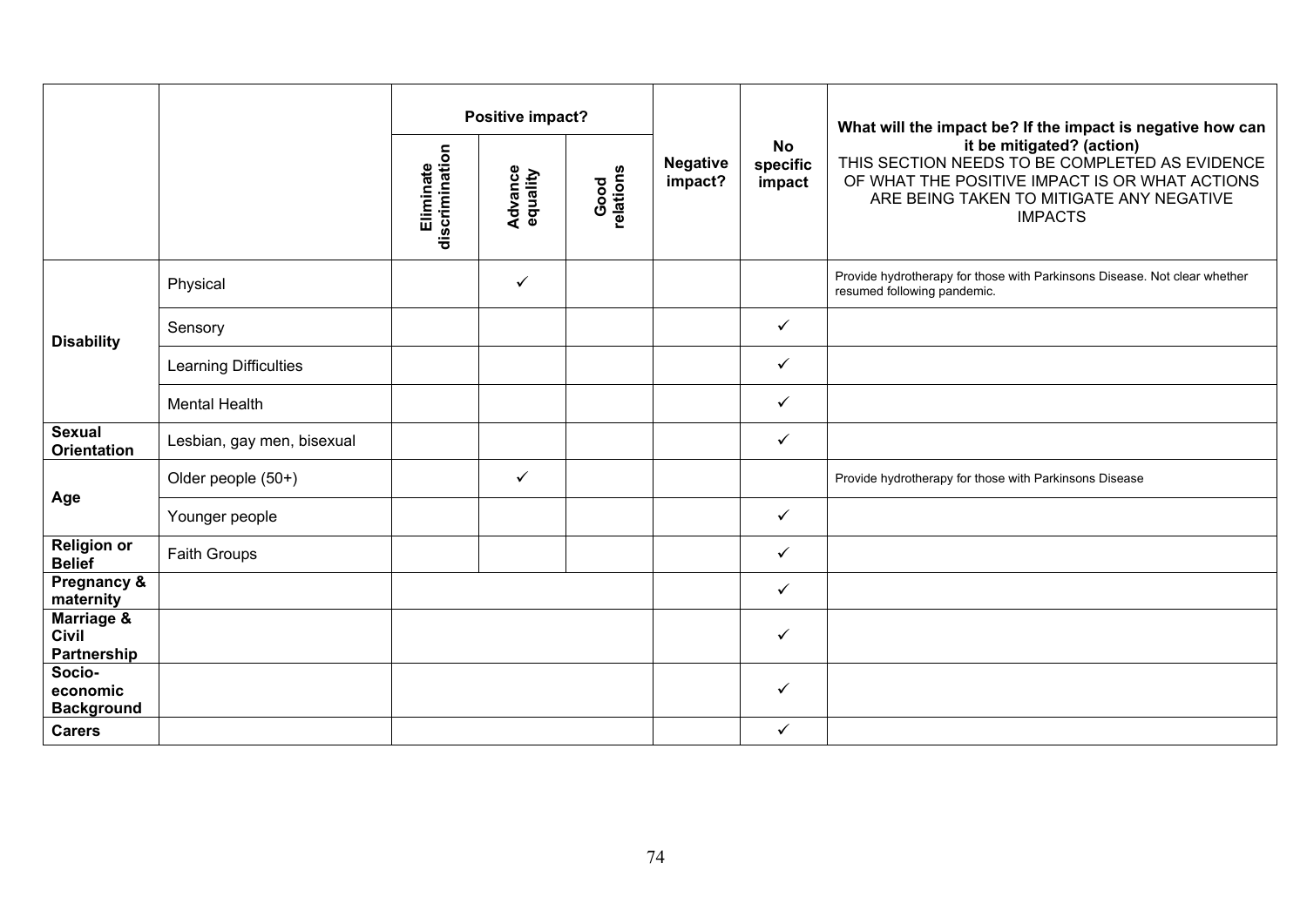| | | Positive impact? | | | Negative impact? | No specific impact | What will the impact be? If the impact is negative how can it be mitigated? (action) THIS SECTION NEEDS TO BE COMPLETED AS EVIDENCE OF WHAT THE POSITIVE IMPACT IS OR WHAT ACTIONS ARE BEING TAKEN TO MITIGATE ANY NEGATIVE IMPACTS |
|---|---|---|---|---|---|---|---|
| | | Eliminate discrimination | Advance equality | Good relations | | | |
| **Disability** | Physical | | ✓ | | | | Provide hydrotherapy for those with Parkinsons Disease. Not clear whether resumed following pandemic. |
| | Sensory | | | | | ✓ | |
| | Learning Difficulties | | | | | ✓ | |
| | Mental Health | | | | | ✓ | |
| **Sexual Orientation** | Lesbian, gay men, bisexual | | | | | ✓ | |
| **Age** | Older people (50+) | | ✓ | | | | Provide hydrotherapy for those with Parkinsons Disease |
| | Younger people | | | | | ✓ | |
| **Religion or Belief** | Faith Groups | | | | | ✓ | |
| **Pregnancy & maternity** | | | | | | ✓ | |
| **Marriage & Civil Partnership** | | | | | | ✓ | |
| **Socio-economic Background** | | | | | | ✓ | |
| **Carers** | | | | | | ✓ | |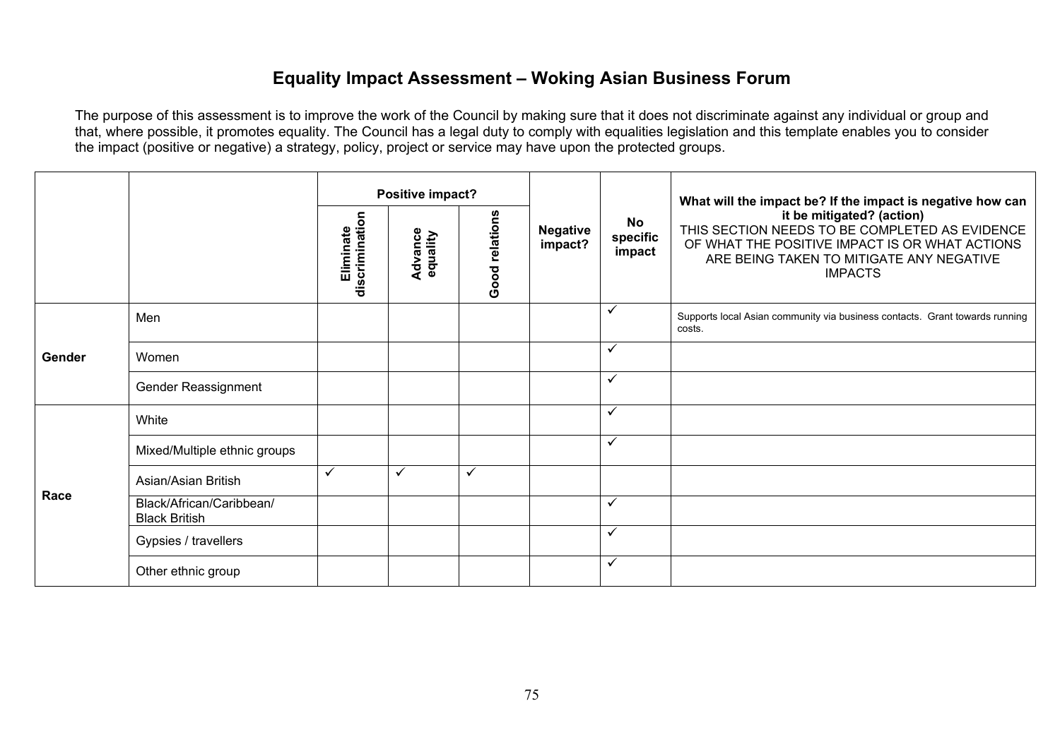## Equality Impact Assessment – Woking Asian Business Forum

The purpose of this assessment is to improve the work of the Council by making sure that it does not discriminate against any individual or group and that, where possible, it promotes equality. The Council has a legal duty to comply with equalities legislation and this template enables you to consider the impact (positive or negative) a strategy, policy, project or service may have upon the protected groups.

| | | Positive impact? | | | Negative impact? | No specific impact | What will the impact be? If the impact is negative how can it be mitigated? (action) THIS SECTION NEEDS TO BE COMPLETED AS EVIDENCE OF WHAT THE POSITIVE IMPACT IS OR WHAT ACTIONS ARE BEING TAKEN TO MITIGATE ANY NEGATIVE IMPACTS |
|---|---|---|---|---|---|---|---|
| | | Eliminate discrimination | Advance equality | Good relations | | | |
| Gender | Men | | | | | ✓ | Supports local Asian community via business contacts. Grant towards running costs. |
| | Women | | | | | ✓ | |
| | Gender Reassignment | | | | | ✓ | |
| Race | White | | | | | ✓ | |
| | Mixed/Multiple ethnic groups | | | | | ✓ | |
| | Asian/Asian British | ✓ | ✓ | ✓ | | | |
| | Black/African/Caribbean/ Black British | | | | | ✓ | |
| | Gypsies / travellers | | | | | ✓ | |
| | Other ethnic group | | | | | ✓ | |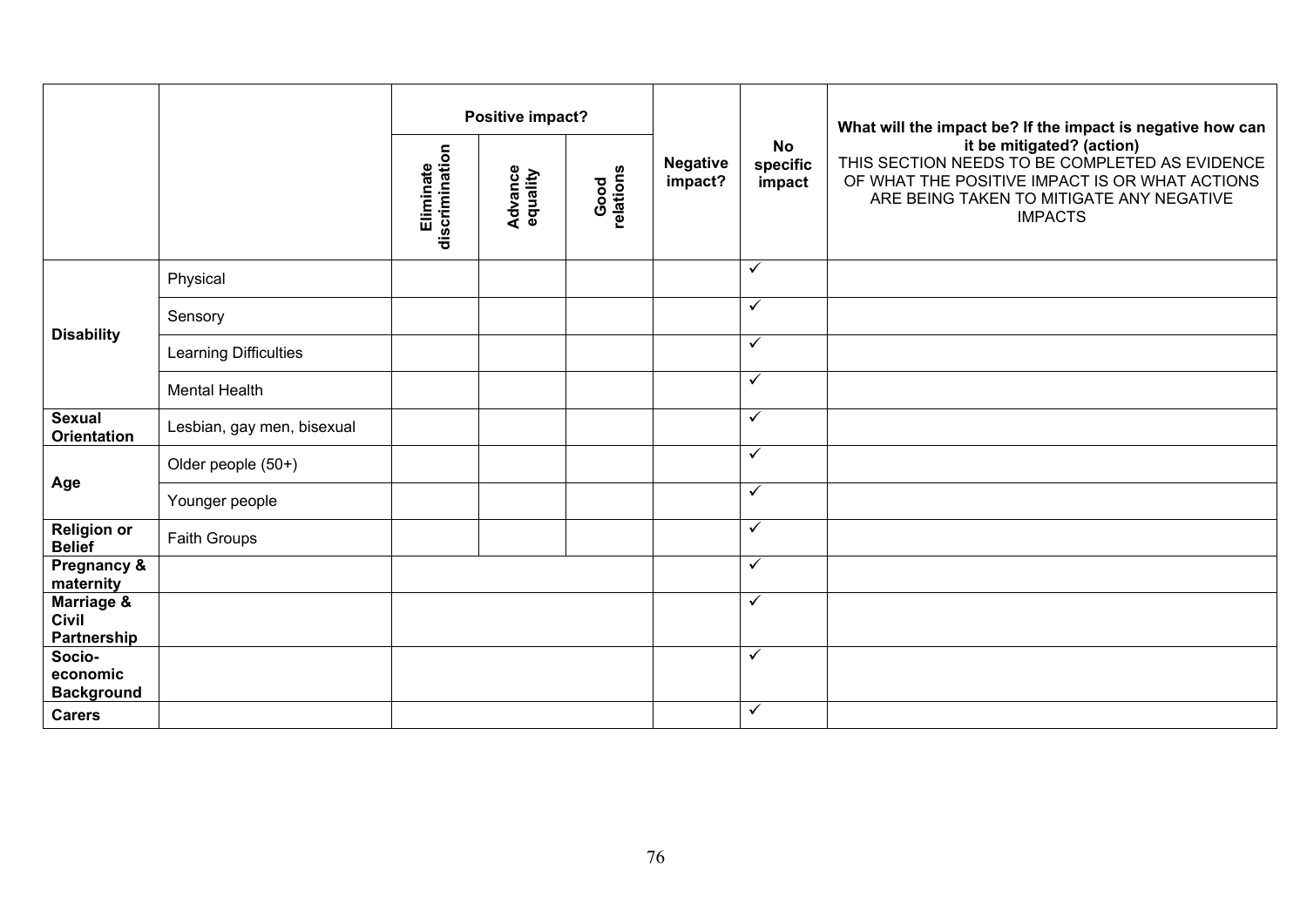| | | Positive impact? | | | Negative impact? | No specific impact | What will the impact be? If the impact is negative how can it be mitigated? (action) THIS SECTION NEEDS TO BE COMPLETED AS EVIDENCE OF WHAT THE POSITIVE IMPACT IS OR WHAT ACTIONS ARE BEING TAKEN TO MITIGATE ANY NEGATIVE IMPACTS |
|---|---|---|---|---|---|---|---|
| | | **Eliminate discrimination** | **Advance equality** | **Good relations** | | | |
| **Disability** | Physical | | | | | ✓ | |
| | Sensory | | | | | ✓ | |
| | Learning Difficulties | | | | | ✓ | |
| | Mental Health | | | | | ✓ | |
| **Sexual Orientation** | Lesbian, gay men, bisexual | | | | | ✓ | |
| **Age** | Older people (50+) | | | | | ✓ | |
| | Younger people | | | | | ✓ | |
| **Religion or Belief** | Faith Groups | | | | | ✓ | |
| **Pregnancy & maternity** | | | | | | ✓ | |
| **Marriage & Civil Partnership** | | | | | | ✓ | |
| **Socio-economic Background** | | | | | | ✓ | |
| **Carers** | | | | | | ✓ | |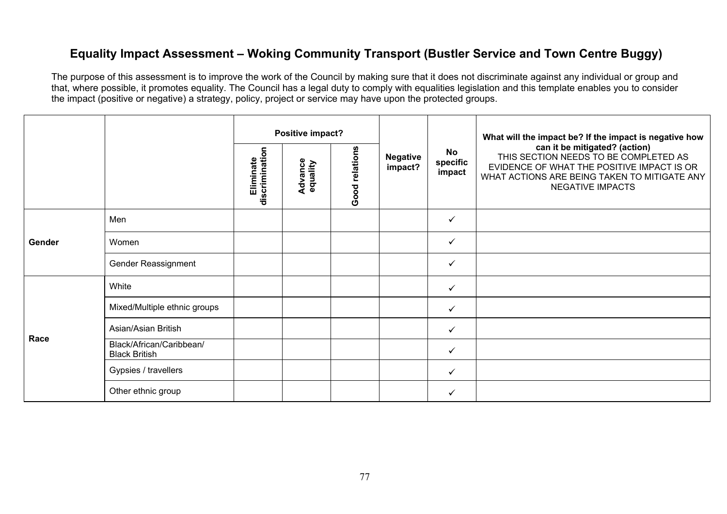# Equality Impact Assessment – Woking Community Transport (Bustler Service and Town Centre Buggy)

The purpose of this assessment is to improve the work of the Council by making sure that it does not discriminate against any individual or group and that, where possible, it promotes equality. The Council has a legal duty to comply with equalities legislation and this template enables you to consider the impact (positive or negative) a strategy, policy, project or service may have upon the protected groups.

| | | Positive impact? | | | Negative impact? | No specific impact | **What will the impact be? If the impact is negative how can it be mitigated? (action)** THIS SECTION NEEDS TO BE COMPLETED AS EVIDENCE OF WHAT THE POSITIVE IMPACT IS OR WHAT ACTIONS ARE BEING TAKEN TO MITIGATE ANY NEGATIVE IMPACTS |
|---|---|---|---|---|---|---|---|
| | | **Eliminate discrimination** | **Advance equality** | **Good relations** | | | |
| **Gender** | Men | | | | | ✓ | |
| | Women | | | | | ✓ | |
| | Gender Reassignment | | | | | ✓ | |
| **Race** | White | | | | | ✓ | |
| | Mixed/Multiple ethnic groups | | | | | ✓ | |
| | Asian/Asian British | | | | | ✓ | |
| | Black/African/Caribbean/ Black British | | | | | ✓ | |
| | Gypsies / travellers | | | | | ✓ | |
| | Other ethnic group | | | | | ✓ | |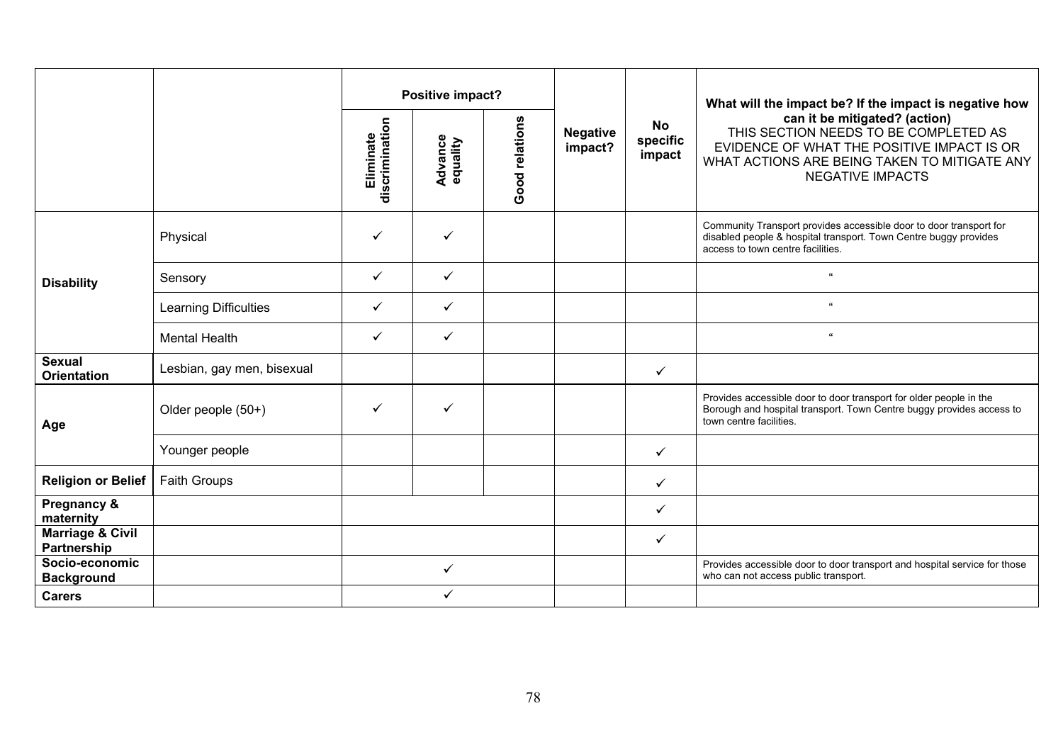| | | Positive impact? | | | Negative impact? | No specific impact | What will the impact be? If the impact is negative how can it be mitigated? (action) THIS SECTION NEEDS TO BE COMPLETED AS EVIDENCE OF WHAT THE POSITIVE IMPACT IS OR WHAT ACTIONS ARE BEING TAKEN TO MITIGATE ANY NEGATIVE IMPACTS |
|---|---|---|---|---|---|---|---|
| | | Eliminate discrimination | Advance equality | Good relations | | | |
| **Disability** | Physical | ✓ | ✓ | | | | Community Transport provides accessible door to door transport for disabled people & hospital transport. Town Centre buggy provides access to town centre facilities. |
| | Sensory | ✓ | ✓ | | | | " |
| | Learning Difficulties | ✓ | ✓ | | | | " |
| | Mental Health | ✓ | ✓ | | | | " |
| **Sexual Orientation** | Lesbian, gay men, bisexual | | | | | ✓ | |
| **Age** | Older people (50+) | ✓ | ✓ | | | | Provides accessible door to door transport for older people in the Borough and hospital transport. Town Centre buggy provides access to town centre facilities. |
| | Younger people | | | | | ✓ | |
| **Religion or Belief** | Faith Groups | | | | | ✓ | |
| **Pregnancy & maternity** | | | | | | ✓ | |
| **Marriage & Civil Partnership** | | | | | | ✓ | |
| **Socio-economic Background** | | | ✓ | | | | Provides accessible door to door transport and hospital service for those who can not access public transport. |
| **Carers** | | | ✓ | | | | |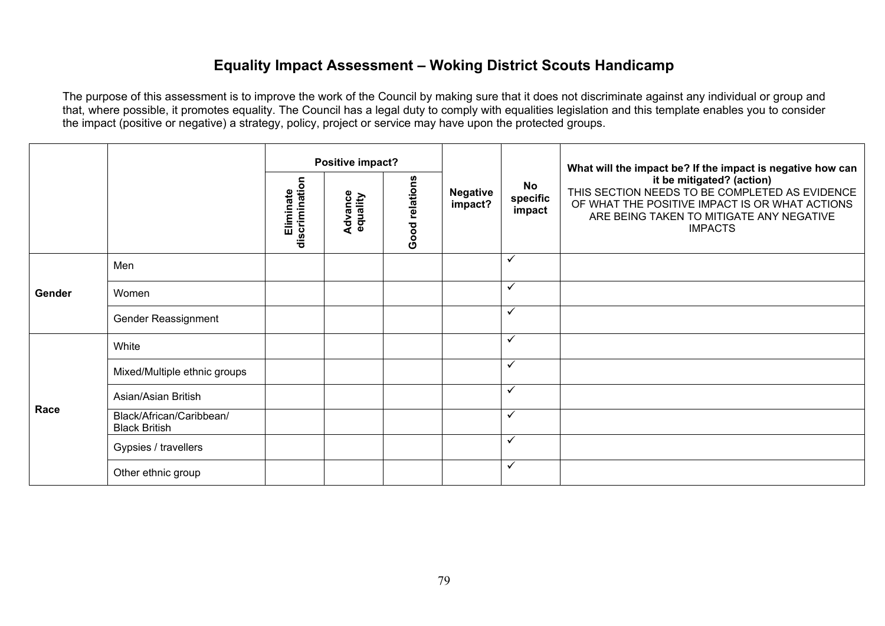# Equality Impact Assessment – Woking District Scouts Handicamp

The purpose of this assessment is to improve the work of the Council by making sure that it does not discriminate against any individual or group and that, where possible, it promotes equality. The Council has a legal duty to comply with equalities legislation and this template enables you to consider the impact (positive or negative) a strategy, policy, project or service may have upon the protected groups.

| | | Positive impact? | | | Negative impact? | No specific impact | What will the impact be? If the impact is negative how can it be mitigated? (action) THIS SECTION NEEDS TO BE COMPLETED AS EVIDENCE OF WHAT THE POSITIVE IMPACT IS OR WHAT ACTIONS ARE BEING TAKEN TO MITIGATE ANY NEGATIVE IMPACTS |
|---|---|---|---|---|---|---|---|
| | | Eliminate discrimination | Advance equality | Good relations | | | |
| Gender | Men | | | | | ✓ | |
| | Women | | | | | ✓ | |
| | Gender Reassignment | | | | | ✓ | |
| Race | White | | | | | ✓ | |
| | Mixed/Multiple ethnic groups | | | | | ✓ | |
| | Asian/Asian British | | | | | ✓ | |
| | Black/African/Caribbean/ Black British | | | | | ✓ | |
| | Gypsies / travellers | | | | | ✓ | |
| | Other ethnic group | | | | | ✓ | |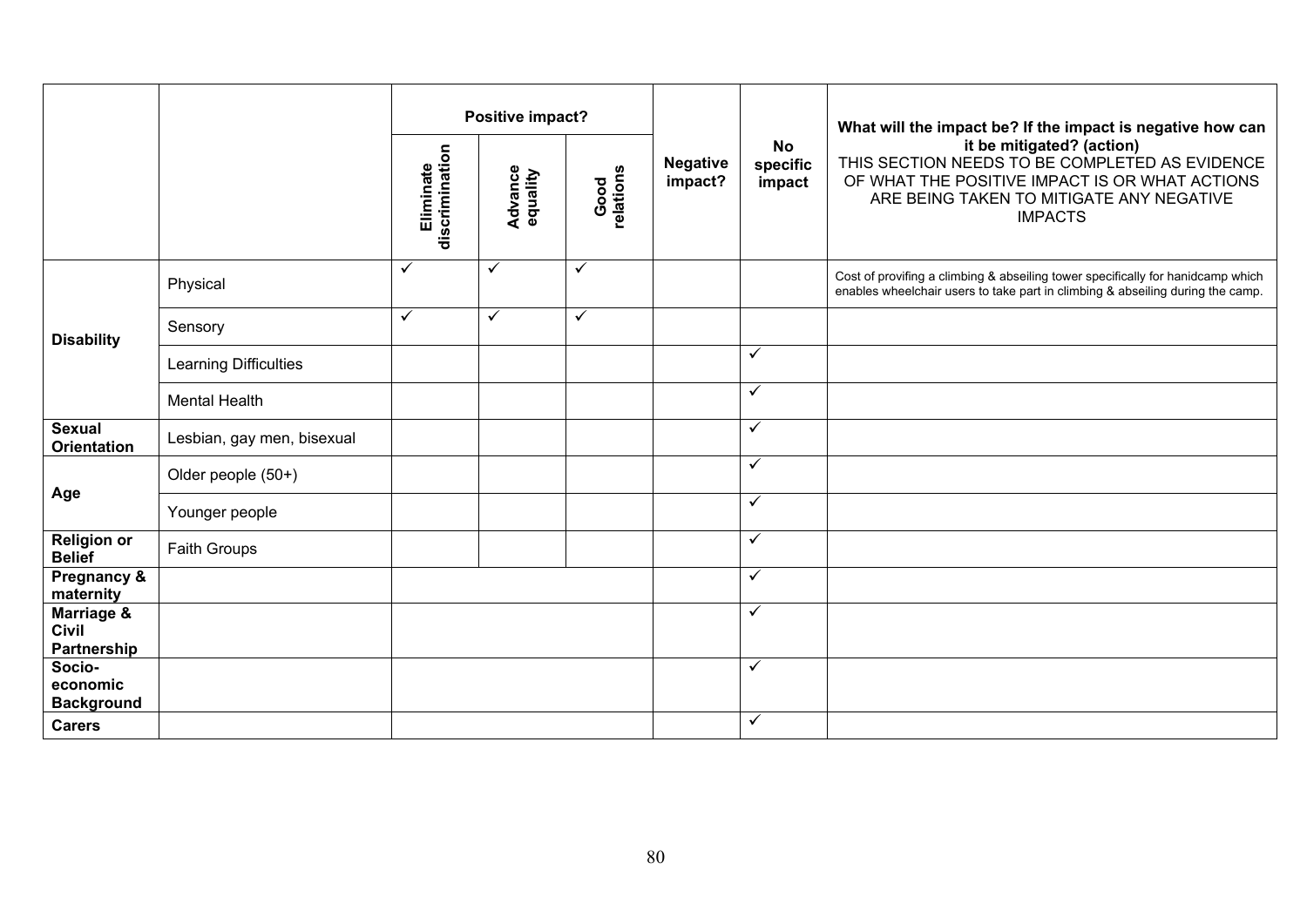| | | Positive impact? | | | Negative impact? | No specific impact | What will the impact be? If the impact is negative how can it be mitigated? (action) THIS SECTION NEEDS TO BE COMPLETED AS EVIDENCE OF WHAT THE POSITIVE IMPACT IS OR WHAT ACTIONS ARE BEING TAKEN TO MITIGATE ANY NEGATIVE IMPACTS |
|---|---|---|---|---|---|---|---|
| | | Eliminate discrimination | Advance equality | Good relations | | | |
| **Disability** | Physical | ✓ | ✓ | ✓ | | | Cost of provifing a climbing & abseiling tower specifically for hanidcamp which enables wheelchair users to take part in climbing & abseiling during the camp. |
| | Sensory | ✓ | ✓ | ✓ | | | |
| | Learning Difficulties | | | | | ✓ | |
| | Mental Health | | | | | ✓ | |
| **Sexual Orientation** | Lesbian, gay men, bisexual | | | | | ✓ | |
| **Age** | Older people (50+) | | | | | ✓ | |
| | Younger people | | | | | ✓ | |
| **Religion or Belief** | Faith Groups | | | | | ✓ | |
| **Pregnancy & maternity** | | | | | | ✓ | |
| **Marriage & Civil Partnership** | | | | | | ✓ | |
| **Socio-economic Background** | | | | | | ✓ | |
| **Carers** | | | | | | ✓ | |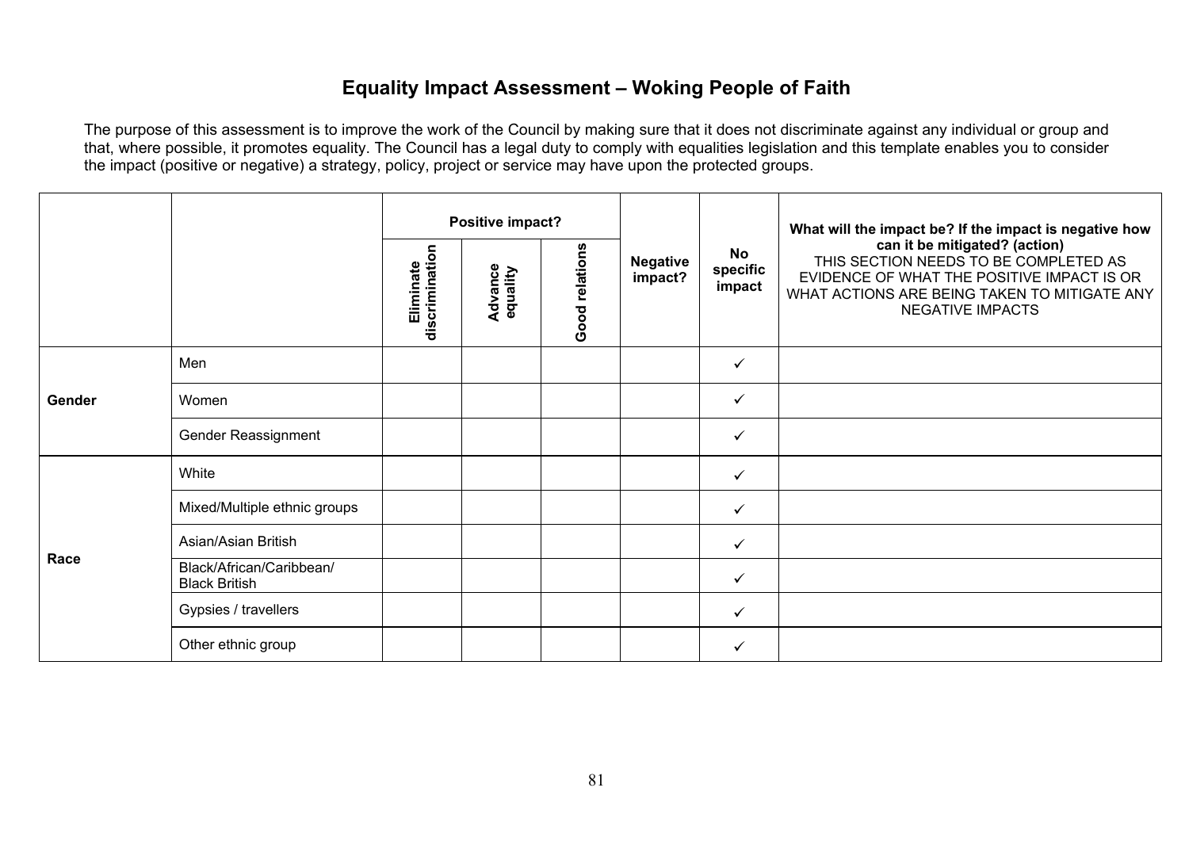## Equality Impact Assessment – Woking People of Faith

The purpose of this assessment is to improve the work of the Council by making sure that it does not discriminate against any individual or group and that, where possible, it promotes equality. The Council has a legal duty to comply with equalities legislation and this template enables you to consider the impact (positive or negative) a strategy, policy, project or service may have upon the protected groups.

| | | Positive impact? | | | Negative impact? | No specific impact | What will the impact be? If the impact is negative how can it be mitigated? (action) THIS SECTION NEEDS TO BE COMPLETED AS EVIDENCE OF WHAT THE POSITIVE IMPACT IS OR WHAT ACTIONS ARE BEING TAKEN TO MITIGATE ANY NEGATIVE IMPACTS |
|---|---|---|---|---|---|---|---|
| | | Eliminate discrimination | Advance equality | Good relations | | | |
| **Gender** | Men | | | | | ✓ | |
| | Women | | | | | ✓ | |
| | Gender Reassignment | | | | | ✓ | |
| **Race** | White | | | | | ✓ | |
| | Mixed/Multiple ethnic groups | | | | | ✓ | |
| | Asian/Asian British | | | | | ✓ | |
| | Black/African/Caribbean/ Black British | | | | | ✓ | |
| | Gypsies / travellers | | | | | ✓ | |
| | Other ethnic group | | | | | ✓ | |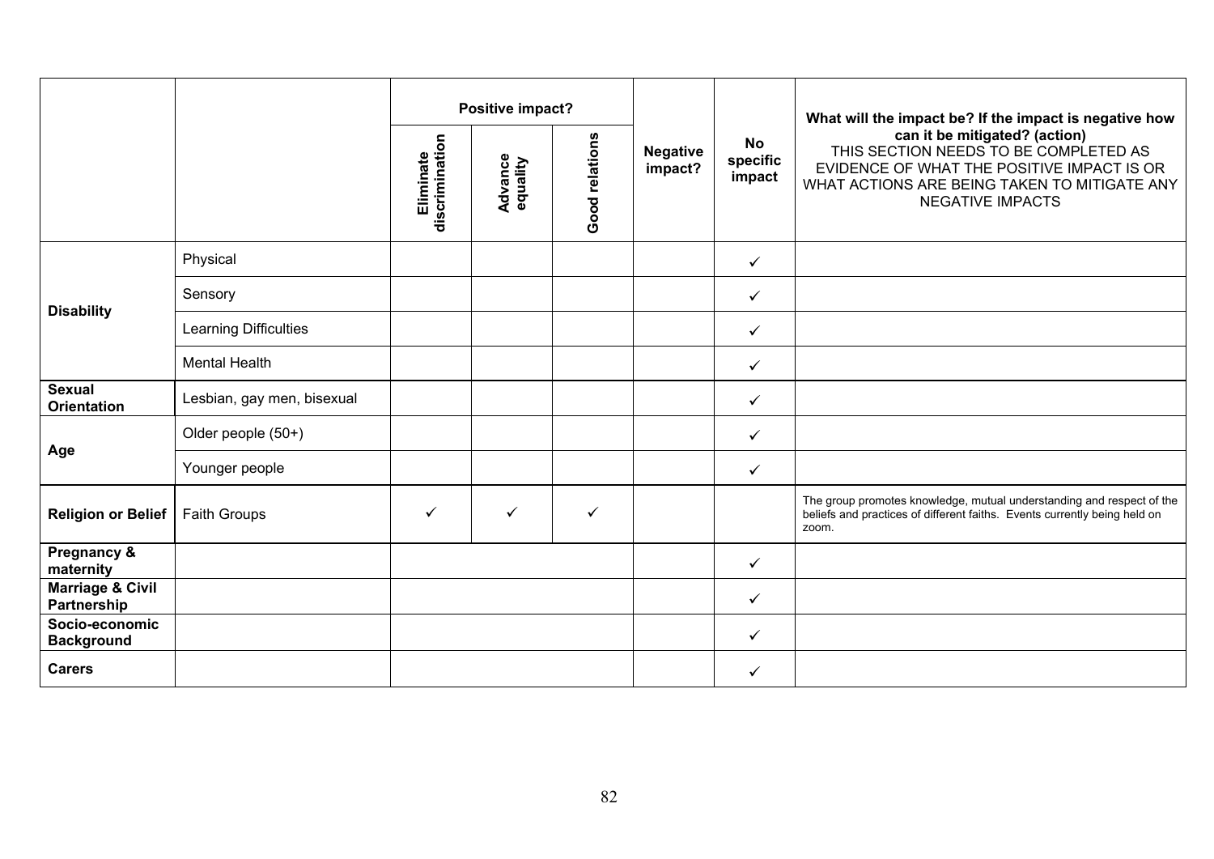| | | Positive impact? | | | Negative impact? | No specific impact | What will the impact be? If the impact is negative how can it be mitigated? (action) THIS SECTION NEEDS TO BE COMPLETED AS EVIDENCE OF WHAT THE POSITIVE IMPACT IS OR WHAT ACTIONS ARE BEING TAKEN TO MITIGATE ANY NEGATIVE IMPACTS |
|---|---|---|---|---|---|---|---|
| | | Eliminate discrimination | Advance equality | Good relations | | | |
| **Disability** | Physical | | | | | ✓ | |
| | Sensory | | | | | ✓ | |
| | Learning Difficulties | | | | | ✓ | |
| | Mental Health | | | | | ✓ | |
| **Sexual Orientation** | Lesbian, gay men, bisexual | | | | | ✓ | |
| **Age** | Older people (50+) | | | | | ✓ | |
| | Younger people | | | | | ✓ | |
| **Religion or Belief** | Faith Groups | ✓ | ✓ | ✓ | | | The group promotes knowledge, mutual understanding and respect of the beliefs and practices of different faiths. Events currently being held on zoom. |
| **Pregnancy & maternity** | | | | | | ✓ | |
| **Marriage & Civil Partnership** | | | | | | ✓ | |
| **Socio-economic Background** | | | | | | ✓ | |
| **Carers** | | | | | | ✓ | |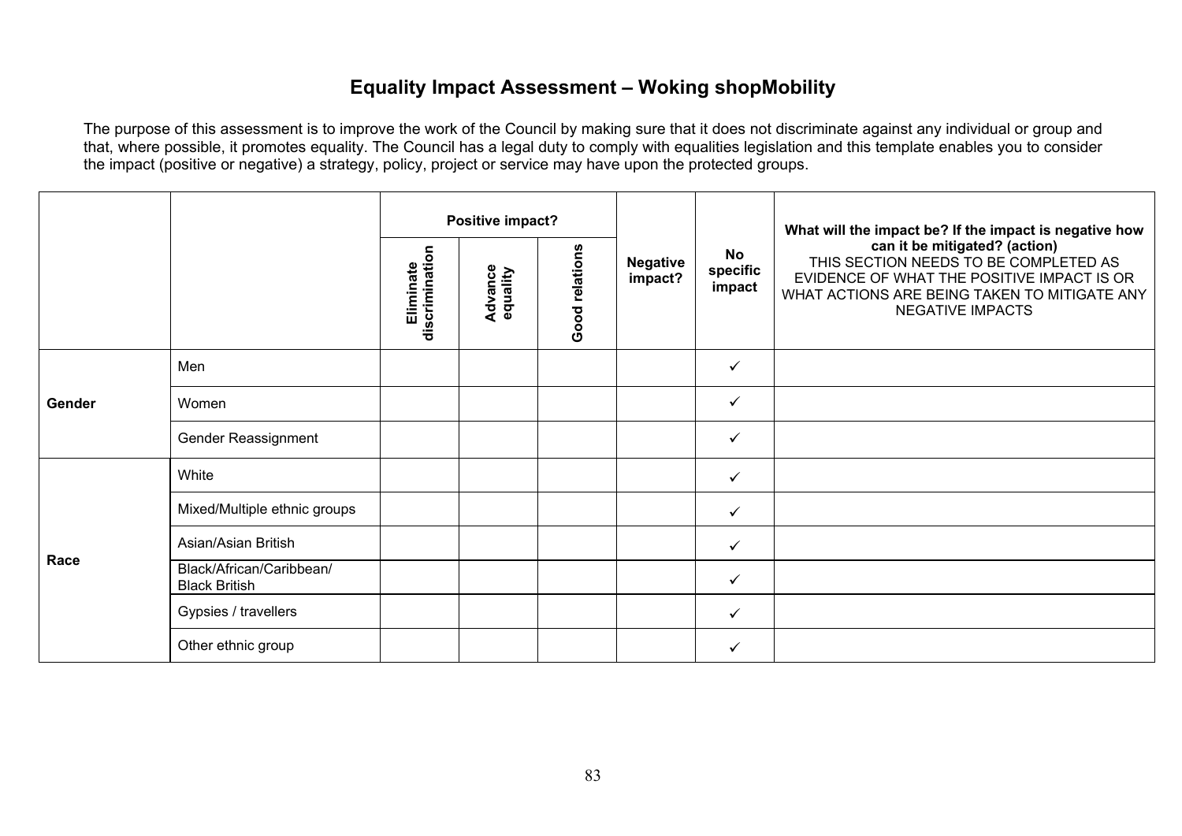## Equality Impact Assessment – Woking shopMobility

The purpose of this assessment is to improve the work of the Council by making sure that it does not discriminate against any individual or group and that, where possible, it promotes equality. The Council has a legal duty to comply with equalities legislation and this template enables you to consider the impact (positive or negative) a strategy, policy, project or service may have upon the protected groups.

| | | Positive impact? | | | Negative impact? | No specific impact | What will the impact be? If the impact is negative how can it be mitigated? (action) THIS SECTION NEEDS TO BE COMPLETED AS EVIDENCE OF WHAT THE POSITIVE IMPACT IS OR WHAT ACTIONS ARE BEING TAKEN TO MITIGATE ANY NEGATIVE IMPACTS |
|---|---|---|---|---|---|---|---|
| | | Eliminate discrimination | Advance equality | Good relations | | | |
| Gender | Men | | | | | ✓ | |
| | Women | | | | | ✓ | |
| | Gender Reassignment | | | | | ✓ | |
| Race | White | | | | | ✓ | |
| | Mixed/Multiple ethnic groups | | | | | ✓ | |
| | Asian/Asian British | | | | | ✓ | |
| | Black/African/Caribbean/ Black British | | | | | ✓ | |
| | Gypsies / travellers | | | | | ✓ | |
| | Other ethnic group | | | | | ✓ | |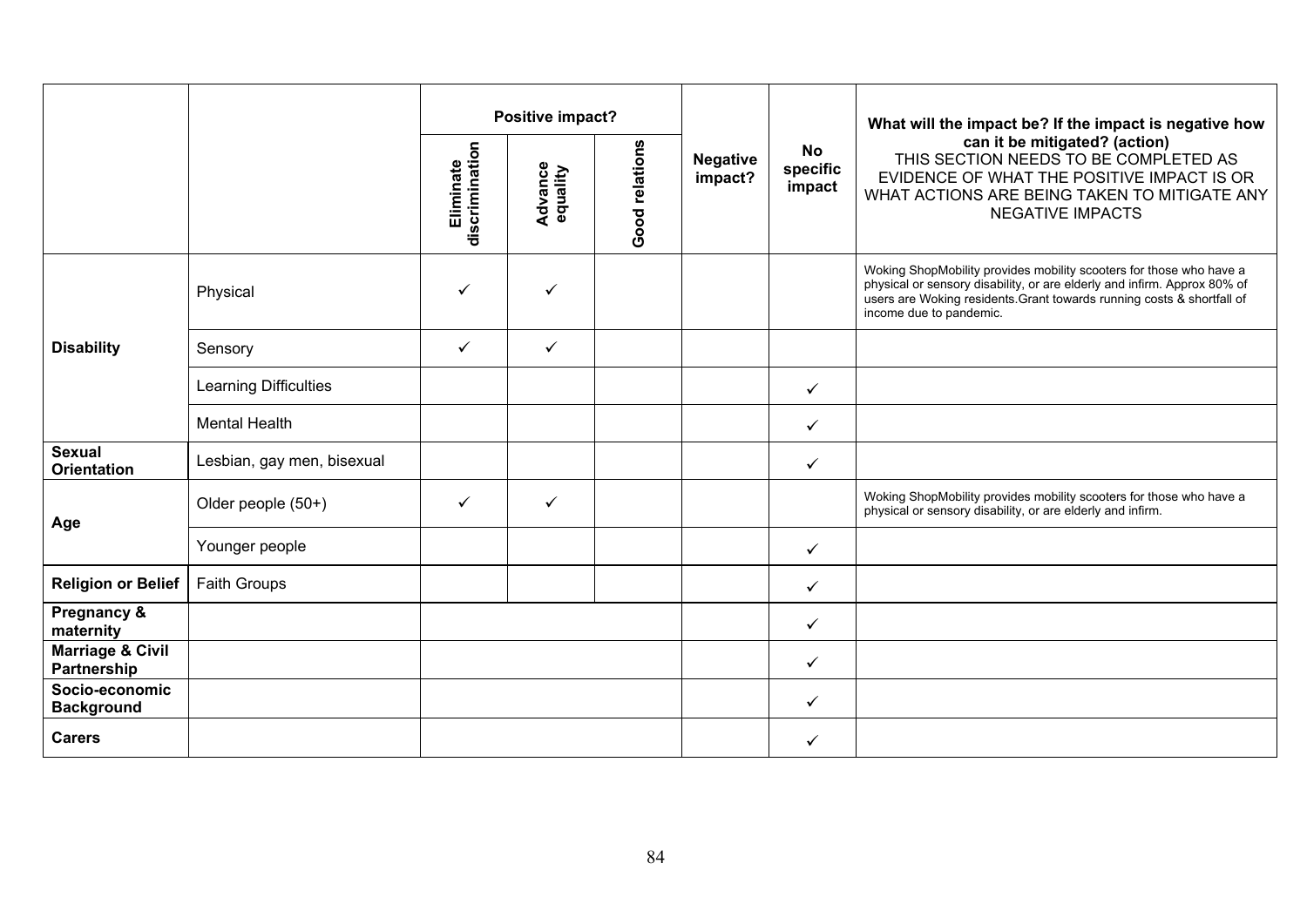| | | Positive impact? | | | Negative impact? | No specific impact | What will the impact be? If the impact is negative how can it be mitigated? (action) THIS SECTION NEEDS TO BE COMPLETED AS EVIDENCE OF WHAT THE POSITIVE IMPACT IS OR WHAT ACTIONS ARE BEING TAKEN TO MITIGATE ANY NEGATIVE IMPACTS |
|---|---|---|---|---|---|---|---|
| | | Eliminate discrimination | Advance equality | Good relations | | | |
| **Disability** | Physical | ✓ | ✓ | | | | Woking ShopMobility provides mobility scooters for those who have a physical or sensory disability, or are elderly and infirm. Approx 80% of users are Woking residents.Grant towards running costs & shortfall of income due to pandemic. |
| | Sensory | ✓ | ✓ | | | | |
| | Learning Difficulties | | | | | ✓ | |
| | Mental Health | | | | | ✓ | |
| **Sexual Orientation** | Lesbian, gay men, bisexual | | | | | ✓ | |
| **Age** | Older people (50+) | ✓ | ✓ | | | | Woking ShopMobility provides mobility scooters for those who have a physical or sensory disability, or are elderly and infirm. |
| | Younger people | | | | | ✓ | |
| **Religion or Belief** | Faith Groups | | | | | ✓ | |
| **Pregnancy & maternity** | | | | | | ✓ | |
| **Marriage & Civil Partnership** | | | | | | ✓ | |
| **Socio-economic Background** | | | | | | ✓ | |
| **Carers** | | | | | | ✓ | |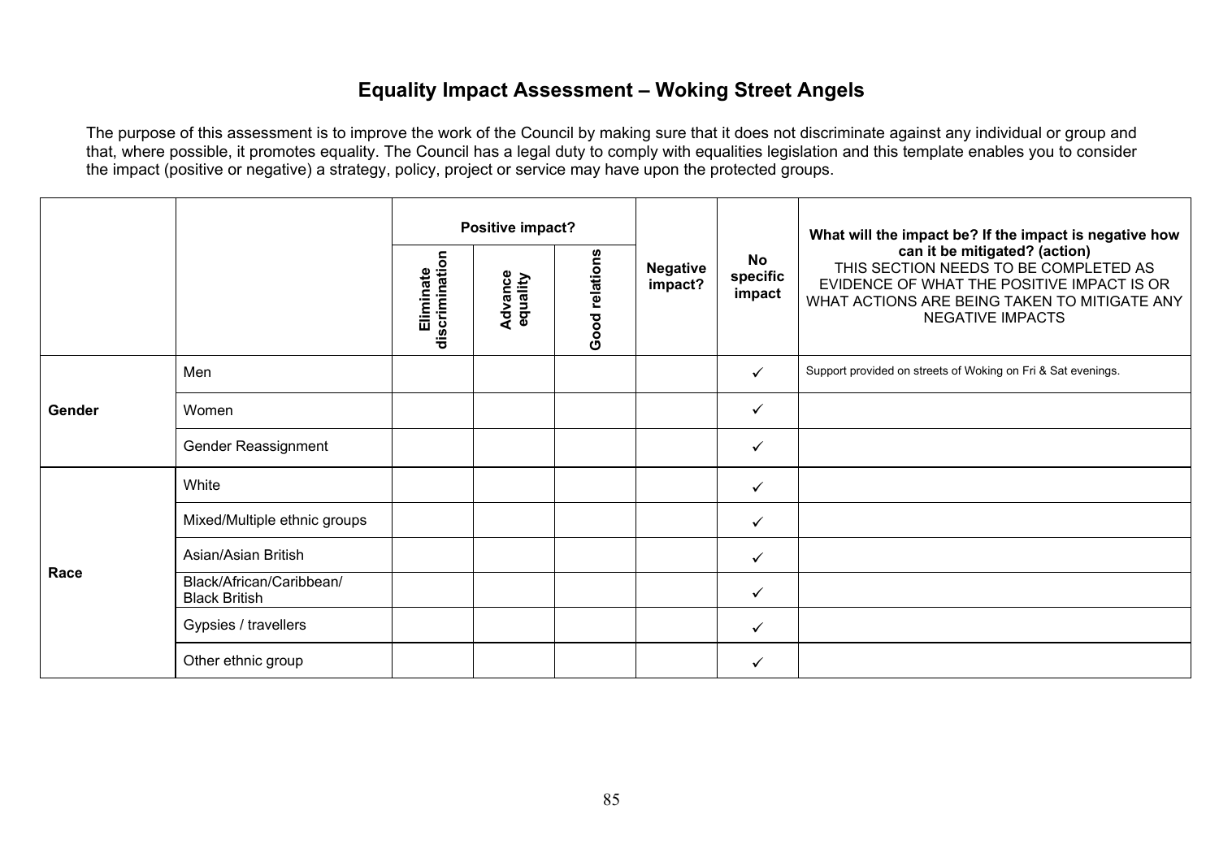# Equality Impact Assessment – Woking Street Angels

The purpose of this assessment is to improve the work of the Council by making sure that it does not discriminate against any individual or group and that, where possible, it promotes equality. The Council has a legal duty to comply with equalities legislation and this template enables you to consider the impact (positive or negative) a strategy, policy, project or service may have upon the protected groups.

| | | Positive impact? | | | Negative impact? | No specific impact | What will the impact be? If the impact is negative how can it be mitigated? (action) THIS SECTION NEEDS TO BE COMPLETED AS EVIDENCE OF WHAT THE POSITIVE IMPACT IS OR WHAT ACTIONS ARE BEING TAKEN TO MITIGATE ANY NEGATIVE IMPACTS |
|---|---|---|---|---|---|---|---|
| | | Eliminate discrimination | Advance equality | Good relations | | | |
| **Gender** | Men | | | | | ✓ | Support provided on streets of Woking on Fri & Sat evenings. |
| | Women | | | | | ✓ | |
| | Gender Reassignment | | | | | ✓ | |
| **Race** | White | | | | | ✓ | |
| | Mixed/Multiple ethnic groups | | | | | ✓ | |
| | Asian/Asian British | | | | | ✓ | |
| | Black/African/Caribbean/ Black British | | | | | ✓ | |
| | Gypsies / travellers | | | | | ✓ | |
| | Other ethnic group | | | | | ✓ | |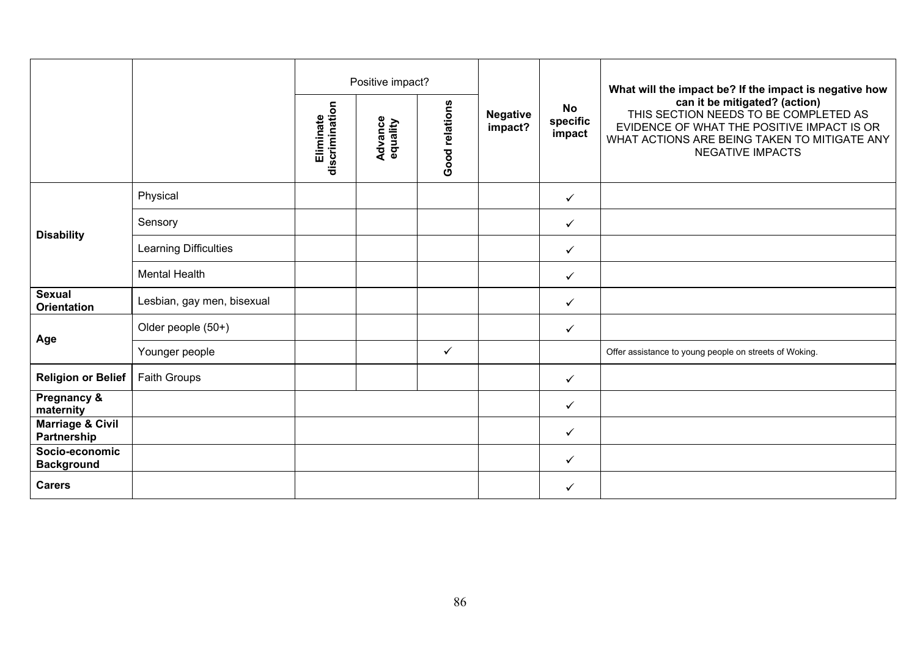| | | Positive impact? | | | Negative impact? | No specific impact | What will the impact be? If the impact is negative how can it be mitigated? (action) THIS SECTION NEEDS TO BE COMPLETED AS EVIDENCE OF WHAT THE POSITIVE IMPACT IS OR WHAT ACTIONS ARE BEING TAKEN TO MITIGATE ANY NEGATIVE IMPACTS |
|---|---|---|---|---|---|---|---|
| | | **Eliminate discrimination** | **Advance equality** | **Good relations** | | | |
| **Disability** | Physical | | | | | ✓ | |
| | Sensory | | | | | ✓ | |
| | Learning Difficulties | | | | | ✓ | |
| | Mental Health | | | | | ✓ | |
| **Sexual Orientation** | Lesbian, gay men, bisexual | | | | | ✓ | |
| **Age** | Older people (50+) | | | | | ✓ | |
| | Younger people | | | ✓ | | | Offer assistance to young people on streets of Woking. |
| **Religion or Belief** | Faith Groups | | | | | ✓ | |
| **Pregnancy & maternity** | | | | | | ✓ | |
| **Marriage & Civil Partnership** | | | | | | ✓ | |
| **Socio-economic Background** | | | | | | ✓ | |
| **Carers** | | | | | | ✓ | |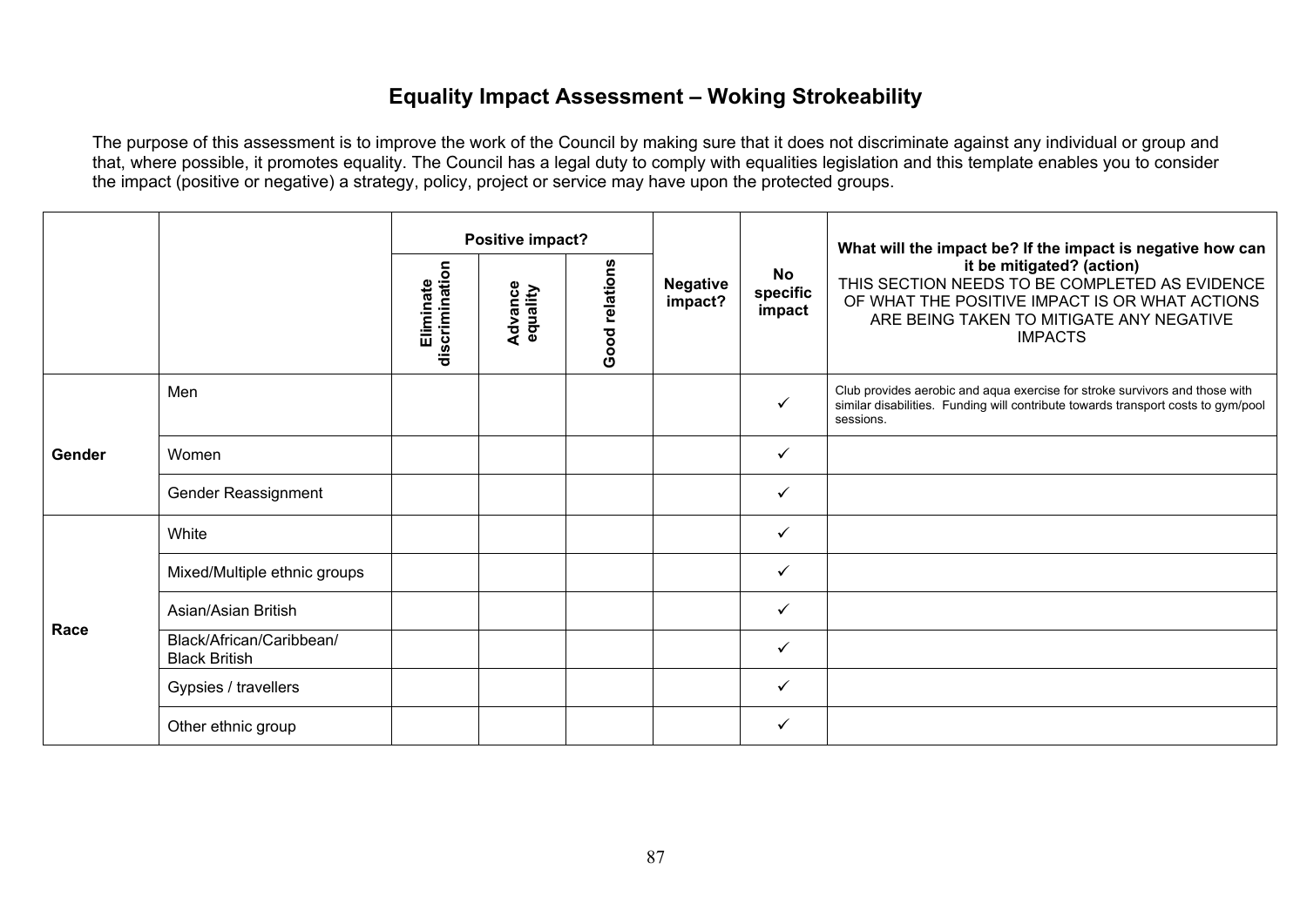# Equality Impact Assessment – Woking Strokeability

The purpose of this assessment is to improve the work of the Council by making sure that it does not discriminate against any individual or group and that, where possible, it promotes equality. The Council has a legal duty to comply with equalities legislation and this template enables you to consider the impact (positive or negative) a strategy, policy, project or service may have upon the protected groups.

| | | **Positive impact?** | | | **Negative impact?** | **No specific impact** | **What will the impact be? If the impact is negative how can it be mitigated? (action)** THIS SECTION NEEDS TO BE COMPLETED AS EVIDENCE OF WHAT THE POSITIVE IMPACT IS OR WHAT ACTIONS ARE BEING TAKEN TO MITIGATE ANY NEGATIVE IMPACTS |
|---|---|---|---|---|---|---|---|
| | | **Eliminate discrimination** | **Advance equality** | **Good relations** | | | |
| **Gender** | Men | | | | | ✓ | Club provides aerobic and aqua exercise for stroke survivors and those with similar disabilities. Funding will contribute towards transport costs to gym/pool sessions. |
| | Women | | | | | ✓ | |
| | Gender Reassignment | | | | | ✓ | |
| **Race** | White | | | | | ✓ | |
| | Mixed/Multiple ethnic groups | | | | | ✓ | |
| | Asian/Asian British | | | | | ✓ | |
| | Black/African/Caribbean/ Black British | | | | | ✓ | |
| | Gypsies / travellers | | | | | ✓ | |
| | Other ethnic group | | | | | ✓ | |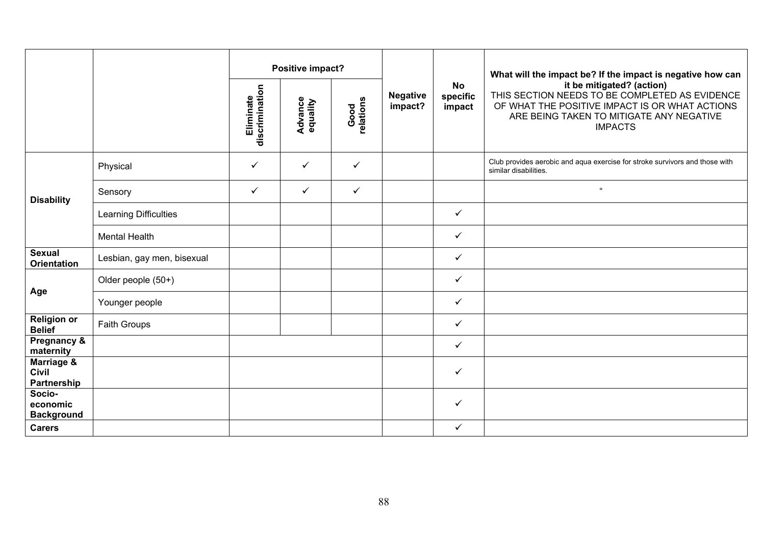| | | Positive impact? | | | Negative impact? | No specific impact | What will the impact be? If the impact is negative how can it be mitigated? (action) THIS SECTION NEEDS TO BE COMPLETED AS EVIDENCE OF WHAT THE POSITIVE IMPACT IS OR WHAT ACTIONS ARE BEING TAKEN TO MITIGATE ANY NEGATIVE IMPACTS |
|---|---|---|---|---|---|---|---|
| | | Eliminate discrimination | Advance equality | Good relations | | | |
| **Disability** | Physical | ✓ | ✓ | ✓ | | | Club provides aerobic and aqua exercise for stroke survivors and those with similar disabilities. |
| | Sensory | ✓ | ✓ | ✓ | | | " |
| | Learning Difficulties | | | | | ✓ | |
| | Mental Health | | | | | ✓ | |
| **Sexual Orientation** | Lesbian, gay men, bisexual | | | | | ✓ | |
| **Age** | Older people (50+) | | | | | ✓ | |
| | Younger people | | | | | ✓ | |
| **Religion or Belief** | Faith Groups | | | | | ✓ | |
| **Pregnancy & maternity** | | | | | | ✓ | |
| **Marriage & Civil Partnership** | | | | | | ✓ | |
| **Socio-economic Background** | | | | | | ✓ | |
| **Carers** | | | | | | ✓ | |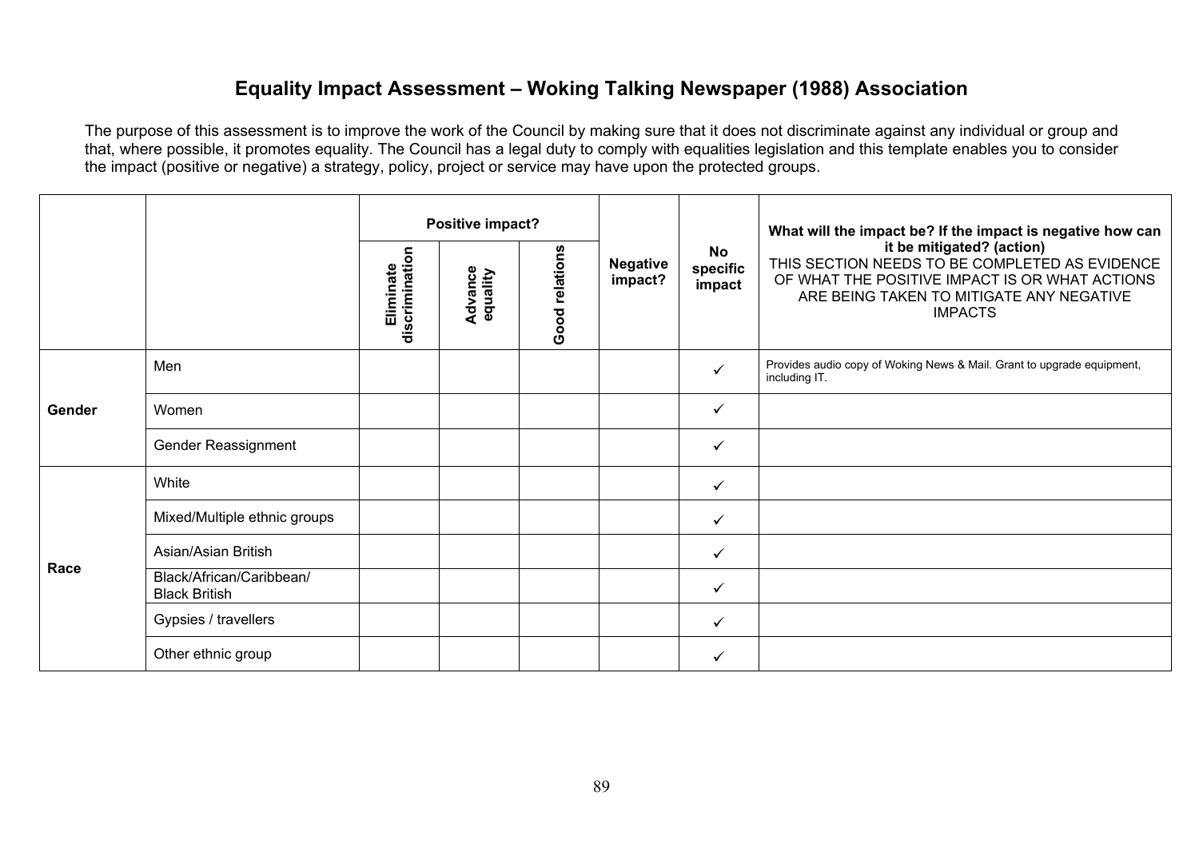# Equality Impact Assessment – Woking Talking Newspaper (1988) Association

The purpose of this assessment is to improve the work of the Council by making sure that it does not discriminate against any individual or group and that, where possible, it promotes equality. The Council has a legal duty to comply with equalities legislation and this template enables you to consider the impact (positive or negative) a strategy, policy, project or service may have upon the protected groups.

| | | **Positive impact?** | | | **Negative impact?** | **No specific impact** | **What will the impact be? If the impact is negative how can it be mitigated? (action)** THIS SECTION NEEDS TO BE COMPLETED AS EVIDENCE OF WHAT THE POSITIVE IMPACT IS OR WHAT ACTIONS ARE BEING TAKEN TO MITIGATE ANY NEGATIVE IMPACTS |
|---|---|---|---|---|---|---|---|
| | | **Eliminate discrimination** | **Advance equality** | **Good relations** | | | |
| **Gender** | Men | | | | | ✓ | Provides audio copy of Woking News & Mail. Grant to upgrade equipment, including IT. |
| | Women | | | | | ✓ | |
| | Gender Reassignment | | | | | ✓ | |
| **Race** | White | | | | | ✓ | |
| | Mixed/Multiple ethnic groups | | | | | ✓ | |
| | Asian/Asian British | | | | | ✓ | |
| | Black/African/Caribbean/ Black British | | | | | ✓ | |
| | Gypsies / travellers | | | | | ✓ | |
| | Other ethnic group | | | | | ✓ | |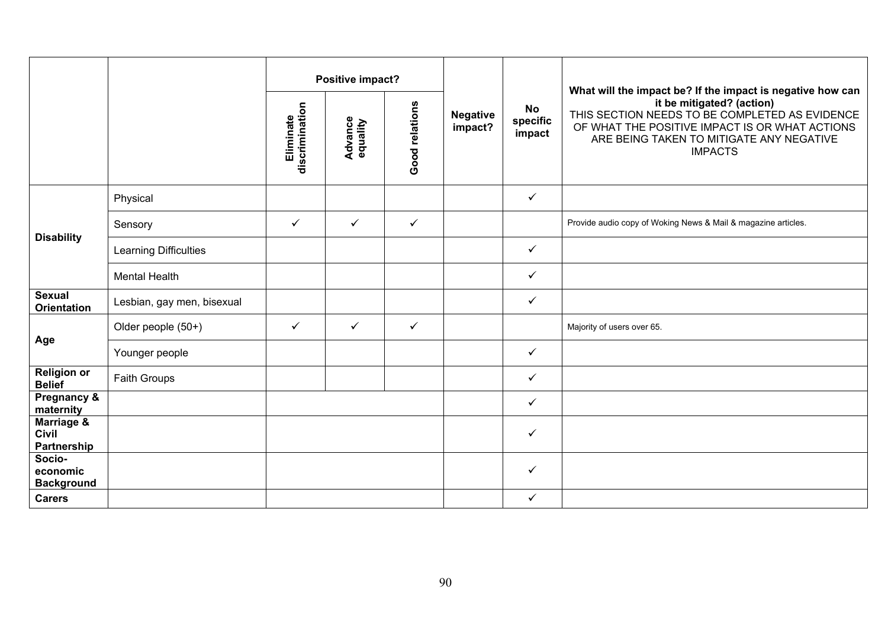| | | Positive impact? | | | Negative impact? | No specific impact | What will the impact be? If the impact is negative how can it be mitigated? (action) THIS SECTION NEEDS TO BE COMPLETED AS EVIDENCE OF WHAT THE POSITIVE IMPACT IS OR WHAT ACTIONS ARE BEING TAKEN TO MITIGATE ANY NEGATIVE IMPACTS |
|---|---|---|---|---|---|---|---|
| | | Eliminate discrimination | Advance equality | Good relations | | | |
| **Disability** | Physical | | | | | ✓ | |
| | Sensory | ✓ | ✓ | ✓ | | | Provide audio copy of Woking News & Mail & magazine articles. |
| | Learning Difficulties | | | | | ✓ | |
| | Mental Health | | | | | ✓ | |
| **Sexual Orientation** | Lesbian, gay men, bisexual | | | | | ✓ | |
| **Age** | Older people (50+) | ✓ | ✓ | ✓ | | | Majority of users over 65. |
| | Younger people | | | | | ✓ | |
| **Religion or Belief** | Faith Groups | | | | | ✓ | |
| **Pregnancy & maternity** | | | | | | ✓ | |
| **Marriage & Civil Partnership** | | | | | | ✓ | |
| **Socio-economic Background** | | | | | | ✓ | |
| **Carers** | | | | | | ✓ | |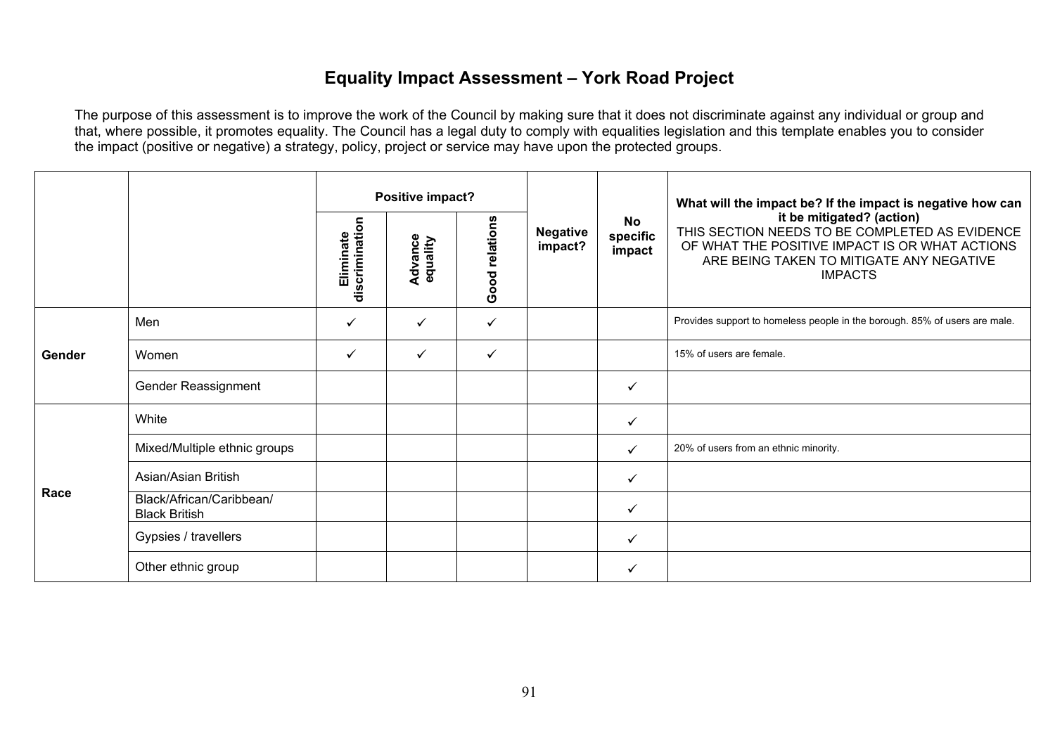# Equality Impact Assessment – York Road Project

The purpose of this assessment is to improve the work of the Council by making sure that it does not discriminate against any individual or group and that, where possible, it promotes equality. The Council has a legal duty to comply with equalities legislation and this template enables you to consider the impact (positive or negative) a strategy, policy, project or service may have upon the protected groups.

| | | **Positive impact?** | | | **Negative impact?** | **No specific impact** | **What will the impact be? If the impact is negative how can it be mitigated? (action)** THIS SECTION NEEDS TO BE COMPLETED AS EVIDENCE OF WHAT THE POSITIVE IMPACT IS OR WHAT ACTIONS ARE BEING TAKEN TO MITIGATE ANY NEGATIVE IMPACTS |
|---|---|---|---|---|---|---|---|
| | | **Eliminate discrimination** | **Advance equality** | **Good relations** | | | |
| **Gender** | Men | ✓ | ✓ | ✓ | | | Provides support to homeless people in the borough. 85% of users are male. |
| | Women | ✓ | ✓ | ✓ | | | 15% of users are female. |
| | Gender Reassignment | | | | | ✓ | |
| **Race** | White | | | | | ✓ | |
| | Mixed/Multiple ethnic groups | | | | | ✓ | 20% of users from an ethnic minority. |
| | Asian/Asian British | | | | | ✓ | |
| | Black/African/Caribbean/ Black British | | | | | ✓ | |
| | Gypsies / travellers | | | | | ✓ | |
| | Other ethnic group | | | | | ✓ | |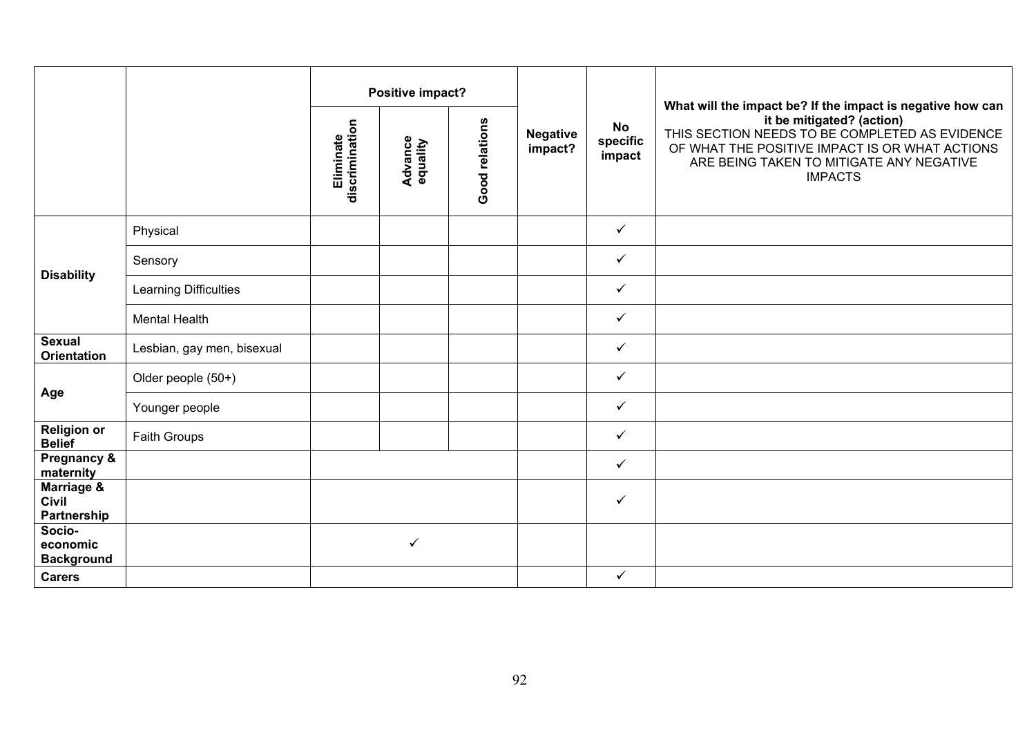| | | Positive impact? | | | Negative impact? | No specific impact | What will the impact be? If the impact is negative how can it be mitigated? (action) THIS SECTION NEEDS TO BE COMPLETED AS EVIDENCE OF WHAT THE POSITIVE IMPACT IS OR WHAT ACTIONS ARE BEING TAKEN TO MITIGATE ANY NEGATIVE IMPACTS |
|---|---|---|---|---|---|---|---|
| | | Eliminate discrimination | Advance equality | Good relations | | | |
| **Disability** | Physical | | | | | ✓ | |
| | Sensory | | | | | ✓ | |
| | Learning Difficulties | | | | | ✓ | |
| | Mental Health | | | | | ✓ | |
| **Sexual Orientation** | Lesbian, gay men, bisexual | | | | | ✓ | |
| **Age** | Older people (50+) | | | | | ✓ | |
| | Younger people | | | | | ✓ | |
| **Religion or Belief** | Faith Groups | | | | | ✓ | |
| **Pregnancy & maternity** | | | | | | ✓ | |
| **Marriage & Civil Partnership** | | | | | | ✓ | |
| **Socio-economic Background** | | | ✓ | | | | |
| **Carers** | | | | | | ✓ | |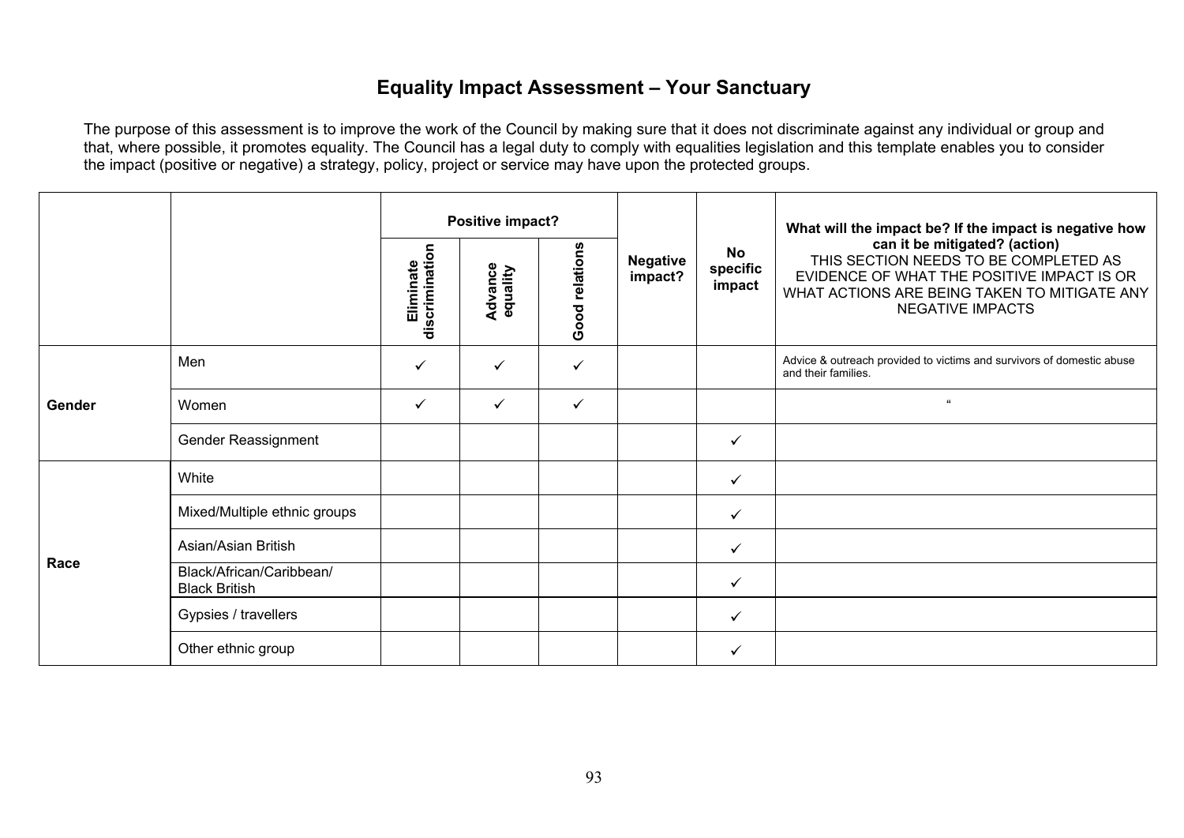# Equality Impact Assessment – Your Sanctuary

The purpose of this assessment is to improve the work of the Council by making sure that it does not discriminate against any individual or group and that, where possible, it promotes equality. The Council has a legal duty to comply with equalities legislation and this template enables you to consider the impact (positive or negative) a strategy, policy, project or service may have upon the protected groups.

| | | **Positive impact?** | | | **Negative impact?** | **No specific impact** | **What will the impact be? If the impact is negative how can it be mitigated? (action)** THIS SECTION NEEDS TO BE COMPLETED AS EVIDENCE OF WHAT THE POSITIVE IMPACT IS OR WHAT ACTIONS ARE BEING TAKEN TO MITIGATE ANY NEGATIVE IMPACTS |
|---|---|---|---|---|---|---|---|
| | | **Eliminate discrimination** | **Advance equality** | **Good relations** | | | |
| **Gender** | Men | ✓ | ✓ | ✓ | | | Advice & outreach provided to victims and survivors of domestic abuse and their families. |
| | Women | ✓ | ✓ | ✓ | | | " |
| | Gender Reassignment | | | | | ✓ | |
| **Race** | White | | | | | ✓ | |
| | Mixed/Multiple ethnic groups | | | | | ✓ | |
| | Asian/Asian British | | | | | ✓ | |
| | Black/African/Caribbean/ Black British | | | | | ✓ | |
| | Gypsies / travellers | | | | | ✓ | |
| | Other ethnic group | | | | | ✓ | |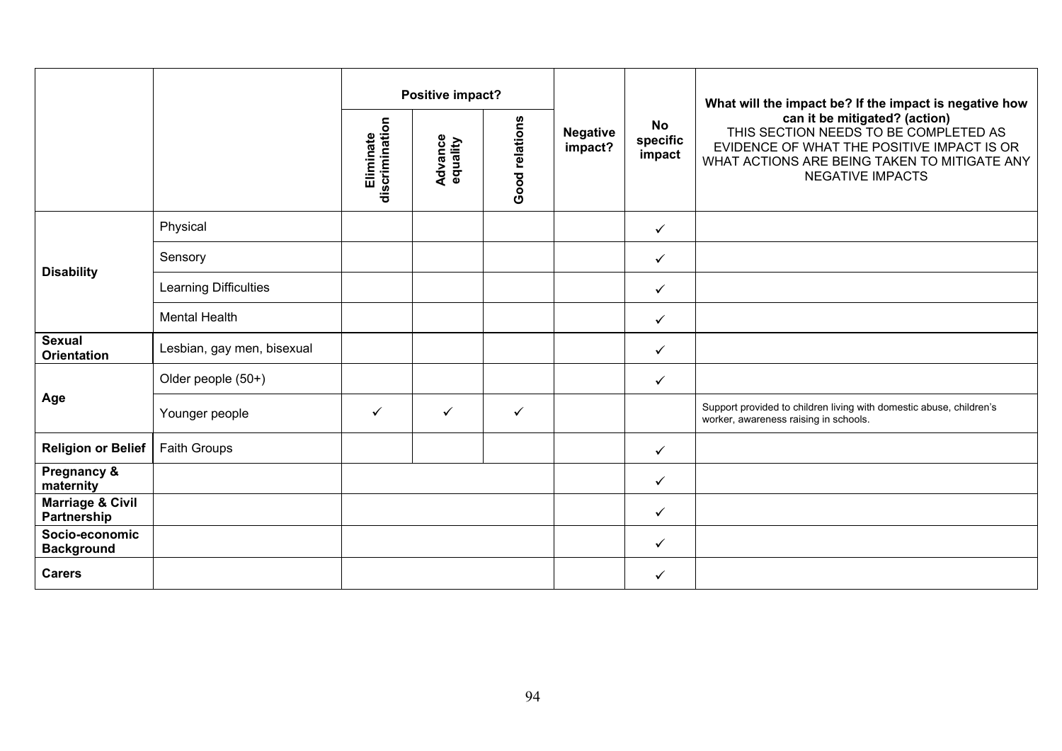| | | Positive impact? | | | Negative impact? | No specific impact | What will the impact be? If the impact is negative how can it be mitigated? (action) THIS SECTION NEEDS TO BE COMPLETED AS EVIDENCE OF WHAT THE POSITIVE IMPACT IS OR WHAT ACTIONS ARE BEING TAKEN TO MITIGATE ANY NEGATIVE IMPACTS |
|---|---|---|---|---|---|---|---|
| | | Eliminate discrimination | Advance equality | Good relations | | | |
| **Disability** | Physical | | | | | ✓ | |
| | Sensory | | | | | ✓ | |
| | Learning Difficulties | | | | | ✓ | |
| | Mental Health | | | | | ✓ | |
| **Sexual Orientation** | Lesbian, gay men, bisexual | | | | | ✓ | |
| **Age** | Older people (50+) | | | | | ✓ | |
| | Younger people | ✓ | ✓ | ✓ | | | Support provided to children living with domestic abuse, children's worker, awareness raising in schools. |
| **Religion or Belief** | Faith Groups | | | | | ✓ | |
| **Pregnancy & maternity** | | | | | | ✓ | |
| **Marriage & Civil Partnership** | | | | | | ✓ | |
| **Socio-economic Background** | | | | | | ✓ | |
| **Carers** | | | | | | ✓ | |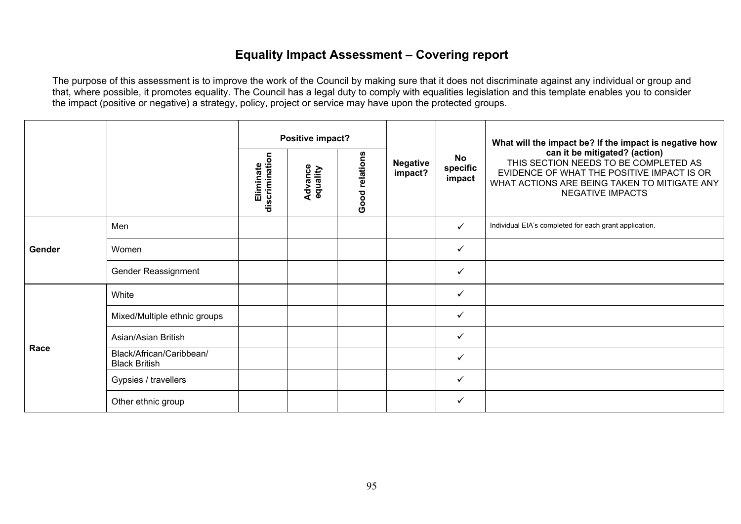# Equality Impact Assessment – Covering report

The purpose of this assessment is to improve the work of the Council by making sure that it does not discriminate against any individual or group and that, where possible, it promotes equality. The Council has a legal duty to comply with equalities legislation and this template enables you to consider the impact (positive or negative) a strategy, policy, project or service may have upon the protected groups.

| | | Positive impact? | | | Negative impact? | No specific impact | What will the impact be? If the impact is negative how can it be mitigated? (action) THIS SECTION NEEDS TO BE COMPLETED AS EVIDENCE OF WHAT THE POSITIVE IMPACT IS OR WHAT ACTIONS ARE BEING TAKEN TO MITIGATE ANY NEGATIVE IMPACTS |
|---|---|---|---|---|---|---|---|
| | | Eliminate discrimination | Advance equality | Good relations | | | |
| **Gender** | Men | | | | | ✓ | Individual EIA's completed for each grant application. |
| | Women | | | | | ✓ | |
| | Gender Reassignment | | | | | ✓ | |
| **Race** | White | | | | | ✓ | |
| | Mixed/Multiple ethnic groups | | | | | ✓ | |
| | Asian/Asian British | | | | | ✓ | |
| | Black/African/Caribbean/ Black British | | | | | ✓ | |
| | Gypsies / travellers | | | | | ✓ | |
| | Other ethnic group | | | | | ✓ | |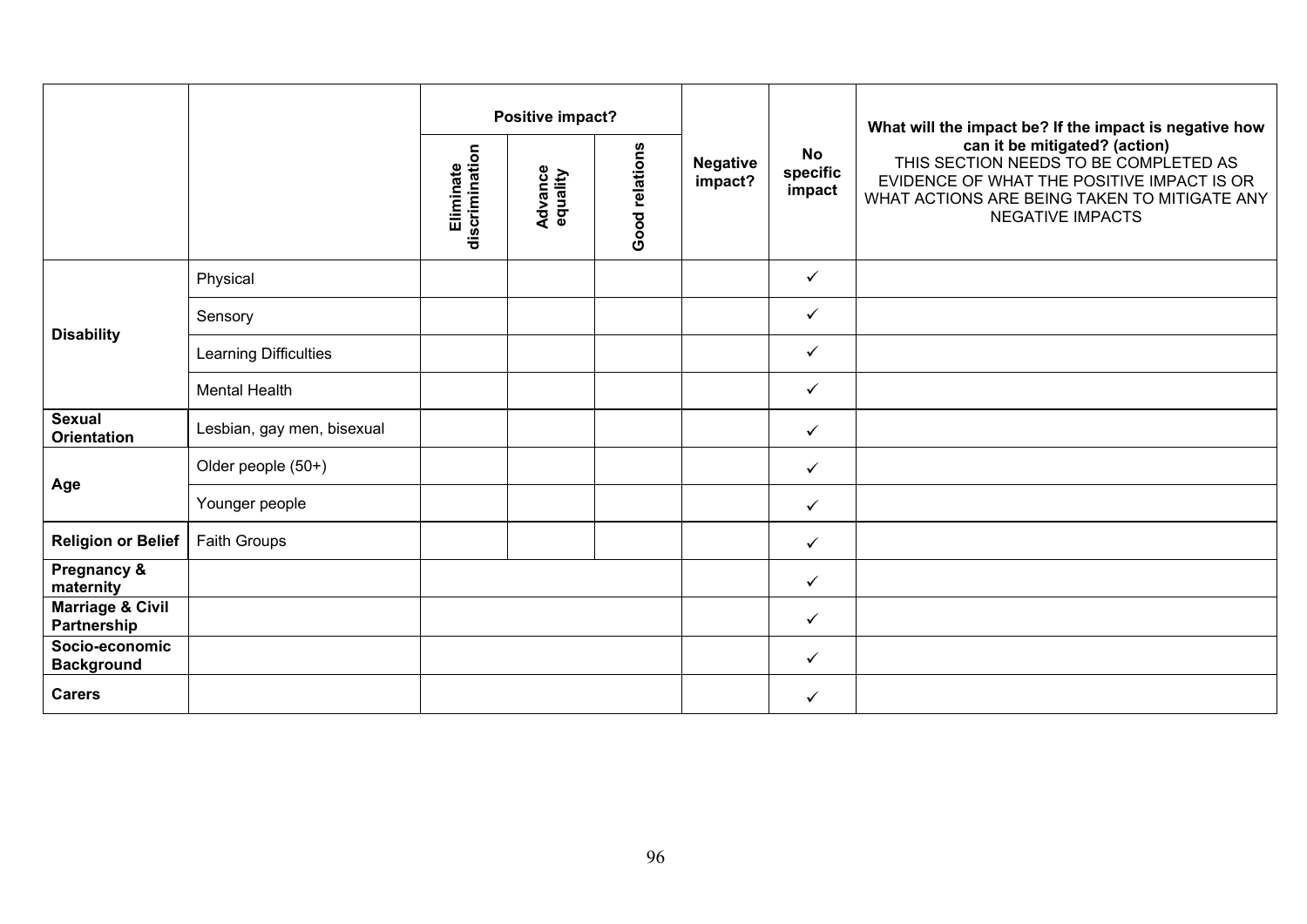| | | Positive impact? | | | Negative impact? | No specific impact | What will the impact be? If the impact is negative how can it be mitigated? (action) THIS SECTION NEEDS TO BE COMPLETED AS EVIDENCE OF WHAT THE POSITIVE IMPACT IS OR WHAT ACTIONS ARE BEING TAKEN TO MITIGATE ANY NEGATIVE IMPACTS |
|---|---|---|---|---|---|---|---|
| | | Eliminate discrimination | Advance equality | Good relations | | | |
| **Disability** | Physical | | | | | ✓ | |
| | Sensory | | | | | ✓ | |
| | Learning Difficulties | | | | | ✓ | |
| | Mental Health | | | | | ✓ | |
| **Sexual Orientation** | Lesbian, gay men, bisexual | | | | | ✓ | |
| **Age** | Older people (50+) | | | | | ✓ | |
| | Younger people | | | | | ✓ | |
| **Religion or Belief** | Faith Groups | | | | | ✓ | |
| **Pregnancy & maternity** | | | | | | ✓ | |
| **Marriage & Civil Partnership** | | | | | | ✓ | |
| **Socio-economic Background** | | | | | | ✓ | |
| **Carers** | | | | | | ✓ | |